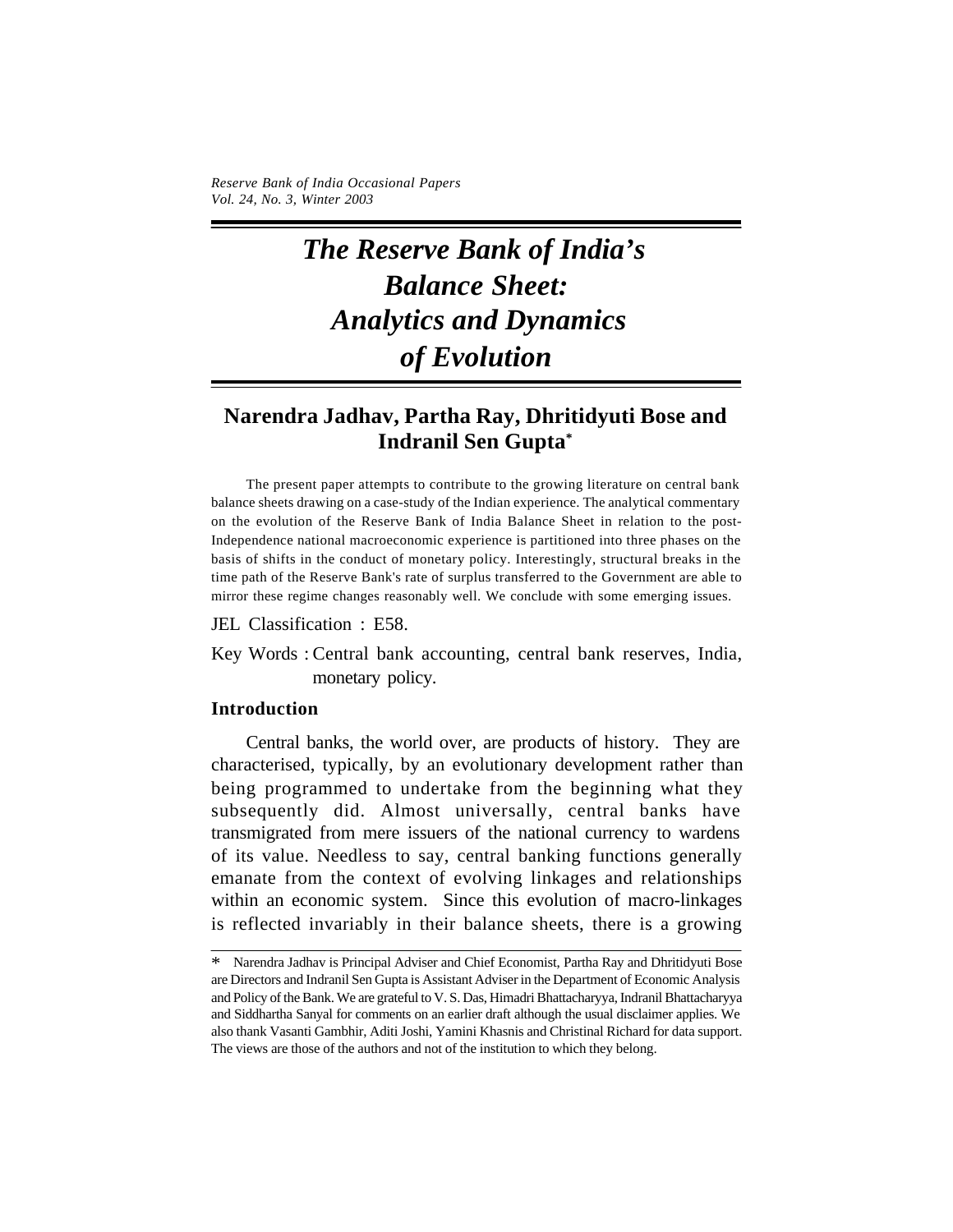*Reserve Bank of India Occasional Papers*
*Vol. 24, No. 3, Winter 2003*

# The Reserve Bank of India's Balance Sheet: Analytics and Dynamics of Evolution

**Narendra Jadhav, Partha Ray, Dhritidyuti Bose and Indranil Sen Gupta***

The present paper attempts to contribute to the growing literature on central bank balance sheets drawing on a case-study of the Indian experience. The analytical commentary on the evolution of the Reserve Bank of India Balance Sheet in relation to the post-Independence national macroeconomic experience is partitioned into three phases on the basis of shifts in the conduct of monetary policy. Interestingly, structural breaks in the time path of the Reserve Bank's rate of surplus transferred to the Government are able to mirror these regime changes reasonably well. We conclude with some emerging issues.

JEL Classification : E58.

Key Words : Central bank accounting, central bank reserves, India, monetary policy.

## Introduction

Central banks, the world over, are products of history. They are characterised, typically, by an evolutionary development rather than being programmed to undertake from the beginning what they subsequently did. Almost universally, central banks have transmigrated from mere issuers of the national currency to wardens of its value. Needless to say, central banking functions generally emanate from the context of evolving linkages and relationships within an economic system. Since this evolution of macro-linkages is reflected invariably in their balance sheets, there is a growing

---

* Narendra Jadhav is Principal Adviser and Chief Economist, Partha Ray and Dhritidyuti Bose are Directors and Indranil Sen Gupta is Assistant Adviser in the Department of Economic Analysis and Policy of the Bank. We are grateful to V. S. Das, Himadri Bhattacharyya, Indranil Bhattacharyya and Siddhartha Sanyal for comments on an earlier draft although the usual disclaimer applies. We also thank Vasanti Gambhir, Aditi Joshi, Yamini Khasnis and Christinal Richard for data support. The views are those of the authors and not of the institution to which they belong.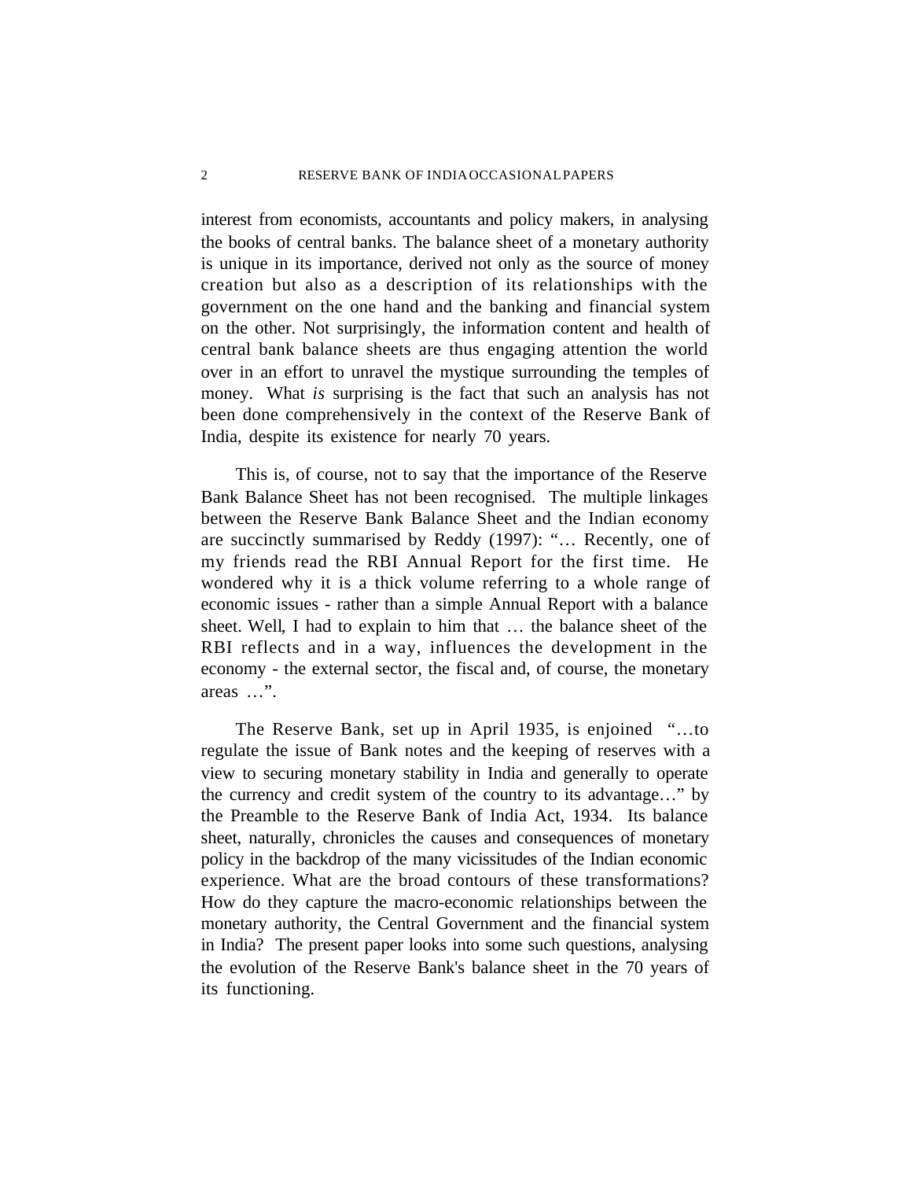interest from economists, accountants and policy makers, in analysing the books of central banks. The balance sheet of a monetary authority is unique in its importance, derived not only as the source of money creation but also as a description of its relationships with the government on the one hand and the banking and financial system on the other. Not surprisingly, the information content and health of central bank balance sheets are thus engaging attention the world over in an effort to unravel the mystique surrounding the temples of money. What *is* surprising is the fact that such an analysis has not been done comprehensively in the context of the Reserve Bank of India, despite its existence for nearly 70 years.

This is, of course, not to say that the importance of the Reserve Bank Balance Sheet has not been recognised. The multiple linkages between the Reserve Bank Balance Sheet and the Indian economy are succinctly summarised by Reddy (1997): "… Recently, one of my friends read the RBI Annual Report for the first time. He wondered why it is a thick volume referring to a whole range of economic issues - rather than a simple Annual Report with a balance sheet. Well, I had to explain to him that … the balance sheet of the RBI reflects and in a way, influences the development in the economy - the external sector, the fiscal and, of course, the monetary areas …".

The Reserve Bank, set up in April 1935, is enjoined "…to regulate the issue of Bank notes and the keeping of reserves with a view to securing monetary stability in India and generally to operate the currency and credit system of the country to its advantage…" by the Preamble to the Reserve Bank of India Act, 1934. Its balance sheet, naturally, chronicles the causes and consequences of monetary policy in the backdrop of the many vicissitudes of the Indian economic experience. What are the broad contours of these transformations? How do they capture the macro-economic relationships between the monetary authority, the Central Government and the financial system in India? The present paper looks into some such questions, analysing the evolution of the Reserve Bank's balance sheet in the 70 years of its functioning.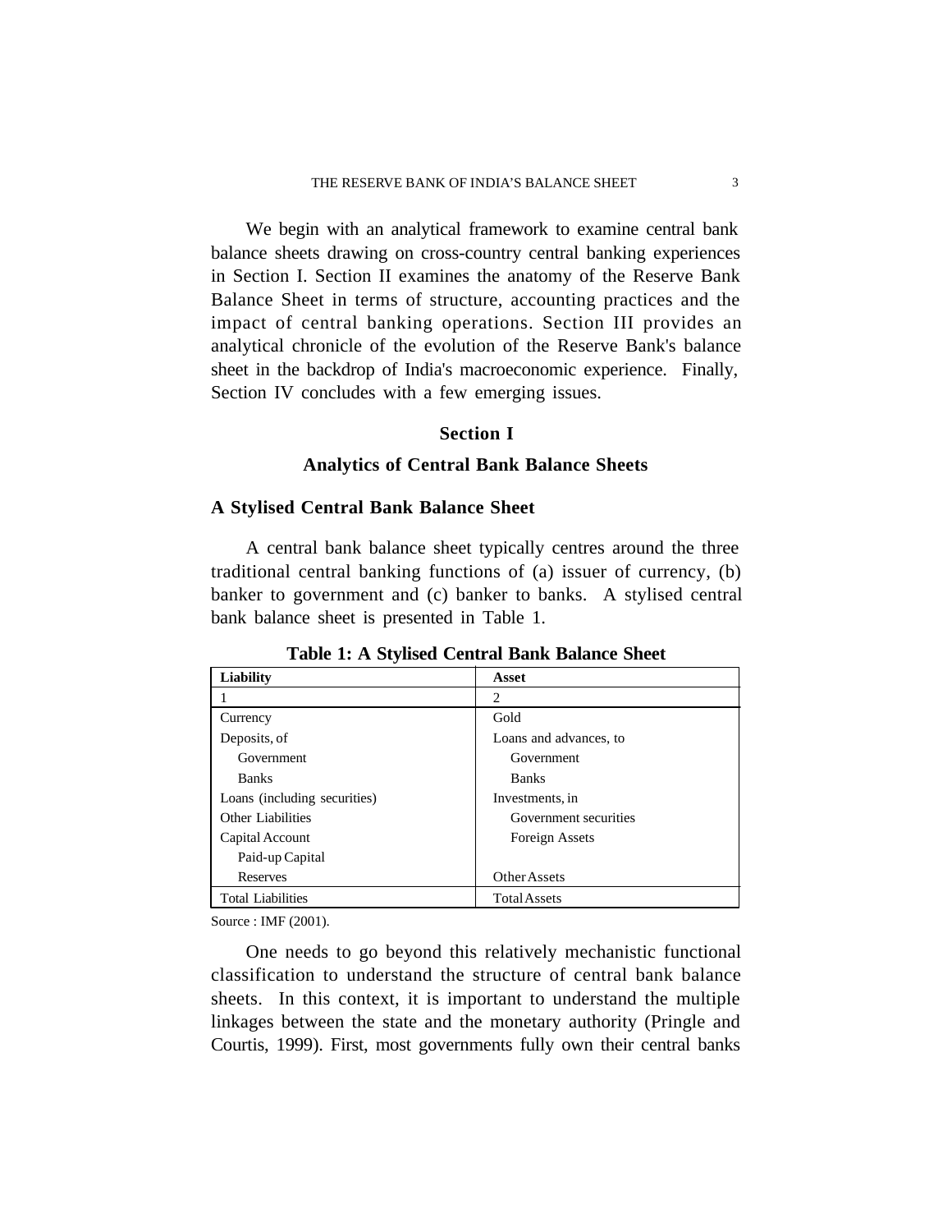We begin with an analytical framework to examine central bank balance sheets drawing on cross-country central banking experiences in Section I. Section II examines the anatomy of the Reserve Bank Balance Sheet in terms of structure, accounting practices and the impact of central banking operations. Section III provides an analytical chronicle of the evolution of the Reserve Bank's balance sheet in the backdrop of India's macroeconomic experience. Finally, Section IV concludes with a few emerging issues.

## Section I

## Analytics of Central Bank Balance Sheets

### A Stylised Central Bank Balance Sheet

A central bank balance sheet typically centres around the three traditional central banking functions of (a) issuer of currency, (b) banker to government and (c) banker to banks. A stylised central bank balance sheet is presented in Table 1.

**Table 1: A Stylised Central Bank Balance Sheet**

| Liability | Asset |
|---|---|
| 1 | 2 |
| Currency | Gold |
| Deposits, of | Loans and advances, to |
| Government | Government |
| Banks | Banks |
| Loans (including securities) | Investments, in |
| Other Liabilities | Government securities |
| Capital Account | Foreign Assets |
| Paid-up Capital | |
| Reserves | Other Assets |
| Total Liabilities | Total Assets |

Source : IMF (2001).

One needs to go beyond this relatively mechanistic functional classification to understand the structure of central bank balance sheets. In this context, it is important to understand the multiple linkages between the state and the monetary authority (Pringle and Courtis, 1999). First, most governments fully own their central banks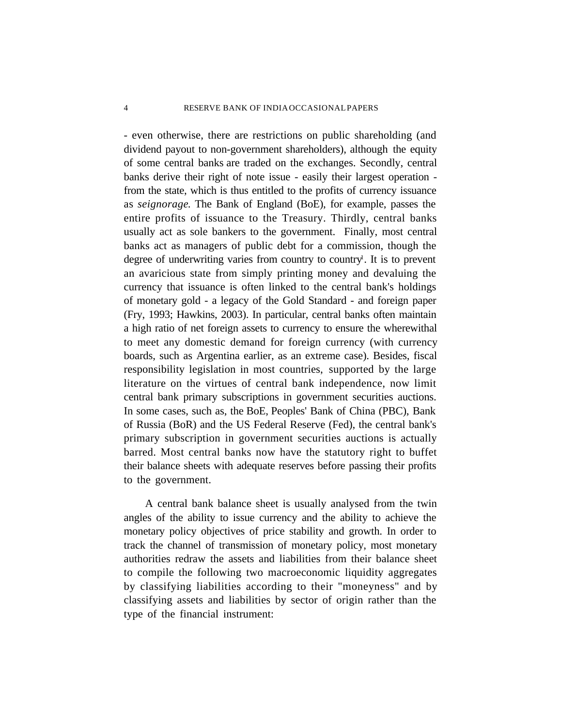- even otherwise, there are restrictions on public shareholding (and dividend payout to non-government shareholders), although the equity of some central banks are traded on the exchanges. Secondly, central banks derive their right of note issue - easily their largest operation - from the state, which is thus entitled to the profits of currency issuance as *seignorage.* The Bank of England (BoE), for example, passes the entire profits of issuance to the Treasury. Thirdly, central banks usually act as sole bankers to the government. Finally, most central banks act as managers of public debt for a commission, though the degree of underwriting varies from country to country[1]. It is to prevent an avaricious state from simply printing money and devaluing the currency that issuance is often linked to the central bank's holdings of monetary gold - a legacy of the Gold Standard - and foreign paper (Fry, 1993; Hawkins, 2003). In particular, central banks often maintain a high ratio of net foreign assets to currency to ensure the wherewithal to meet any domestic demand for foreign currency (with currency boards, such as Argentina earlier, as an extreme case). Besides, fiscal responsibility legislation in most countries, supported by the large literature on the virtues of central bank independence, now limit central bank primary subscriptions in government securities auctions. In some cases, such as, the BoE, Peoples' Bank of China (PBC), Bank of Russia (BoR) and the US Federal Reserve (Fed), the central bank's primary subscription in government securities auctions is actually barred. Most central banks now have the statutory right to buffet their balance sheets with adequate reserves before passing their profits to the government.

A central bank balance sheet is usually analysed from the twin angles of the ability to issue currency and the ability to achieve the monetary policy objectives of price stability and growth. In order to track the channel of transmission of monetary policy, most monetary authorities redraw the assets and liabilities from their balance sheet to compile the following two macroeconomic liquidity aggregates by classifying liabilities according to their "moneyness" and by classifying assets and liabilities by sector of origin rather than the type of the financial instrument: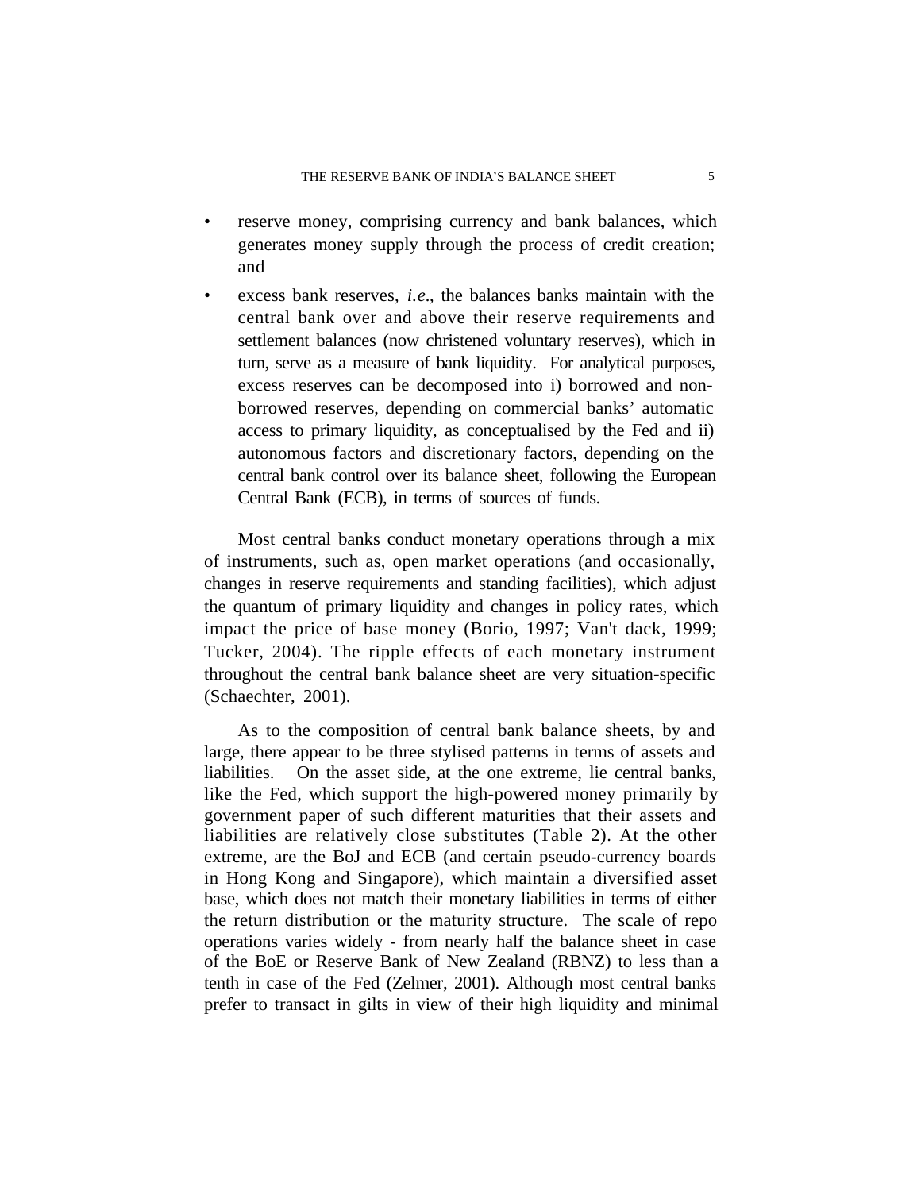- reserve money, comprising currency and bank balances, which generates money supply through the process of credit creation; and
- excess bank reserves, *i.e*., the balances banks maintain with the central bank over and above their reserve requirements and settlement balances (now christened voluntary reserves), which in turn, serve as a measure of bank liquidity. For analytical purposes, excess reserves can be decomposed into i) borrowed and non-borrowed reserves, depending on commercial banks' automatic access to primary liquidity, as conceptualised by the Fed and ii) autonomous factors and discretionary factors, depending on the central bank control over its balance sheet, following the European Central Bank (ECB), in terms of sources of funds.

Most central banks conduct monetary operations through a mix of instruments, such as, open market operations (and occasionally, changes in reserve requirements and standing facilities), which adjust the quantum of primary liquidity and changes in policy rates, which impact the price of base money (Borio, 1997; Van't dack, 1999; Tucker, 2004). The ripple effects of each monetary instrument throughout the central bank balance sheet are very situation-specific (Schaechter, 2001).

As to the composition of central bank balance sheets, by and large, there appear to be three stylised patterns in terms of assets and liabilities. On the asset side, at the one extreme, lie central banks, like the Fed, which support the high-powered money primarily by government paper of such different maturities that their assets and liabilities are relatively close substitutes (Table 2). At the other extreme, are the BoJ and ECB (and certain pseudo-currency boards in Hong Kong and Singapore), which maintain a diversified asset base, which does not match their monetary liabilities in terms of either the return distribution or the maturity structure. The scale of repo operations varies widely - from nearly half the balance sheet in case of the BoE or Reserve Bank of New Zealand (RBNZ) to less than a tenth in case of the Fed (Zelmer, 2001). Although most central banks prefer to transact in gilts in view of their high liquidity and minimal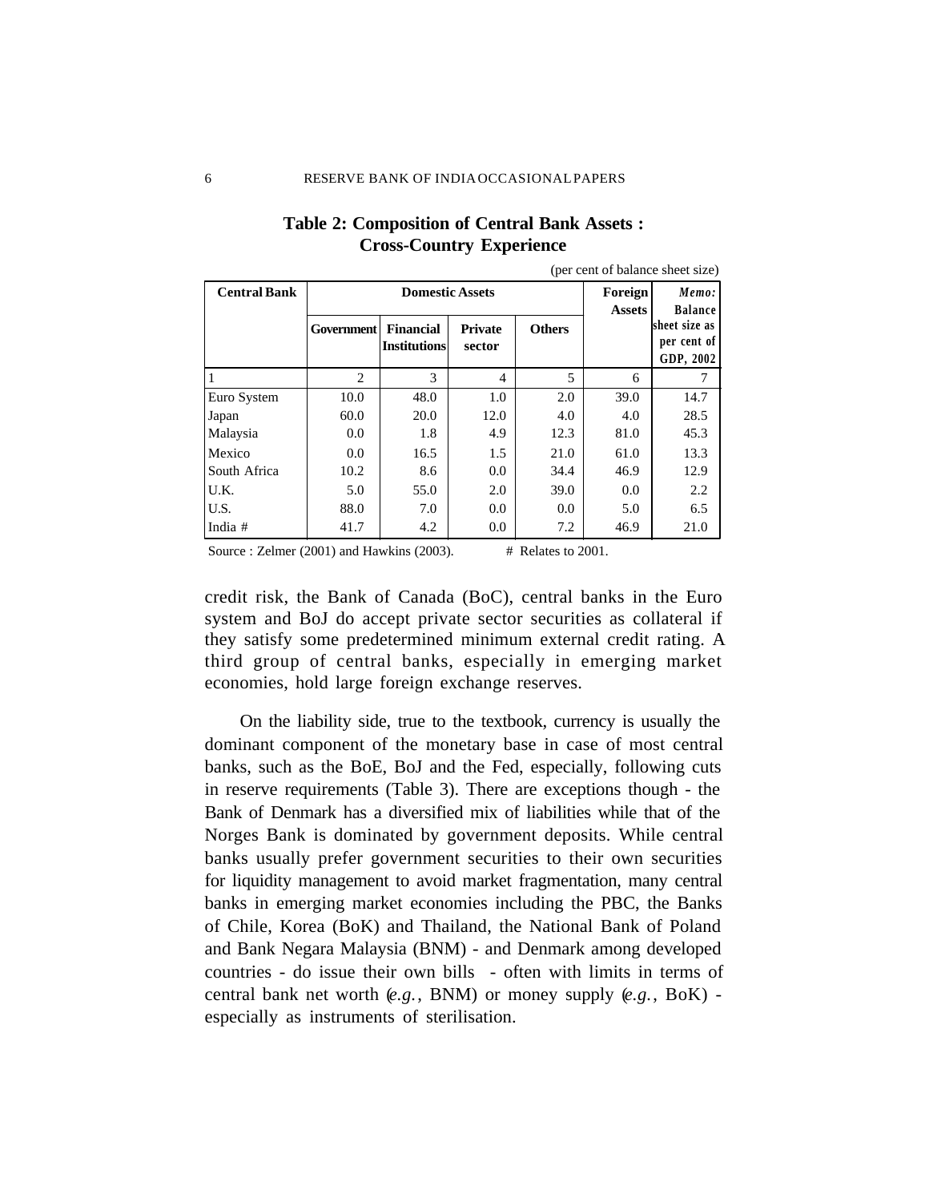**Table 2: Composition of Central Bank Assets : Cross-Country Experience**

(per cent of balance sheet size)

| Central Bank | Domestic Assets | | | | Foreign Assets | *Memo:* Balance sheet size as per cent of GDP, 2002 |
|---|---|---|---|---|---|---|
| | Government | Financial Institutions | Private sector | Others | | |
| 1 | 2 | 3 | 4 | 5 | 6 | 7 |
| Euro System | 10.0 | 48.0 | 1.0 | 2.0 | 39.0 | 14.7 |
| Japan | 60.0 | 20.0 | 12.0 | 4.0 | 4.0 | 28.5 |
| Malaysia | 0.0 | 1.8 | 4.9 | 12.3 | 81.0 | 45.3 |
| Mexico | 0.0 | 16.5 | 1.5 | 21.0 | 61.0 | 13.3 |
| South Africa | 10.2 | 8.6 | 0.0 | 34.4 | 46.9 | 12.9 |
| U.K. | 5.0 | 55.0 | 2.0 | 39.0 | 0.0 | 2.2 |
| U.S. | 88.0 | 7.0 | 0.0 | 0.0 | 5.0 | 6.5 |
| India # | 41.7 | 4.2 | 0.0 | 7.2 | 46.9 | 21.0 |

Source : Zelmer (2001) and Hawkins (2003). # Relates to 2001.

credit risk, the Bank of Canada (BoC), central banks in the Euro system and BoJ do accept private sector securities as collateral if they satisfy some predetermined minimum external credit rating. A third group of central banks, especially in emerging market economies, hold large foreign exchange reserves.

On the liability side, true to the textbook, currency is usually the dominant component of the monetary base in case of most central banks, such as the BoE, BoJ and the Fed, especially, following cuts in reserve requirements (Table 3). There are exceptions though - the Bank of Denmark has a diversified mix of liabilities while that of the Norges Bank is dominated by government deposits. While central banks usually prefer government securities to their own securities for liquidity management to avoid market fragmentation, many central banks in emerging market economies including the PBC, the Banks of Chile, Korea (BoK) and Thailand, the National Bank of Poland and Bank Negara Malaysia (BNM) - and Denmark among developed countries - do issue their own bills - often with limits in terms of central bank net worth (*e.g.*, BNM) or money supply (*e.g.*, BoK) - especially as instruments of sterilisation.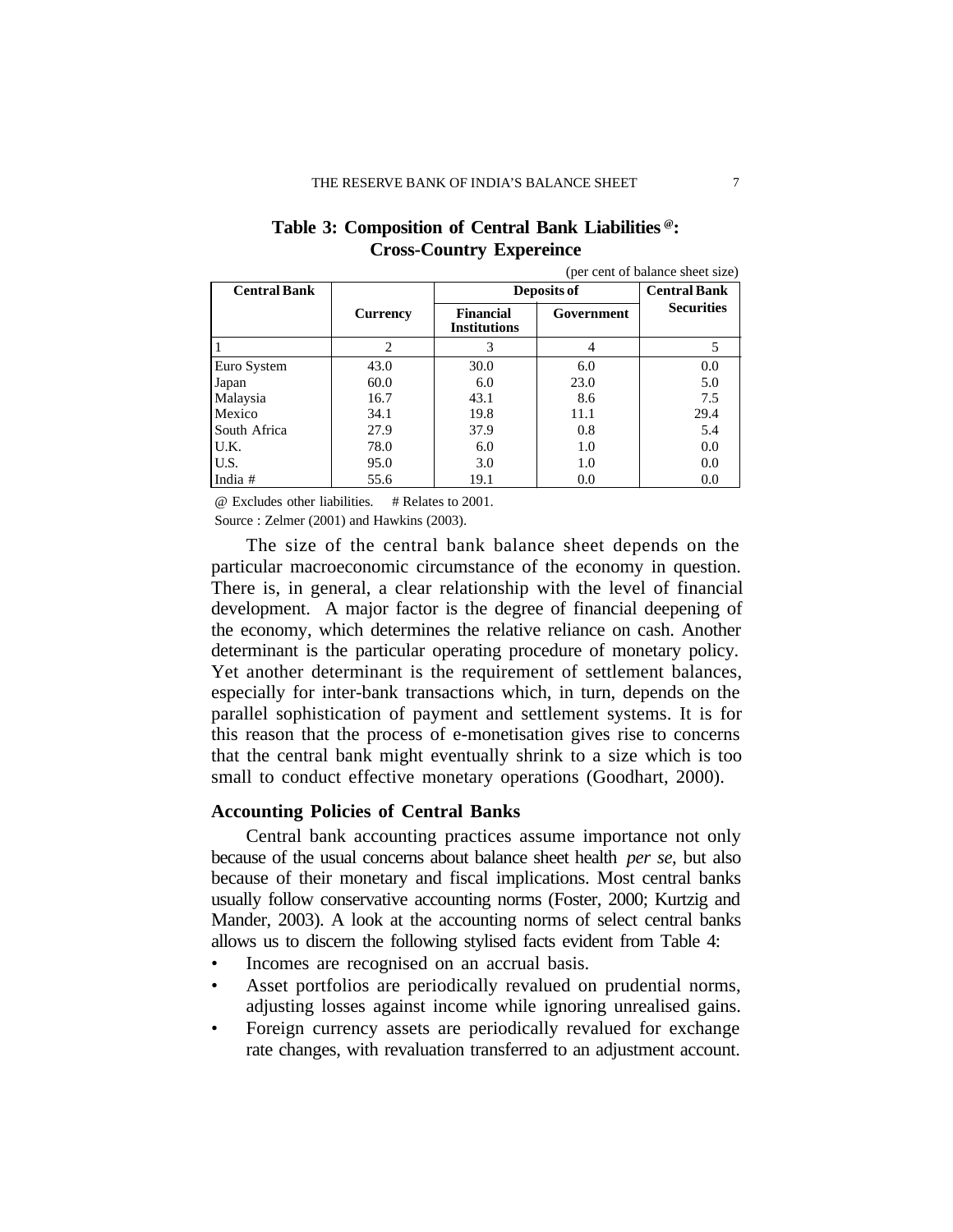**Table 3: Composition of Central Bank Liabilities @: Cross-Country Expereince**

(per cent of balance sheet size)

| Central Bank | Currency | Deposits of | | Central Bank Securities |
|---|---|---|---|---|
| | | Financial Institutions | Government | |
| 1 | 2 | 3 | 4 | 5 |
| Euro System | 43.0 | 30.0 | 6.0 | 0.0 |
| Japan | 60.0 | 6.0 | 23.0 | 5.0 |
| Malaysia | 16.7 | 43.1 | 8.6 | 7.5 |
| Mexico | 34.1 | 19.8 | 11.1 | 29.4 |
| South Africa | 27.9 | 37.9 | 0.8 | 5.4 |
| U.K. | 78.0 | 6.0 | 1.0 | 0.0 |
| U.S. | 95.0 | 3.0 | 1.0 | 0.0 |
| India # | 55.6 | 19.1 | 0.0 | 0.0 |

@ Excludes other liabilities. # Relates to 2001.

Source : Zelmer (2001) and Hawkins (2003).

The size of the central bank balance sheet depends on the particular macroeconomic circumstance of the economy in question. There is, in general, a clear relationship with the level of financial development. A major factor is the degree of financial deepening of the economy, which determines the relative reliance on cash. Another determinant is the particular operating procedure of monetary policy. Yet another determinant is the requirement of settlement balances, especially for inter-bank transactions which, in turn, depends on the parallel sophistication of payment and settlement systems. It is for this reason that the process of e-monetisation gives rise to concerns that the central bank might eventually shrink to a size which is too small to conduct effective monetary operations (Goodhart, 2000).

### Accounting Policies of Central Banks

Central bank accounting practices assume importance not only because of the usual concerns about balance sheet health *per se*, but also because of their monetary and fiscal implications. Most central banks usually follow conservative accounting norms (Foster, 2000; Kurtzig and Mander, 2003). A look at the accounting norms of select central banks allows us to discern the following stylised facts evident from Table 4:

- Incomes are recognised on an accrual basis.
- Asset portfolios are periodically revalued on prudential norms, adjusting losses against income while ignoring unrealised gains.
- Foreign currency assets are periodically revalued for exchange rate changes, with revaluation transferred to an adjustment account.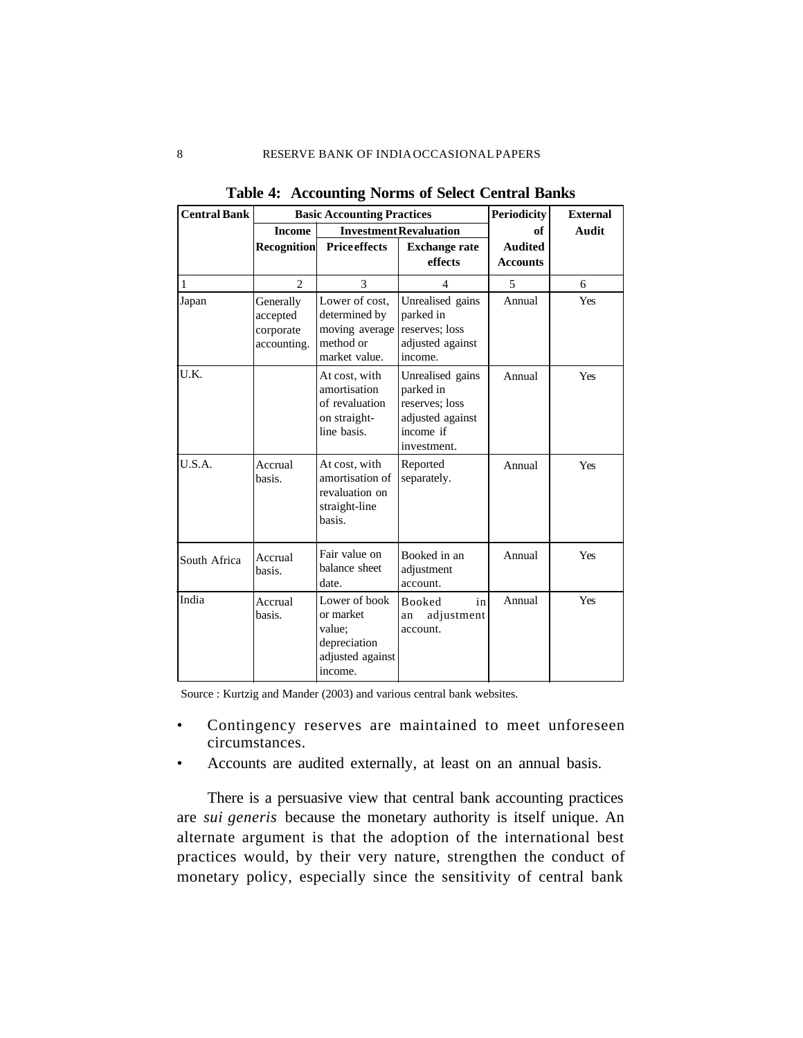**Table 4: Accounting Norms of Select Central Banks**

| Central Bank | Basic Accounting Practices | | | Periodicity of Audited Accounts | External Audit |
|---|---|---|---|---|---|
| | Income Recognition | Investment Revaluation | | | |
| | | Price effects | Exchange rate effects | | |
| 1 | 2 | 3 | 4 | 5 | 6 |
| Japan | Generally accepted corporate accounting. | Lower of cost, determined by moving average method or market value. | Unrealised gains parked in reserves; loss adjusted against income. | Annual | Yes |
| U.K. | | At cost, with amortisation of revaluation on straight-line basis. | Unrealised gains parked in reserves; loss adjusted against income if investment. | Annual | Yes |
| U.S.A. | Accrual basis. | At cost, with amortisation of revaluation on straight-line basis. | Reported separately. | Annual | Yes |
| South Africa | Accrual basis. | Fair value on balance sheet date. | Booked in an adjustment account. | Annual | Yes |
| India | Accrual basis. | Lower of book or market value; depreciation adjusted against income. | Booked in an adjustment account. | Annual | Yes |

Source : Kurtzig and Mander (2003) and various central bank websites.

- Contingency reserves are maintained to meet unforeseen circumstances.
- Accounts are audited externally, at least on an annual basis.

There is a persuasive view that central bank accounting practices are *sui generis* because the monetary authority is itself unique. An alternate argument is that the adoption of the international best practices would, by their very nature, strengthen the conduct of monetary policy, especially since the sensitivity of central bank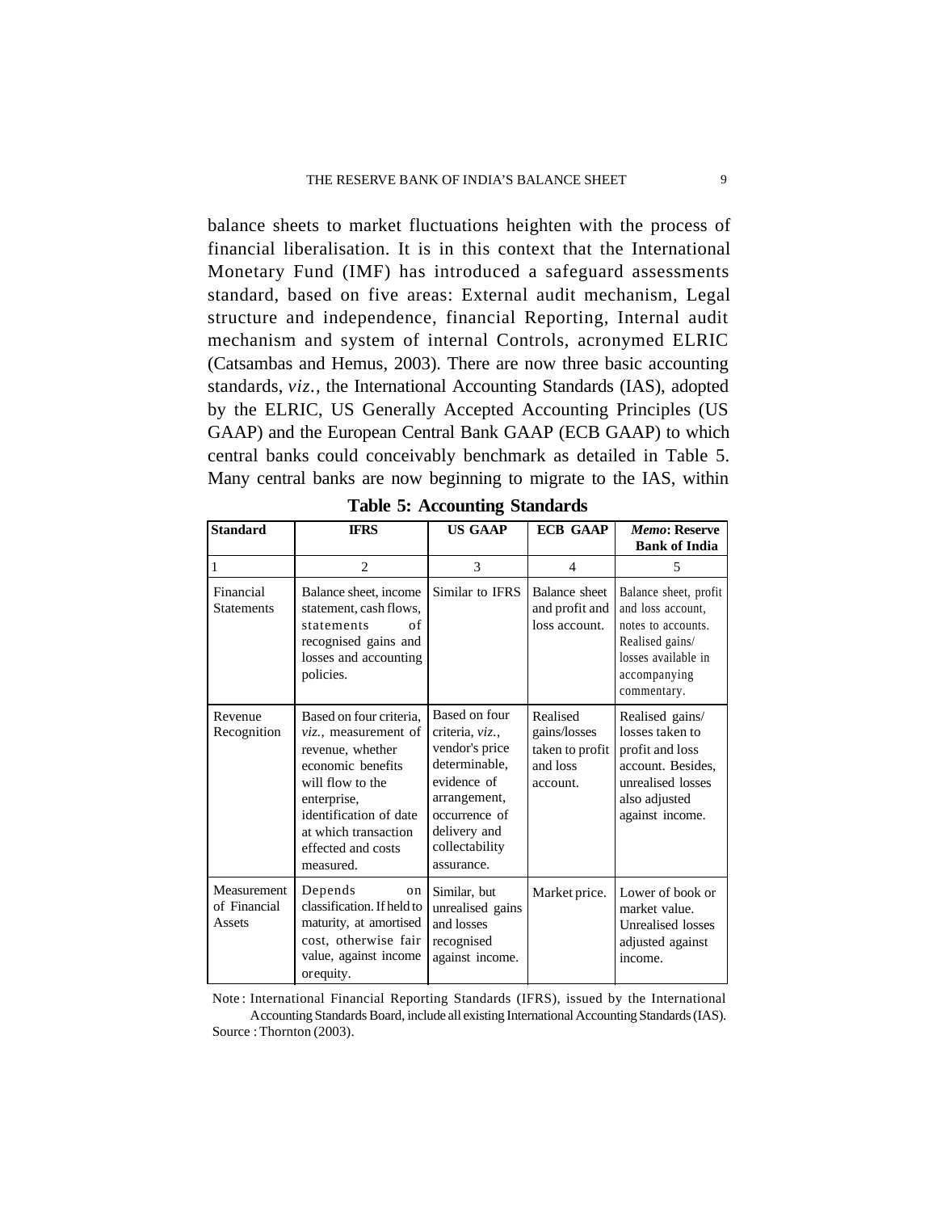balance sheets to market fluctuations heighten with the process of financial liberalisation. It is in this context that the International Monetary Fund (IMF) has introduced a safeguard assessments standard, based on five areas: External audit mechanism, Legal structure and independence, financial Reporting, Internal audit mechanism and system of internal Controls, acronymed ELRIC (Catsambas and Hemus, 2003). There are now three basic accounting standards, *viz.*, the International Accounting Standards (IAS), adopted by the ELRIC, US Generally Accepted Accounting Principles (US GAAP) and the European Central Bank GAAP (ECB GAAP) to which central banks could conceivably benchmark as detailed in Table 5. Many central banks are now beginning to migrate to the IAS, within

**Table 5: Accounting Standards**

| Standard | IFRS | US GAAP | ECB GAAP | *Memo*: Reserve Bank of India |
|---|---|---|---|---|
| 1 | 2 | 3 | 4 | 5 |
| Financial Statements | Balance sheet, income statement, cash flows, statements of recognised gains and losses and accounting policies. | Similar to IFRS | Balance sheet and profit and loss account. | Balance sheet, profit and loss account, notes to accounts. Realised gains/ losses available in accompanying commentary. |
| Revenue Recognition | Based on four criteria, *viz.*, measurement of revenue, whether economic benefits will flow to the enterprise, identification of date at which transaction effected and costs measured. | Based on four criteria, *viz.*, vendor's price determinable, evidence of arrangement, occurrence of delivery and collectability assurance. | Realised gains/losses taken to profit and loss account. | Realised gains/ losses taken to profit and loss account. Besides, unrealised losses also adjusted against income. |
| Measurement of Financial Assets | Depends on classification. If held to maturity, at amortised cost, otherwise fair value, against income or equity. | Similar, but unrealised gains and losses recognised against income. | Market price. | Lower of book or market value. Unrealised losses adjusted against income. |

Note : International Financial Reporting Standards (IFRS), issued by the International Accounting Standards Board, include all existing International Accounting Standards (IAS).

Source : Thornton (2003).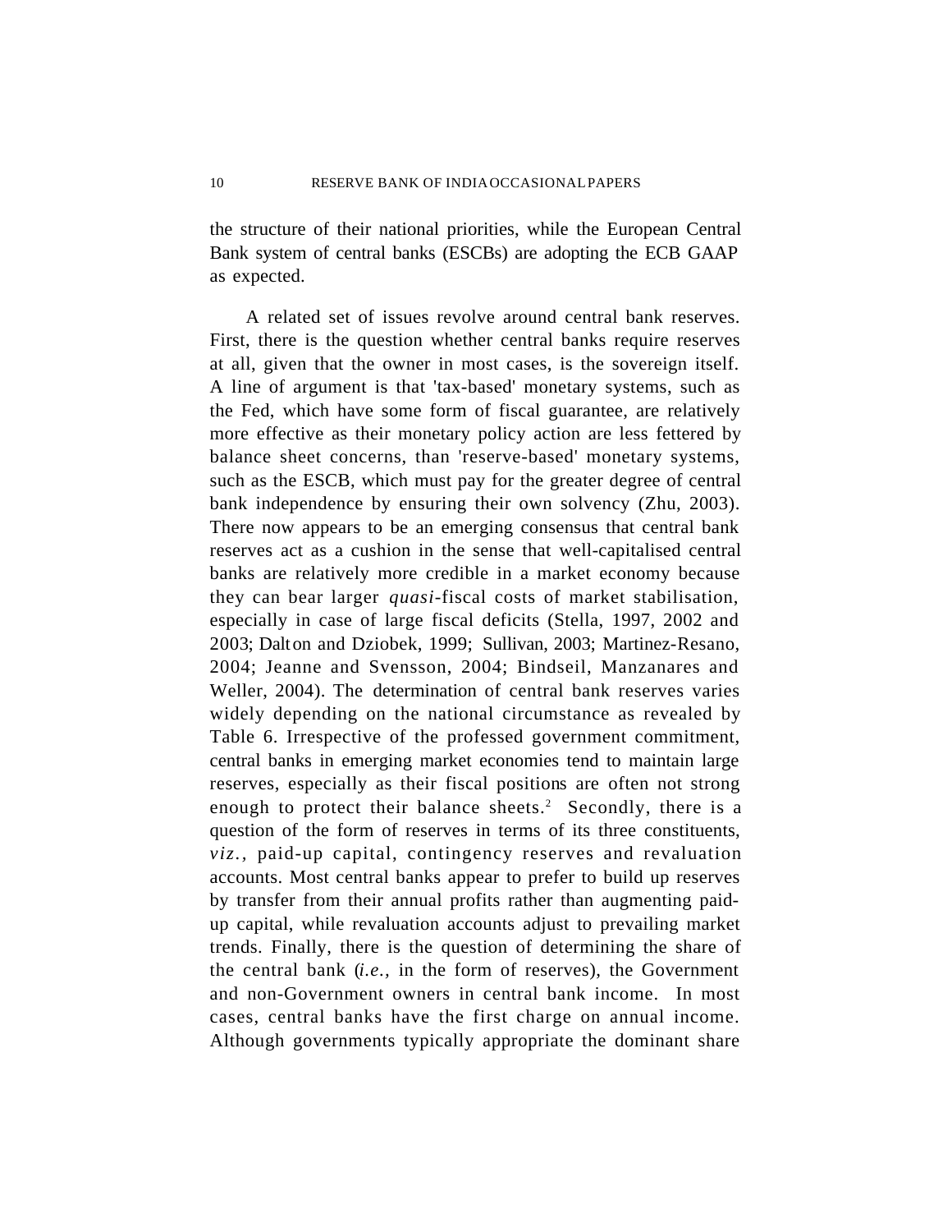the structure of their national priorities, while the European Central Bank system of central banks (ESCBs) are adopting the ECB GAAP as expected.

A related set of issues revolve around central bank reserves. First, there is the question whether central banks require reserves at all, given that the owner in most cases, is the sovereign itself. A line of argument is that 'tax-based' monetary systems, such as the Fed, which have some form of fiscal guarantee, are relatively more effective as their monetary policy action are less fettered by balance sheet concerns, than 'reserve-based' monetary systems, such as the ESCB, which must pay for the greater degree of central bank independence by ensuring their own solvency (Zhu, 2003). There now appears to be an emerging consensus that central bank reserves act as a cushion in the sense that well-capitalised central banks are relatively more credible in a market economy because they can bear larger *quasi*-fiscal costs of market stabilisation, especially in case of large fiscal deficits (Stella, 1997, 2002 and 2003; Dalton and Dziobek, 1999; Sullivan, 2003; Martinez-Resano, 2004; Jeanne and Svensson, 2004; Bindseil, Manzanares and Weller, 2004). The determination of central bank reserves varies widely depending on the national circumstance as revealed by Table 6. Irrespective of the professed government commitment, central banks in emerging market economies tend to maintain large reserves, especially as their fiscal positions are often not strong enough to protect their balance sheets.[2] Secondly, there is a question of the form of reserves in terms of its three constituents, *viz.*, paid-up capital, contingency reserves and revaluation accounts. Most central banks appear to prefer to build up reserves by transfer from their annual profits rather than augmenting paid-up capital, while revaluation accounts adjust to prevailing market trends. Finally, there is the question of determining the share of the central bank (*i.e.*, in the form of reserves), the Government and non-Government owners in central bank income. In most cases, central banks have the first charge on annual income. Although governments typically appropriate the dominant share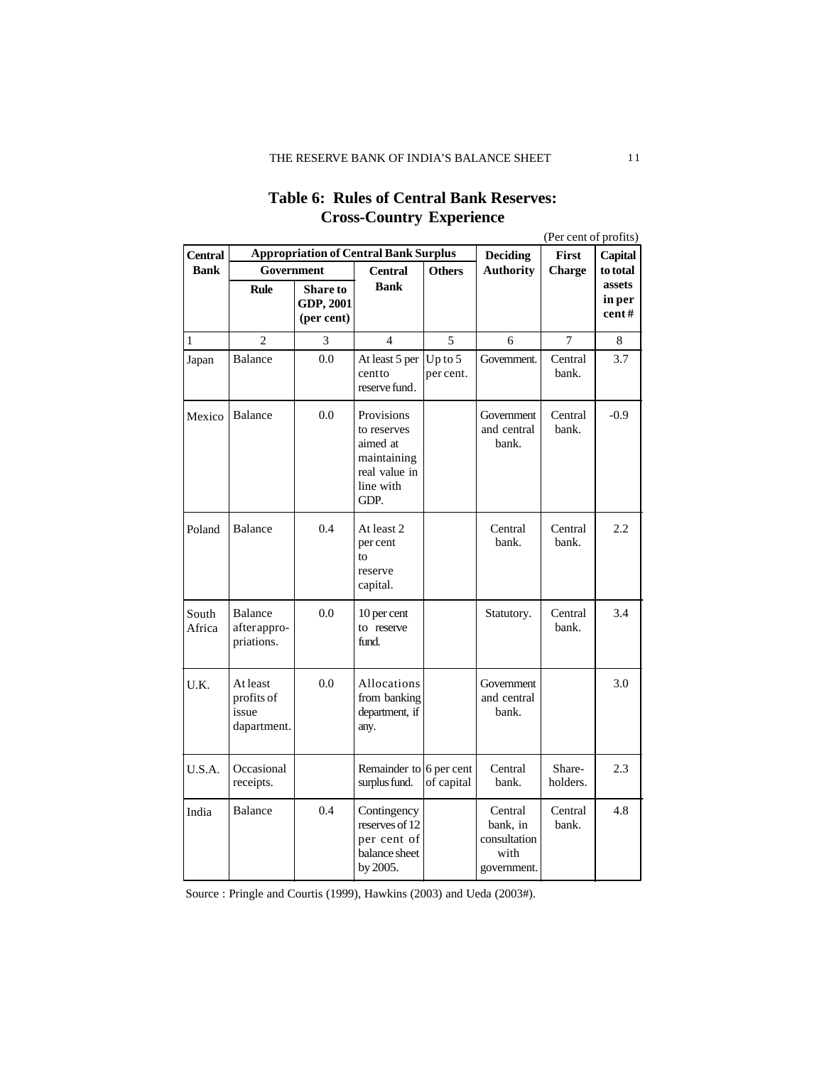## Table 6: Rules of Central Bank Reserves: Cross-Country Experience

(Per cent of profits)

| Central Bank | Appropriation of Central Bank Surplus | | | | Deciding Authority | First Charge | Capital to total assets in per cent # |
|---|---|---|---|---|---|---|---|
| | Government | | Central Bank | Others | | | |
| | Rule | Share to GDP, 2001 (per cent) | | | | | |
| 1 | 2 | 3 | 4 | 5 | 6 | 7 | 8 |
| Japan | Balance | 0.0 | At least 5 per cent to reserve fund. | Up to 5 per cent. | Government. | Central bank. | 3.7 |
| Mexico | Balance | 0.0 | Provisions to reserves aimed at maintaining real value in line with GDP. | | Government and central bank. | Central bank. | -0.9 |
| Poland | Balance | 0.4 | At least 2 per cent to reserve capital. | | Central bank. | Central bank. | 2.2 |
| South Africa | Balance after appro-priations. | 0.0 | 10 per cent to reserve fund. | | Statutory. | Central bank. | 3.4 |
| U.K. | At least profits of issue department. | 0.0 | Allocations from banking department, if any. | | Government and central bank. | | 3.0 |
| U.S.A. | Occasional receipts. | | Remainder to surplus fund. | 6 per cent of capital | Central bank. | Share-holders. | 2.3 |
| India | Balance | 0.4 | Contingency reserves of 12 per cent of balance sheet by 2005. | | Central bank, in consultation with government. | Central bank. | 4.8 |

Source : Pringle and Courtis (1999), Hawkins (2003) and Ueda (2003#).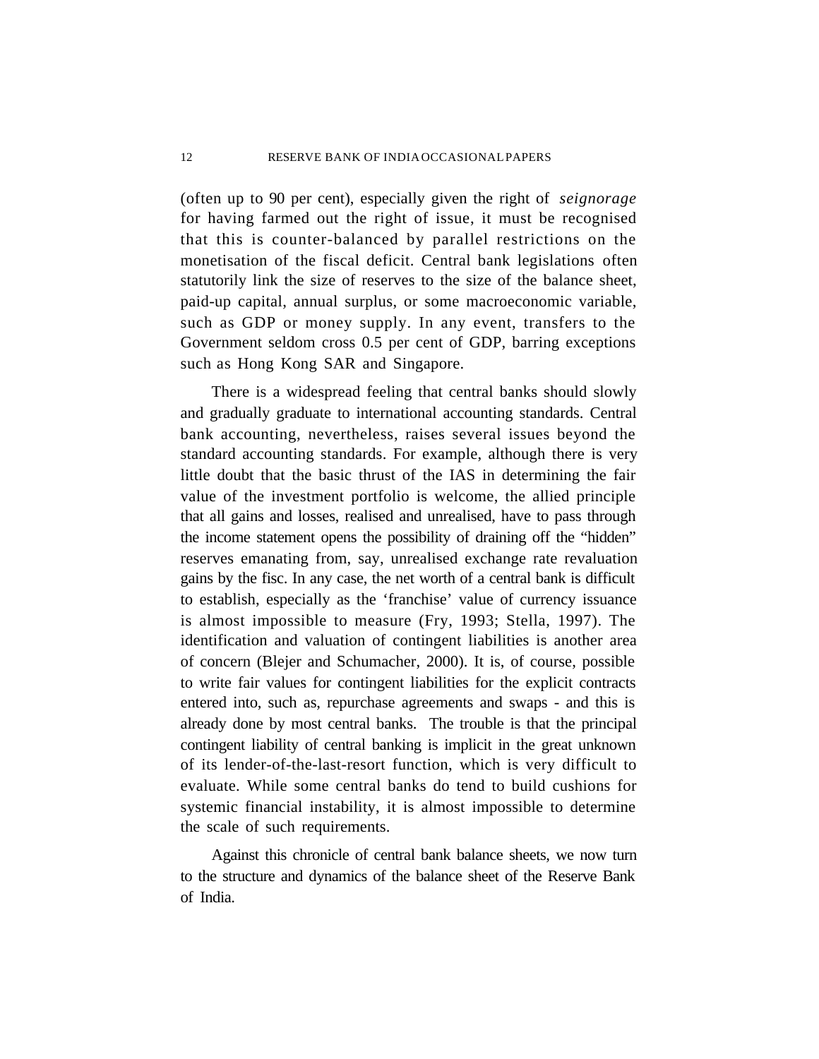(often up to 90 per cent), especially given the right of *seignorage* for having farmed out the right of issue, it must be recognised that this is counter-balanced by parallel restrictions on the monetisation of the fiscal deficit. Central bank legislations often statutorily link the size of reserves to the size of the balance sheet, paid-up capital, annual surplus, or some macroeconomic variable, such as GDP or money supply. In any event, transfers to the Government seldom cross 0.5 per cent of GDP, barring exceptions such as Hong Kong SAR and Singapore.

There is a widespread feeling that central banks should slowly and gradually graduate to international accounting standards. Central bank accounting, nevertheless, raises several issues beyond the standard accounting standards. For example, although there is very little doubt that the basic thrust of the IAS in determining the fair value of the investment portfolio is welcome, the allied principle that all gains and losses, realised and unrealised, have to pass through the income statement opens the possibility of draining off the "hidden" reserves emanating from, say, unrealised exchange rate revaluation gains by the fisc. In any case, the net worth of a central bank is difficult to establish, especially as the 'franchise' value of currency issuance is almost impossible to measure (Fry, 1993; Stella, 1997). The identification and valuation of contingent liabilities is another area of concern (Blejer and Schumacher, 2000). It is, of course, possible to write fair values for contingent liabilities for the explicit contracts entered into, such as, repurchase agreements and swaps - and this is already done by most central banks. The trouble is that the principal contingent liability of central banking is implicit in the great unknown of its lender-of-the-last-resort function, which is very difficult to evaluate. While some central banks do tend to build cushions for systemic financial instability, it is almost impossible to determine the scale of such requirements.

Against this chronicle of central bank balance sheets, we now turn to the structure and dynamics of the balance sheet of the Reserve Bank of India.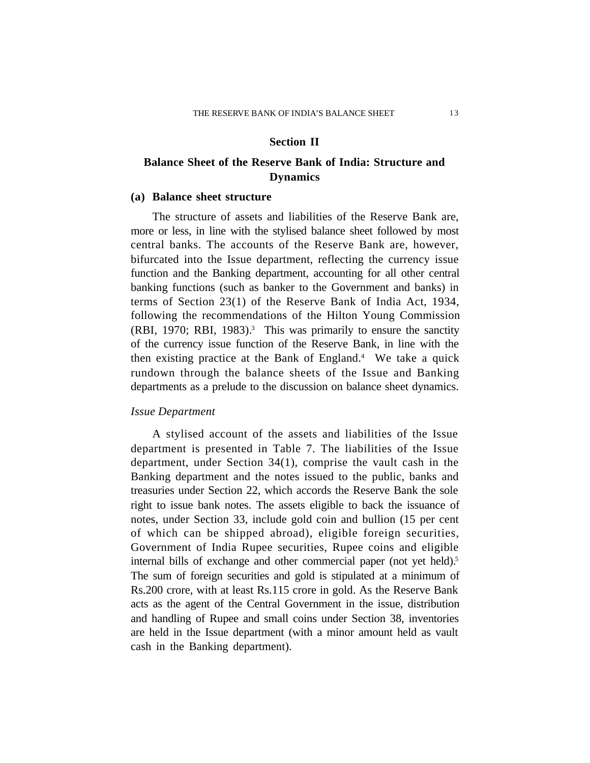## Section II

## Balance Sheet of the Reserve Bank of India: Structure and Dynamics

### (a) Balance sheet structure

The structure of assets and liabilities of the Reserve Bank are, more or less, in line with the stylised balance sheet followed by most central banks. The accounts of the Reserve Bank are, however, bifurcated into the Issue department, reflecting the currency issue function and the Banking department, accounting for all other central banking functions (such as banker to the Government and banks) in terms of Section 23(1) of the Reserve Bank of India Act, 1934, following the recommendations of the Hilton Young Commission (RBI, 1970; RBI, 1983).[3] This was primarily to ensure the sanctity of the currency issue function of the Reserve Bank, in line with the then existing practice at the Bank of England.[4] We take a quick rundown through the balance sheets of the Issue and Banking departments as a prelude to the discussion on balance sheet dynamics.

*Issue Department*

A stylised account of the assets and liabilities of the Issue department is presented in Table 7. The liabilities of the Issue department, under Section 34(1), comprise the vault cash in the Banking department and the notes issued to the public, banks and treasuries under Section 22, which accords the Reserve Bank the sole right to issue bank notes. The assets eligible to back the issuance of notes, under Section 33, include gold coin and bullion (15 per cent of which can be shipped abroad), eligible foreign securities, Government of India Rupee securities, Rupee coins and eligible internal bills of exchange and other commercial paper (not yet held).[5] The sum of foreign securities and gold is stipulated at a minimum of Rs.200 crore, with at least Rs.115 crore in gold. As the Reserve Bank acts as the agent of the Central Government in the issue, distribution and handling of Rupee and small coins under Section 38, inventories are held in the Issue department (with a minor amount held as vault cash in the Banking department).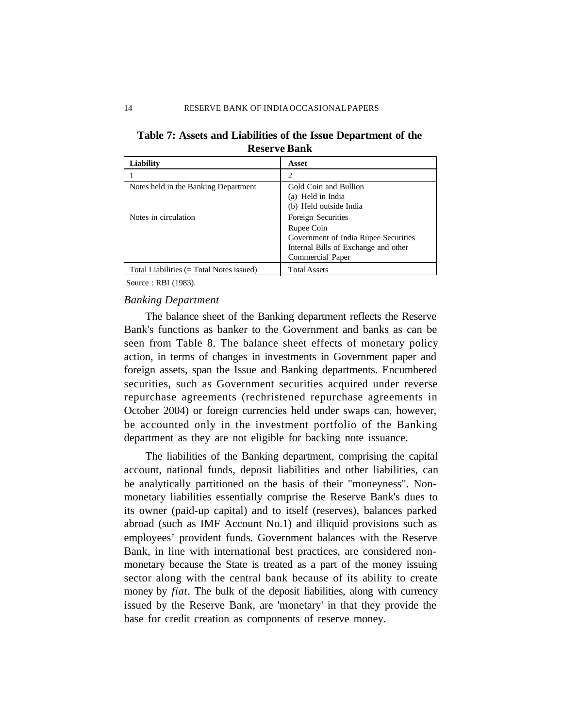**Table 7: Assets and Liabilities of the Issue Department of the Reserve Bank**

| Liability | Asset |
|---|---|
| 1 | 2 |
| Notes held in the Banking Department | Gold Coin and Bullion<br>(a) Held in India<br>(b) Held outside India |
| Notes in circulation | Foreign Securities<br>Rupee Coin<br>Government of India Rupee Securities<br>Internal Bills of Exchange and other Commercial Paper |
| Total Liabilities (= Total Notes issued) | Total Assets |

Source : RBI (1983).

*Banking Department*

The balance sheet of the Banking department reflects the Reserve Bank's functions as banker to the Government and banks as can be seen from Table 8. The balance sheet effects of monetary policy action, in terms of changes in investments in Government paper and foreign assets, span the Issue and Banking departments. Encumbered securities, such as Government securities acquired under reverse repurchase agreements (rechristened repurchase agreements in October 2004) or foreign currencies held under swaps can, however, be accounted only in the investment portfolio of the Banking department as they are not eligible for backing note issuance.

The liabilities of the Banking department, comprising the capital account, national funds, deposit liabilities and other liabilities, can be analytically partitioned on the basis of their "moneyness". Non-monetary liabilities essentially comprise the Reserve Bank's dues to its owner (paid-up capital) and to itself (reserves), balances parked abroad (such as IMF Account No.1) and illiquid provisions such as employees' provident funds. Government balances with the Reserve Bank, in line with international best practices, are considered non-monetary because the State is treated as a part of the money issuing sector along with the central bank because of its ability to create money by *fiat*. The bulk of the deposit liabilities, along with currency issued by the Reserve Bank, are 'monetary' in that they provide the base for credit creation as components of reserve money.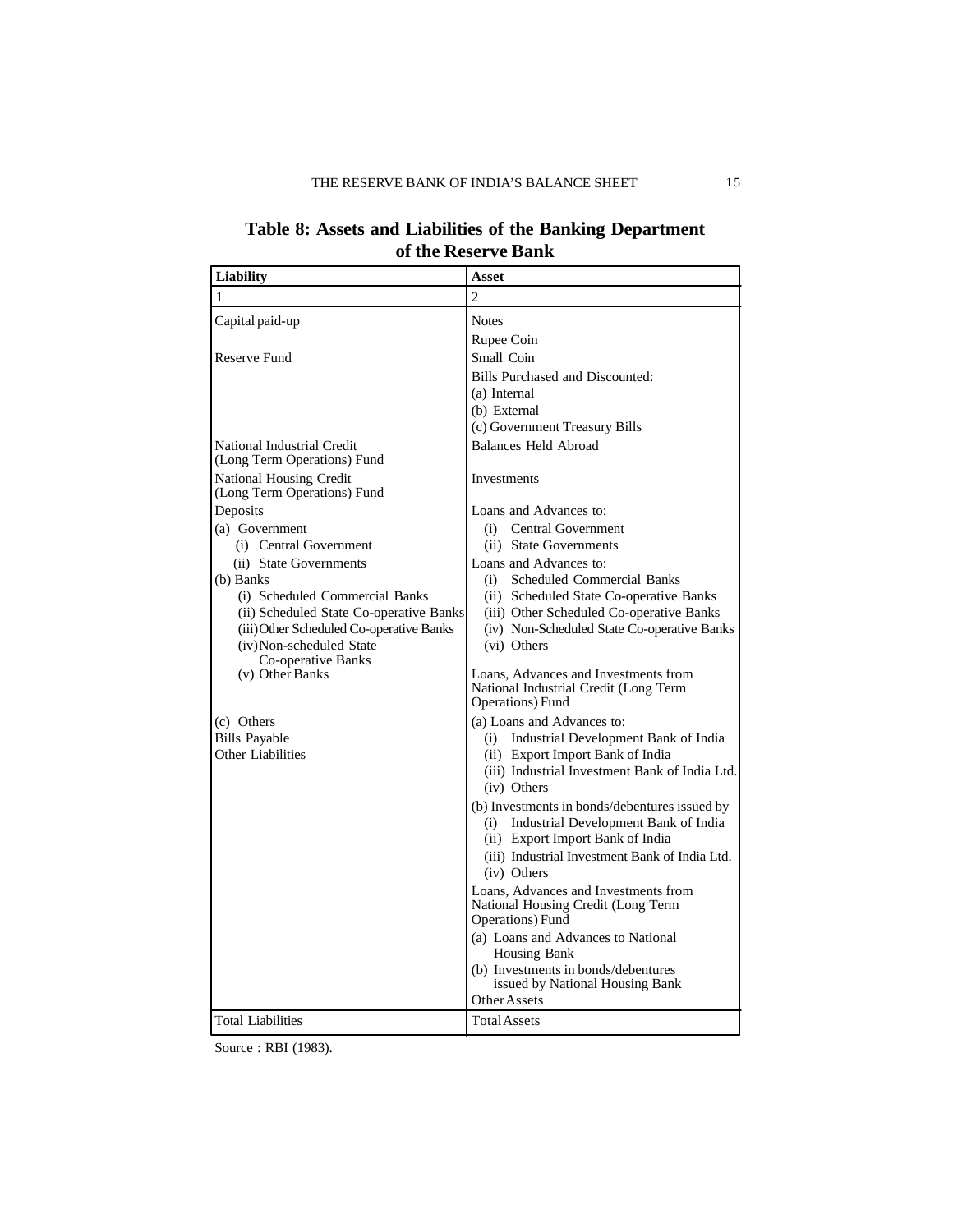**Table 8: Assets and Liabilities of the Banking Department of the Reserve Bank**

| Liability | Asset |
|---|---|
| 1 | 2 |
| Capital paid-up | Notes |
| | Rupee Coin |
| Reserve Fund | Small Coin |
| | Bills Purchased and Discounted: |
| | (a) Internal |
| | (b) External |
| | (c) Government Treasury Bills |
| National Industrial Credit (Long Term Operations) Fund | Balances Held Abroad |
| National Housing Credit (Long Term Operations) Fund | Investments |
| Deposits | Loans and Advances to: |
| (a) Government | (i) Central Government |
| (i) Central Government | (ii) State Governments |
| (ii) State Governments | Loans and Advances to: |
| (b) Banks | (i) Scheduled Commercial Banks |
| (i) Scheduled Commercial Banks | (ii) Scheduled State Co-operative Banks |
| (ii) Scheduled State Co-operative Banks | (iii) Other Scheduled Co-operative Banks |
| (iii) Other Scheduled Co-operative Banks | (iv) Non-Scheduled State Co-operative Banks |
| (iv) Non-scheduled State Co-operative Banks | (vi) Others |
| (v) Other Banks | Loans, Advances and Investments from National Industrial Credit (Long Term Operations) Fund |
| (c) Others | (a) Loans and Advances to: |
| Bills Payable | (i) Industrial Development Bank of India |
| Other Liabilities | (ii) Export Import Bank of India |
| | (iii) Industrial Investment Bank of India Ltd. |
| | (iv) Others |
| | (b) Investments in bonds/debentures issued by |
| | (i) Industrial Development Bank of India |
| | (ii) Export Import Bank of India |
| | (iii) Industrial Investment Bank of India Ltd. |
| | (iv) Others |
| | Loans, Advances and Investments from National Housing Credit (Long Term Operations) Fund |
| | (a) Loans and Advances to National Housing Bank |
| | (b) Investments in bonds/debentures issued by National Housing Bank |
| | Other Assets |
| Total Liabilities | Total Assets |

Source : RBI (1983).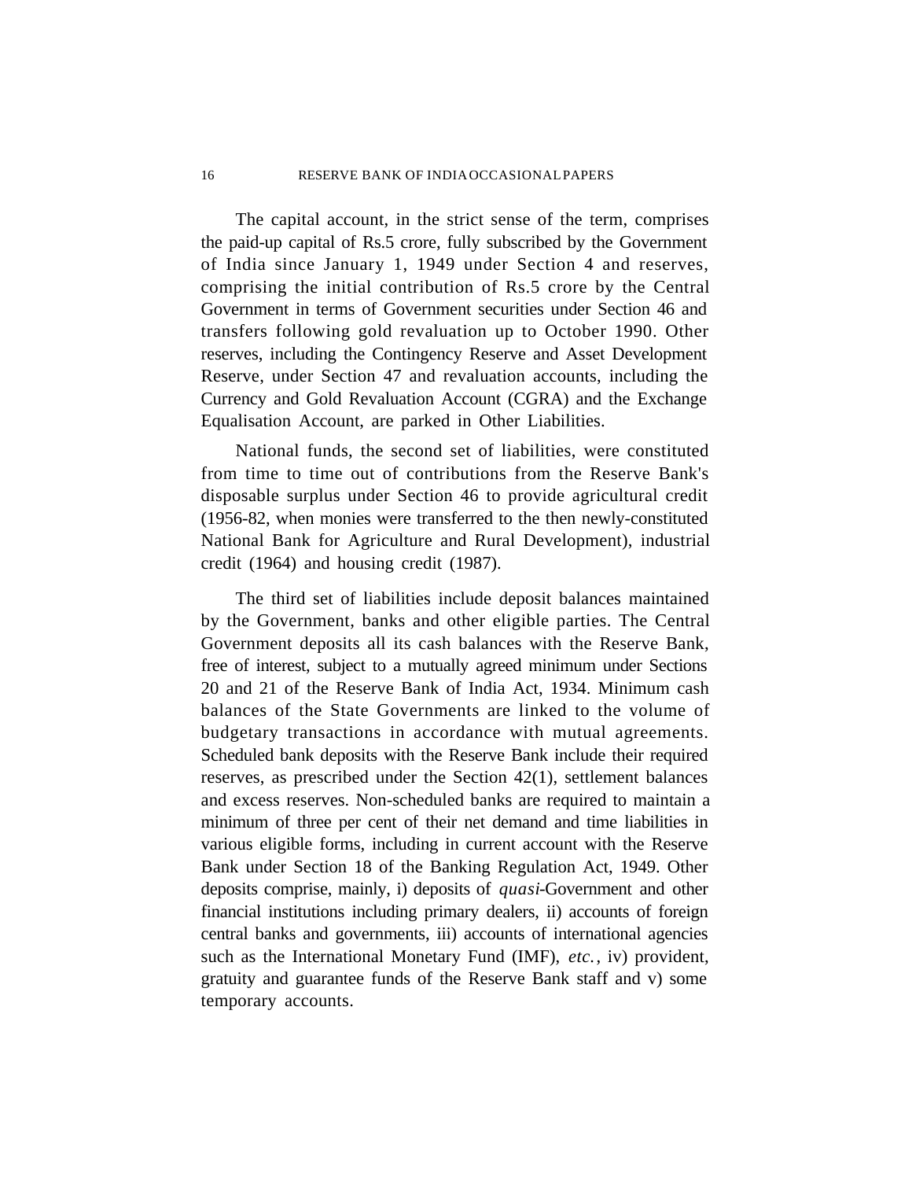The capital account, in the strict sense of the term, comprises the paid-up capital of Rs.5 crore, fully subscribed by the Government of India since January 1, 1949 under Section 4 and reserves, comprising the initial contribution of Rs.5 crore by the Central Government in terms of Government securities under Section 46 and transfers following gold revaluation up to October 1990. Other reserves, including the Contingency Reserve and Asset Development Reserve, under Section 47 and revaluation accounts, including the Currency and Gold Revaluation Account (CGRA) and the Exchange Equalisation Account, are parked in Other Liabilities.

National funds, the second set of liabilities, were constituted from time to time out of contributions from the Reserve Bank's disposable surplus under Section 46 to provide agricultural credit (1956-82, when monies were transferred to the then newly-constituted National Bank for Agriculture and Rural Development), industrial credit (1964) and housing credit (1987).

The third set of liabilities include deposit balances maintained by the Government, banks and other eligible parties. The Central Government deposits all its cash balances with the Reserve Bank, free of interest, subject to a mutually agreed minimum under Sections 20 and 21 of the Reserve Bank of India Act, 1934. Minimum cash balances of the State Governments are linked to the volume of budgetary transactions in accordance with mutual agreements. Scheduled bank deposits with the Reserve Bank include their required reserves, as prescribed under the Section 42(1), settlement balances and excess reserves. Non-scheduled banks are required to maintain a minimum of three per cent of their net demand and time liabilities in various eligible forms, including in current account with the Reserve Bank under Section 18 of the Banking Regulation Act, 1949. Other deposits comprise, mainly, i) deposits of *quasi*-Government and other financial institutions including primary dealers, ii) accounts of foreign central banks and governments, iii) accounts of international agencies such as the International Monetary Fund (IMF), *etc.*, iv) provident, gratuity and guarantee funds of the Reserve Bank staff and v) some temporary accounts.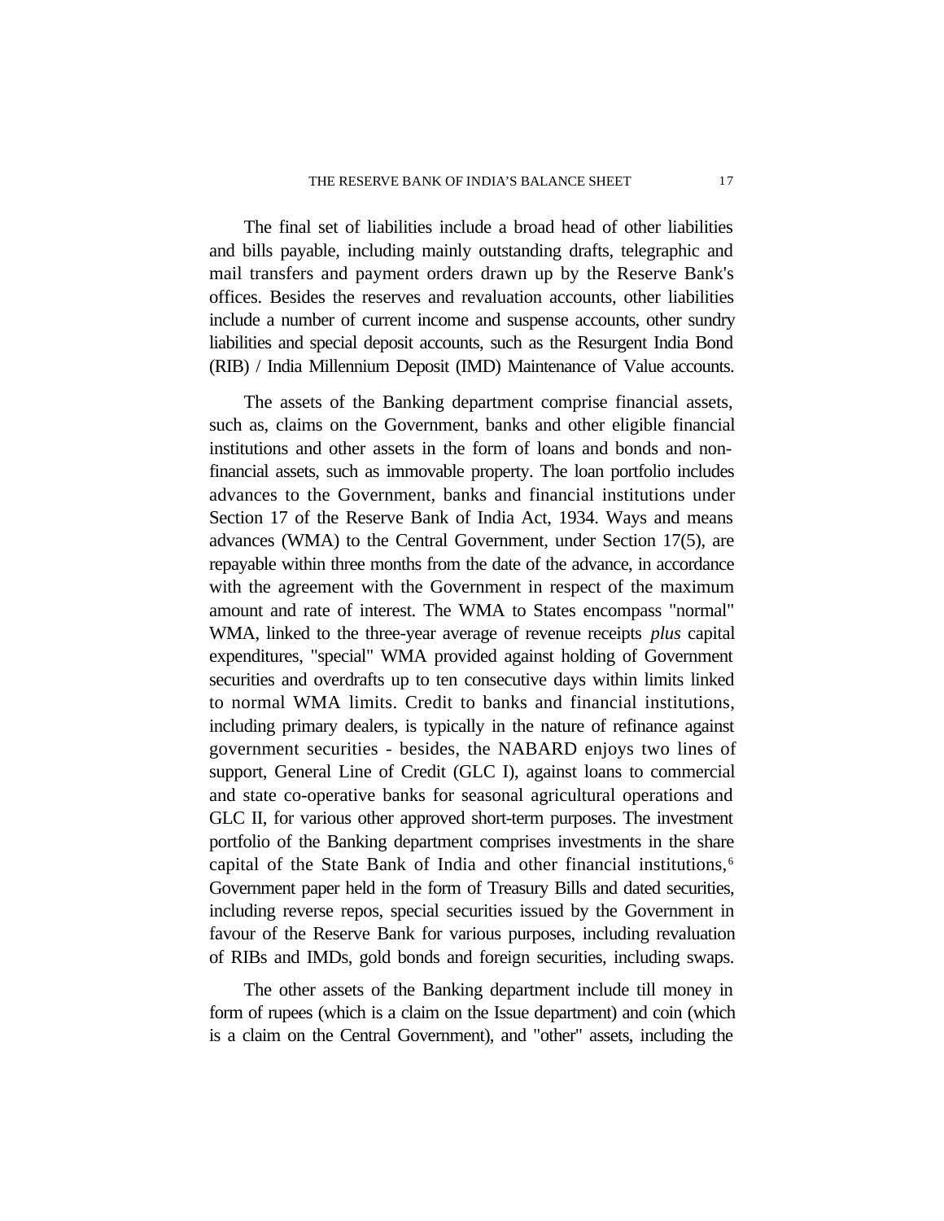The final set of liabilities include a broad head of other liabilities and bills payable, including mainly outstanding drafts, telegraphic and mail transfers and payment orders drawn up by the Reserve Bank's offices. Besides the reserves and revaluation accounts, other liabilities include a number of current income and suspense accounts, other sundry liabilities and special deposit accounts, such as the Resurgent India Bond (RIB) / India Millennium Deposit (IMD) Maintenance of Value accounts.

The assets of the Banking department comprise financial assets, such as, claims on the Government, banks and other eligible financial institutions and other assets in the form of loans and bonds and non-financial assets, such as immovable property. The loan portfolio includes advances to the Government, banks and financial institutions under Section 17 of the Reserve Bank of India Act, 1934. Ways and means advances (WMA) to the Central Government, under Section 17(5), are repayable within three months from the date of the advance, in accordance with the agreement with the Government in respect of the maximum amount and rate of interest. The WMA to States encompass "normal" WMA, linked to the three-year average of revenue receipts *plus* capital expenditures, "special" WMA provided against holding of Government securities and overdrafts up to ten consecutive days within limits linked to normal WMA limits. Credit to banks and financial institutions, including primary dealers, is typically in the nature of refinance against government securities - besides, the NABARD enjoys two lines of support, General Line of Credit (GLC I), against loans to commercial and state co-operative banks for seasonal agricultural operations and GLC II, for various other approved short-term purposes. The investment portfolio of the Banking department comprises investments in the share capital of the State Bank of India and other financial institutions,[6] Government paper held in the form of Treasury Bills and dated securities, including reverse repos, special securities issued by the Government in favour of the Reserve Bank for various purposes, including revaluation of RIBs and IMDs, gold bonds and foreign securities, including swaps.

The other assets of the Banking department include till money in form of rupees (which is a claim on the Issue department) and coin (which is a claim on the Central Government), and "other" assets, including the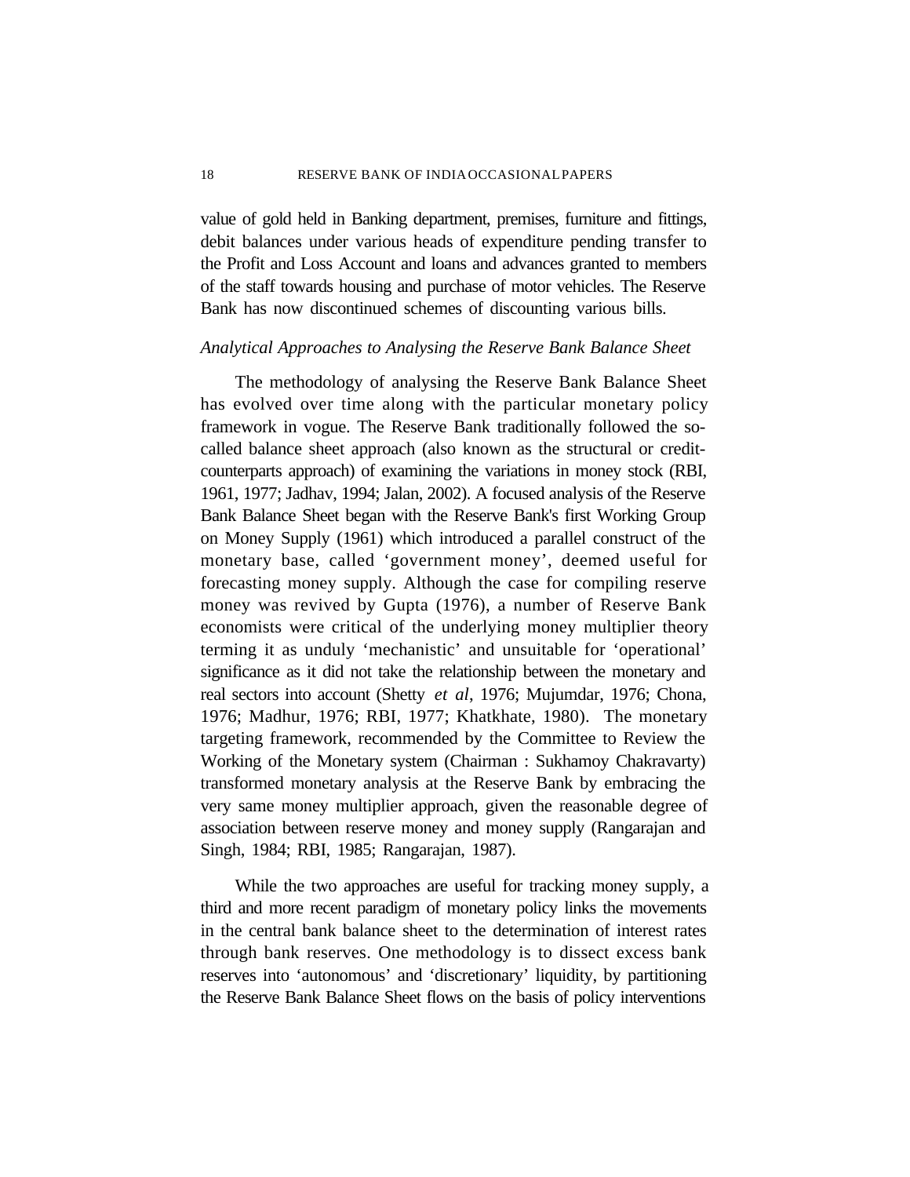value of gold held in Banking department, premises, furniture and fittings, debit balances under various heads of expenditure pending transfer to the Profit and Loss Account and loans and advances granted to members of the staff towards housing and purchase of motor vehicles. The Reserve Bank has now discontinued schemes of discounting various bills.

### *Analytical Approaches to Analysing the Reserve Bank Balance Sheet*

The methodology of analysing the Reserve Bank Balance Sheet has evolved over time along with the particular monetary policy framework in vogue. The Reserve Bank traditionally followed the so-called balance sheet approach (also known as the structural or credit-counterparts approach) of examining the variations in money stock (RBI, 1961, 1977; Jadhav, 1994; Jalan, 2002). A focused analysis of the Reserve Bank Balance Sheet began with the Reserve Bank's first Working Group on Money Supply (1961) which introduced a parallel construct of the monetary base, called 'government money', deemed useful for forecasting money supply. Although the case for compiling reserve money was revived by Gupta (1976), a number of Reserve Bank economists were critical of the underlying money multiplier theory terming it as unduly 'mechanistic' and unsuitable for 'operational' significance as it did not take the relationship between the monetary and real sectors into account (Shetty *et al*, 1976; Mujumdar, 1976; Chona, 1976; Madhur, 1976; RBI, 1977; Khatkhate, 1980). The monetary targeting framework, recommended by the Committee to Review the Working of the Monetary system (Chairman : Sukhamoy Chakravarty) transformed monetary analysis at the Reserve Bank by embracing the very same money multiplier approach, given the reasonable degree of association between reserve money and money supply (Rangarajan and Singh, 1984; RBI, 1985; Rangarajan, 1987).

While the two approaches are useful for tracking money supply, a third and more recent paradigm of monetary policy links the movements in the central bank balance sheet to the determination of interest rates through bank reserves. One methodology is to dissect excess bank reserves into 'autonomous' and 'discretionary' liquidity, by partitioning the Reserve Bank Balance Sheet flows on the basis of policy interventions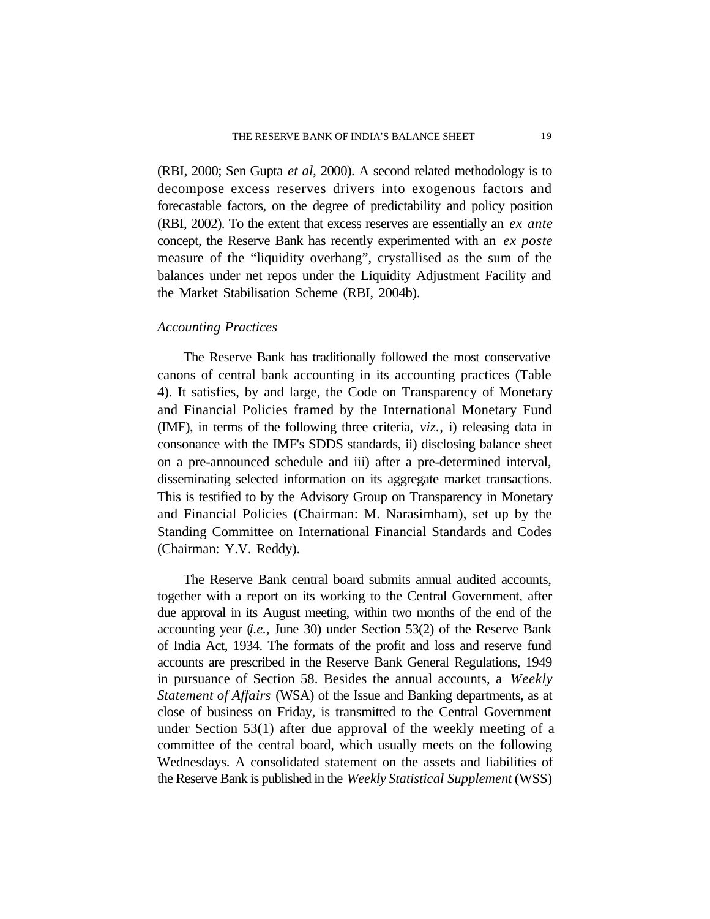(RBI, 2000; Sen Gupta *et al*, 2000). A second related methodology is to decompose excess reserves drivers into exogenous factors and forecastable factors, on the degree of predictability and policy position (RBI, 2002). To the extent that excess reserves are essentially an *ex ante* concept, the Reserve Bank has recently experimented with an *ex poste* measure of the "liquidity overhang", crystallised as the sum of the balances under net repos under the Liquidity Adjustment Facility and the Market Stabilisation Scheme (RBI, 2004b).

### *Accounting Practices*

The Reserve Bank has traditionally followed the most conservative canons of central bank accounting in its accounting practices (Table 4). It satisfies, by and large, the Code on Transparency of Monetary and Financial Policies framed by the International Monetary Fund (IMF), in terms of the following three criteria, *viz.,* i) releasing data in consonance with the IMF's SDDS standards, ii) disclosing balance sheet on a pre-announced schedule and iii) after a pre-determined interval, disseminating selected information on its aggregate market transactions. This is testified to by the Advisory Group on Transparency in Monetary and Financial Policies (Chairman: M. Narasimham), set up by the Standing Committee on International Financial Standards and Codes (Chairman: Y.V. Reddy).

The Reserve Bank central board submits annual audited accounts, together with a report on its working to the Central Government, after due approval in its August meeting, within two months of the end of the accounting year (*i.e.*, June 30) under Section 53(2) of the Reserve Bank of India Act, 1934. The formats of the profit and loss and reserve fund accounts are prescribed in the Reserve Bank General Regulations, 1949 in pursuance of Section 58. Besides the annual accounts, a *Weekly Statement of Affairs* (WSA) of the Issue and Banking departments, as at close of business on Friday, is transmitted to the Central Government under Section 53(1) after due approval of the weekly meeting of a committee of the central board, which usually meets on the following Wednesdays. A consolidated statement on the assets and liabilities of the Reserve Bank is published in the *Weekly Statistical Supplement* (WSS)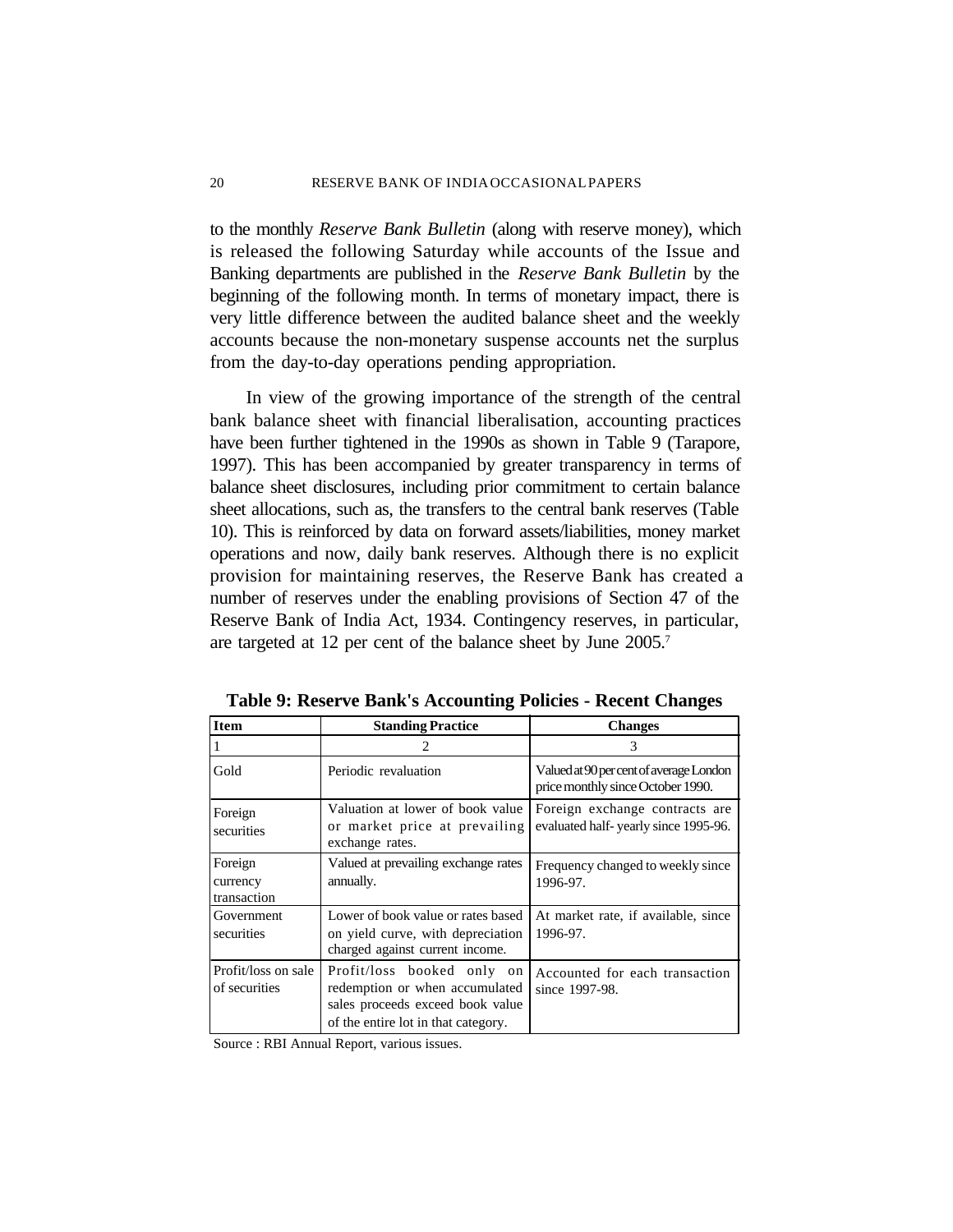to the monthly *Reserve Bank Bulletin* (along with reserve money), which is released the following Saturday while accounts of the Issue and Banking departments are published in the *Reserve Bank Bulletin* by the beginning of the following month. In terms of monetary impact, there is very little difference between the audited balance sheet and the weekly accounts because the non-monetary suspense accounts net the surplus from the day-to-day operations pending appropriation.

In view of the growing importance of the strength of the central bank balance sheet with financial liberalisation, accounting practices have been further tightened in the 1990s as shown in Table 9 (Tarapore, 1997). This has been accompanied by greater transparency in terms of balance sheet disclosures, including prior commitment to certain balance sheet allocations, such as, the transfers to the central bank reserves (Table 10). This is reinforced by data on forward assets/liabilities, money market operations and now, daily bank reserves. Although there is no explicit provision for maintaining reserves, the Reserve Bank has created a number of reserves under the enabling provisions of Section 47 of the Reserve Bank of India Act, 1934. Contingency reserves, in particular, are targeted at 12 per cent of the balance sheet by June 2005.[7]

**Table 9: Reserve Bank's Accounting Policies - Recent Changes**

| Item | Standing Practice | Changes |
|---|---|---|
| 1 | 2 | 3 |
| Gold | Periodic revaluation | Valued at 90 per cent of average London price monthly since October 1990. |
| Foreign securities | Valuation at lower of book value or market price at prevailing exchange rates. | Foreign exchange contracts are evaluated half- yearly since 1995-96. |
| Foreign currency transaction | Valued at prevailing exchange rates annually. | Frequency changed to weekly since 1996-97. |
| Government securities | Lower of book value or rates based on yield curve, with depreciation charged against current income. | At market rate, if available, since 1996-97. |
| Profit/loss on sale of securities | Profit/loss booked only on redemption or when accumulated sales proceeds exceed book value of the entire lot in that category. | Accounted for each transaction since 1997-98. |

Source : RBI Annual Report, various issues.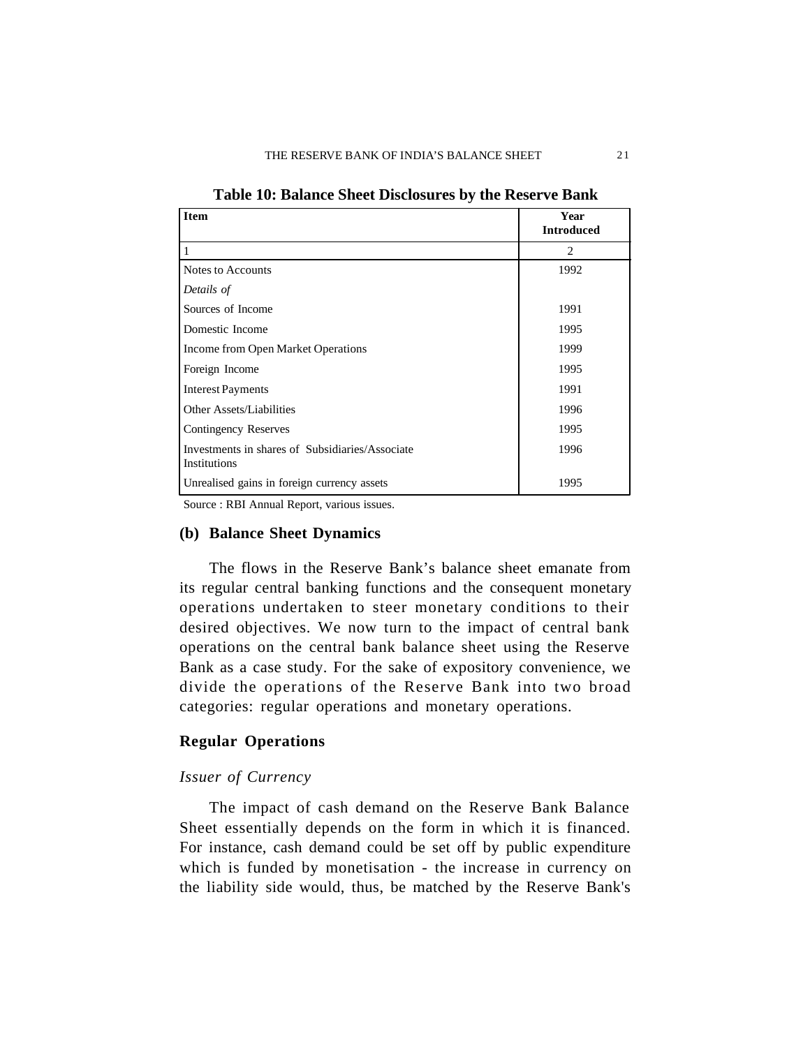**Table 10: Balance Sheet Disclosures by the Reserve Bank**

| Item | Year Introduced |
|---|---|
| 1 | 2 |
| Notes to Accounts | 1992 |
| *Details of* | |
| Sources of Income | 1991 |
| Domestic Income | 1995 |
| Income from Open Market Operations | 1999 |
| Foreign Income | 1995 |
| Interest Payments | 1991 |
| Other Assets/Liabilities | 1996 |
| Contingency Reserves | 1995 |
| Investments in shares of Subsidiaries/Associate Institutions | 1996 |
| Unrealised gains in foreign currency assets | 1995 |

Source : RBI Annual Report, various issues.

### (b) Balance Sheet Dynamics

The flows in the Reserve Bank's balance sheet emanate from its regular central banking functions and the consequent monetary operations undertaken to steer monetary conditions to their desired objectives. We now turn to the impact of central bank operations on the central bank balance sheet using the Reserve Bank as a case study. For the sake of expository convenience, we divide the operations of the Reserve Bank into two broad categories: regular operations and monetary operations.

### Regular Operations

*Issuer of Currency*

The impact of cash demand on the Reserve Bank Balance Sheet essentially depends on the form in which it is financed. For instance, cash demand could be set off by public expenditure which is funded by monetisation - the increase in currency on the liability side would, thus, be matched by the Reserve Bank's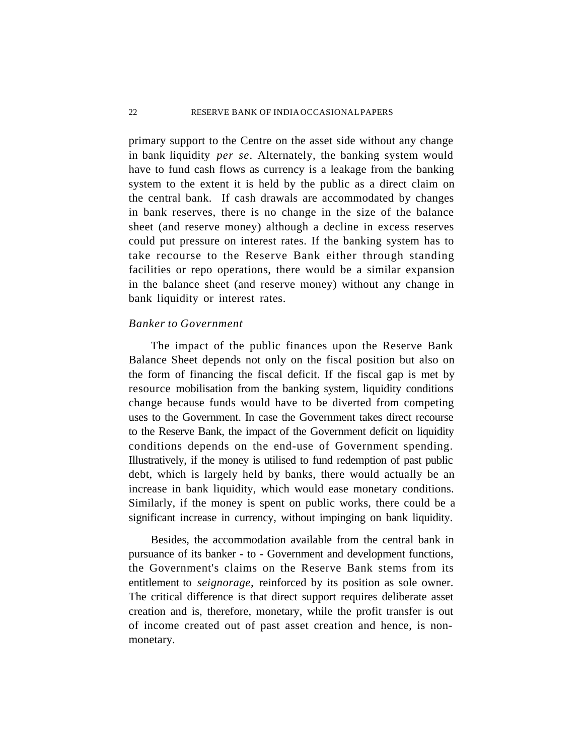primary support to the Centre on the asset side without any change in bank liquidity *per se*. Alternately, the banking system would have to fund cash flows as currency is a leakage from the banking system to the extent it is held by the public as a direct claim on the central bank. If cash drawals are accommodated by changes in bank reserves, there is no change in the size of the balance sheet (and reserve money) although a decline in excess reserves could put pressure on interest rates. If the banking system has to take recourse to the Reserve Bank either through standing facilities or repo operations, there would be a similar expansion in the balance sheet (and reserve money) without any change in bank liquidity or interest rates.

*Banker to Government*

The impact of the public finances upon the Reserve Bank Balance Sheet depends not only on the fiscal position but also on the form of financing the fiscal deficit. If the fiscal gap is met by resource mobilisation from the banking system, liquidity conditions change because funds would have to be diverted from competing uses to the Government. In case the Government takes direct recourse to the Reserve Bank, the impact of the Government deficit on liquidity conditions depends on the end-use of Government spending. Illustratively, if the money is utilised to fund redemption of past public debt, which is largely held by banks, there would actually be an increase in bank liquidity, which would ease monetary conditions. Similarly, if the money is spent on public works, there could be a significant increase in currency, without impinging on bank liquidity.

Besides, the accommodation available from the central bank in pursuance of its banker - to - Government and development functions, the Government's claims on the Reserve Bank stems from its entitlement to *seignorage*, reinforced by its position as sole owner. The critical difference is that direct support requires deliberate asset creation and is, therefore, monetary, while the profit transfer is out of income created out of past asset creation and hence, is non-monetary.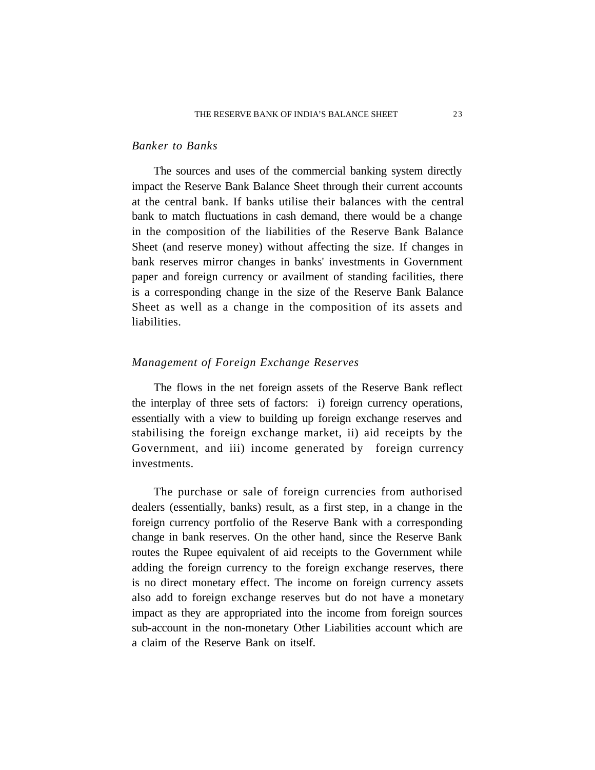### *Banker to Banks*

The sources and uses of the commercial banking system directly impact the Reserve Bank Balance Sheet through their current accounts at the central bank. If banks utilise their balances with the central bank to match fluctuations in cash demand, there would be a change in the composition of the liabilities of the Reserve Bank Balance Sheet (and reserve money) without affecting the size. If changes in bank reserves mirror changes in banks' investments in Government paper and foreign currency or availment of standing facilities, there is a corresponding change in the size of the Reserve Bank Balance Sheet as well as a change in the composition of its assets and liabilities.

### *Management of Foreign Exchange Reserves*

The flows in the net foreign assets of the Reserve Bank reflect the interplay of three sets of factors: i) foreign currency operations, essentially with a view to building up foreign exchange reserves and stabilising the foreign exchange market, ii) aid receipts by the Government, and iii) income generated by foreign currency investments.

The purchase or sale of foreign currencies from authorised dealers (essentially, banks) result, as a first step, in a change in the foreign currency portfolio of the Reserve Bank with a corresponding change in bank reserves. On the other hand, since the Reserve Bank routes the Rupee equivalent of aid receipts to the Government while adding the foreign currency to the foreign exchange reserves, there is no direct monetary effect. The income on foreign currency assets also add to foreign exchange reserves but do not have a monetary impact as they are appropriated into the income from foreign sources sub-account in the non-monetary Other Liabilities account which are a claim of the Reserve Bank on itself.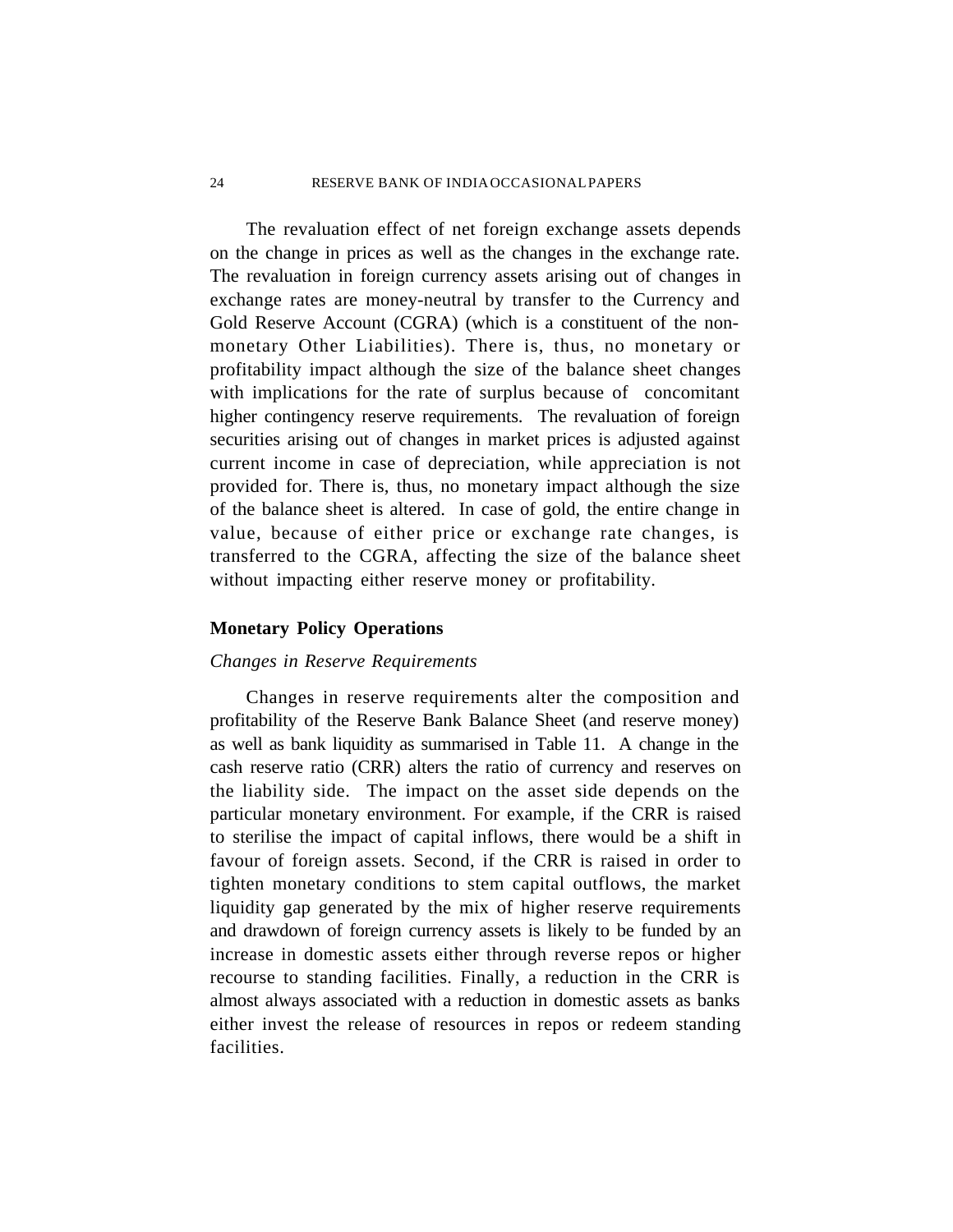The revaluation effect of net foreign exchange assets depends on the change in prices as well as the changes in the exchange rate. The revaluation in foreign currency assets arising out of changes in exchange rates are money-neutral by transfer to the Currency and Gold Reserve Account (CGRA) (which is a constituent of the non-monetary Other Liabilities). There is, thus, no monetary or profitability impact although the size of the balance sheet changes with implications for the rate of surplus because of concomitant higher contingency reserve requirements. The revaluation of foreign securities arising out of changes in market prices is adjusted against current income in case of depreciation, while appreciation is not provided for. There is, thus, no monetary impact although the size of the balance sheet is altered. In case of gold, the entire change in value, because of either price or exchange rate changes, is transferred to the CGRA, affecting the size of the balance sheet without impacting either reserve money or profitability.

## Monetary Policy Operations

### *Changes in Reserve Requirements*

Changes in reserve requirements alter the composition and profitability of the Reserve Bank Balance Sheet (and reserve money) as well as bank liquidity as summarised in Table 11. A change in the cash reserve ratio (CRR) alters the ratio of currency and reserves on the liability side. The impact on the asset side depends on the particular monetary environment. For example, if the CRR is raised to sterilise the impact of capital inflows, there would be a shift in favour of foreign assets. Second, if the CRR is raised in order to tighten monetary conditions to stem capital outflows, the market liquidity gap generated by the mix of higher reserve requirements and drawdown of foreign currency assets is likely to be funded by an increase in domestic assets either through reverse repos or higher recourse to standing facilities. Finally, a reduction in the CRR is almost always associated with a reduction in domestic assets as banks either invest the release of resources in repos or redeem standing facilities.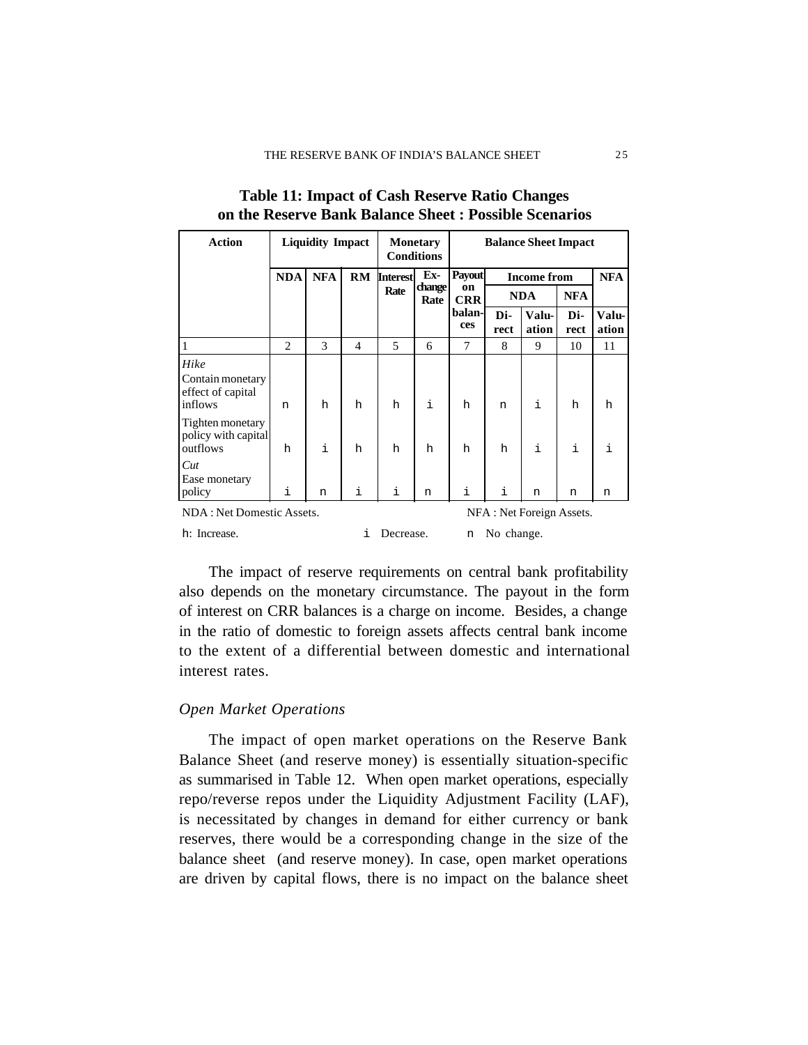### Table 11: Impact of Cash Reserve Ratio Changes on the Reserve Bank Balance Sheet : Possible Scenarios

| Action | Liquidity Impact | | | Monetary Conditions | | Balance Sheet Impact | | | | |
|---|---|---|---|---|---|---|---|---|---|---|
| | NDA | NFA | RM | Interest Rate | Ex-change Rate | Payout on CRR balan-ces | Income from | | | NFA |
| | | | | | | | NDA | | NFA | |
| | | | | | | | Di-rect | Valu-ation | Di-rect | Valu-ation |
| 1 | 2 | 3 | 4 | 5 | 6 | 7 | 8 | 9 | 10 | 11 |
| *Hike* | | | | | | | | | | |
| Contain monetary effect of capital inflows | n | h | h | h | i | h | n | i | h | h |
| Tighten monetary policy with capital outflows | h | i | h | h | h | h | h | i | i | i |
| *Cut* | | | | | | | | | | |
| Ease monetary policy | i | n | i | i | n | i | i | n | n | n |

NDA : Net Domestic Assets. NFA : Net Foreign Assets.

h: Increase. i Decrease. n No change.

The impact of reserve requirements on central bank profitability also depends on the monetary circumstance. The payout in the form of interest on CRR balances is a charge on income. Besides, a change in the ratio of domestic to foreign assets affects central bank income to the extent of a differential between domestic and international interest rates.

### *Open Market Operations*

The impact of open market operations on the Reserve Bank Balance Sheet (and reserve money) is essentially situation-specific as summarised in Table 12. When open market operations, especially repo/reverse repos under the Liquidity Adjustment Facility (LAF), is necessitated by changes in demand for either currency or bank reserves, there would be a corresponding change in the size of the balance sheet (and reserve money). In case, open market operations are driven by capital flows, there is no impact on the balance sheet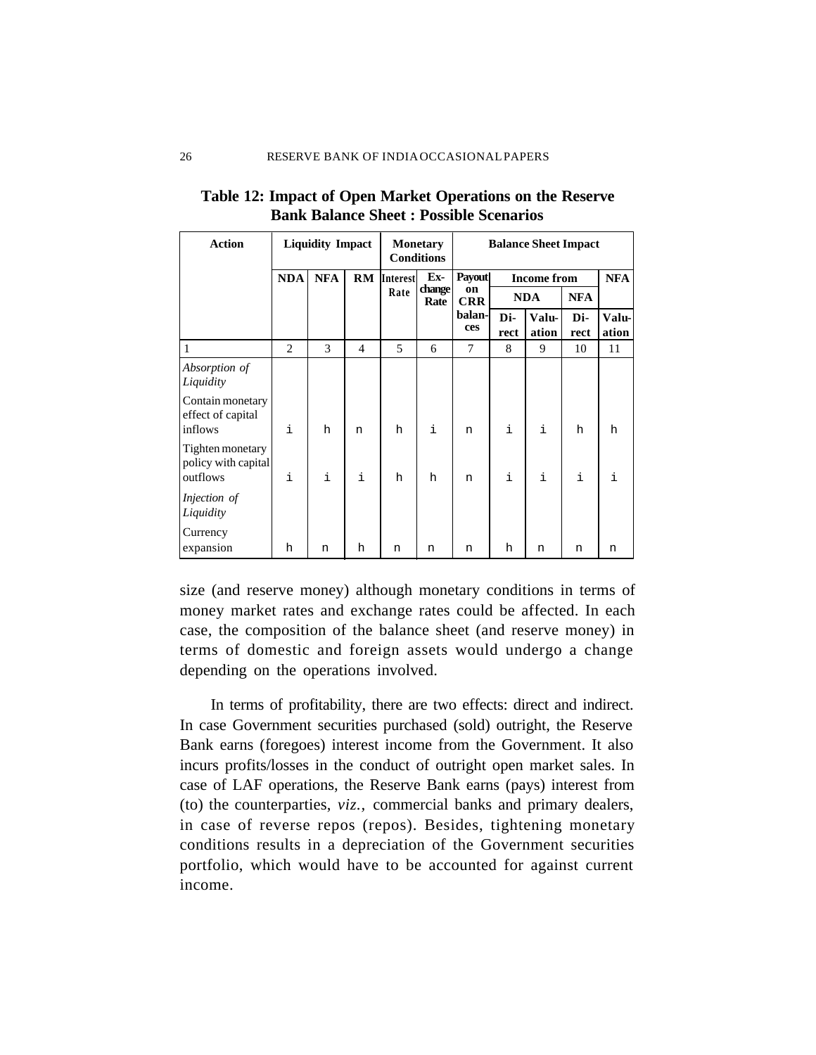**Table 12: Impact of Open Market Operations on the Reserve Bank Balance Sheet : Possible Scenarios**

| Action | Liquidity Impact | | | Monetary Conditions | | Balance Sheet Impact | | | | |
|---|---|---|---|---|---|---|---|---|---|---|
| | NDA | NFA | RM | Interest Rate | Ex-change Rate | Payout on CRR balan-ces | Income from | | | NFA |
| | | | | | | | NDA | | NFA | |
| | | | | | | | Di-rect | Valu-ation | Di-rect | Valu-ation |
| 1 | 2 | 3 | 4 | 5 | 6 | 7 | 8 | 9 | 10 | 11 |
| *Absorption of Liquidity* | | | | | | | | | | |
| Contain monetary effect of capital inflows | i | h | n | h | i | n | i | i | h | h |
| Tighten monetary policy with capital outflows | i | i | i | h | h | n | i | i | i | i |
| *Injection of Liquidity* | | | | | | | | | | |
| Currency expansion | h | n | h | n | n | n | h | n | n | n |

size (and reserve money) although monetary conditions in terms of money market rates and exchange rates could be affected. In each case, the composition of the balance sheet (and reserve money) in terms of domestic and foreign assets would undergo a change depending on the operations involved.

In terms of profitability, there are two effects: direct and indirect. In case Government securities purchased (sold) outright, the Reserve Bank earns (foregoes) interest income from the Government. It also incurs profits/losses in the conduct of outright open market sales. In case of LAF operations, the Reserve Bank earns (pays) interest from (to) the counterparties, *viz.,* commercial banks and primary dealers, in case of reverse repos (repos). Besides, tightening monetary conditions results in a depreciation of the Government securities portfolio, which would have to be accounted for against current income.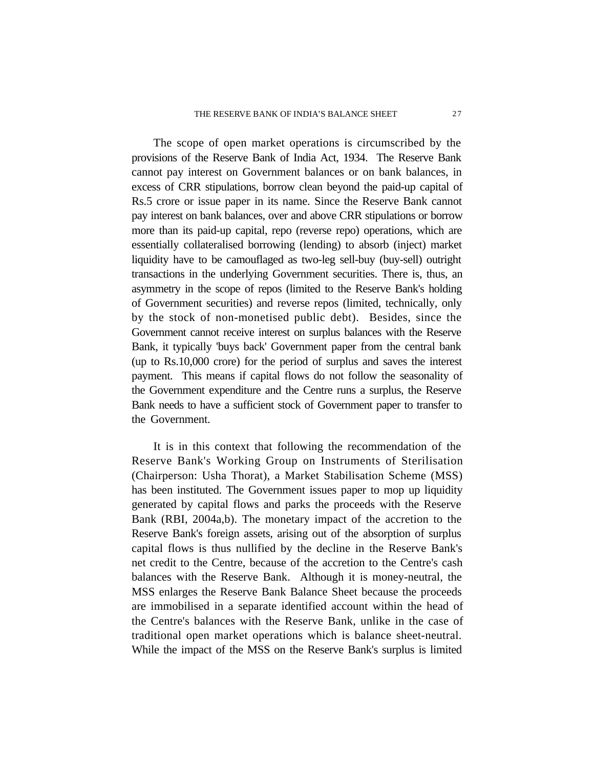The scope of open market operations is circumscribed by the provisions of the Reserve Bank of India Act, 1934. The Reserve Bank cannot pay interest on Government balances or on bank balances, in excess of CRR stipulations, borrow clean beyond the paid-up capital of Rs.5 crore or issue paper in its name. Since the Reserve Bank cannot pay interest on bank balances, over and above CRR stipulations or borrow more than its paid-up capital, repo (reverse repo) operations, which are essentially collateralised borrowing (lending) to absorb (inject) market liquidity have to be camouflaged as two-leg sell-buy (buy-sell) outright transactions in the underlying Government securities. There is, thus, an asymmetry in the scope of repos (limited to the Reserve Bank's holding of Government securities) and reverse repos (limited, technically, only by the stock of non-monetised public debt). Besides, since the Government cannot receive interest on surplus balances with the Reserve Bank, it typically 'buys back' Government paper from the central bank (up to Rs.10,000 crore) for the period of surplus and saves the interest payment. This means if capital flows do not follow the seasonality of the Government expenditure and the Centre runs a surplus, the Reserve Bank needs to have a sufficient stock of Government paper to transfer to the Government.

It is in this context that following the recommendation of the Reserve Bank's Working Group on Instruments of Sterilisation (Chairperson: Usha Thorat), a Market Stabilisation Scheme (MSS) has been instituted. The Government issues paper to mop up liquidity generated by capital flows and parks the proceeds with the Reserve Bank (RBI, 2004a,b). The monetary impact of the accretion to the Reserve Bank's foreign assets, arising out of the absorption of surplus capital flows is thus nullified by the decline in the Reserve Bank's net credit to the Centre, because of the accretion to the Centre's cash balances with the Reserve Bank. Although it is money-neutral, the MSS enlarges the Reserve Bank Balance Sheet because the proceeds are immobilised in a separate identified account within the head of the Centre's balances with the Reserve Bank, unlike in the case of traditional open market operations which is balance sheet-neutral. While the impact of the MSS on the Reserve Bank's surplus is limited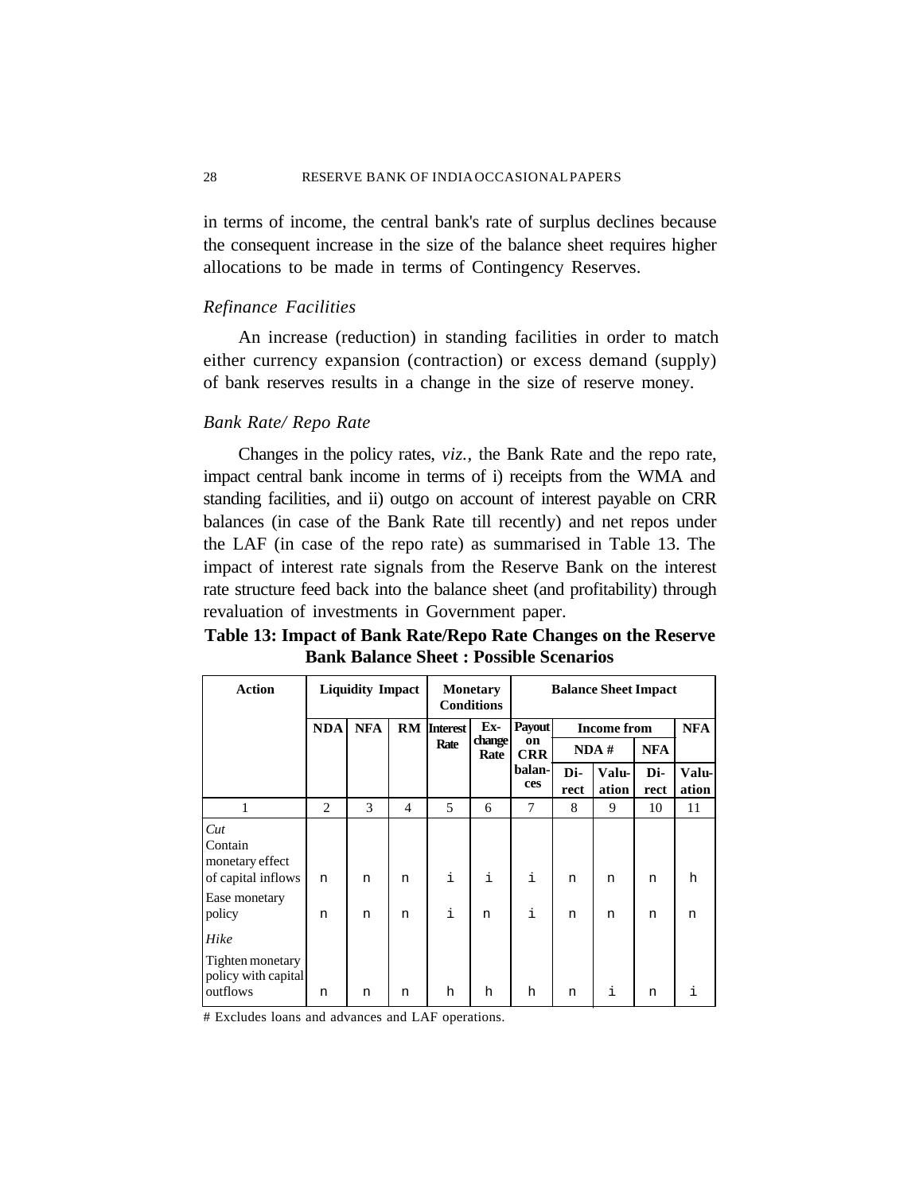in terms of income, the central bank's rate of surplus declines because the consequent increase in the size of the balance sheet requires higher allocations to be made in terms of Contingency Reserves.

### *Refinance Facilities*

An increase (reduction) in standing facilities in order to match either currency expansion (contraction) or excess demand (supply) of bank reserves results in a change in the size of reserve money.

### *Bank Rate/ Repo Rate*

Changes in the policy rates, *viz.,* the Bank Rate and the repo rate, impact central bank income in terms of i) receipts from the WMA and standing facilities, and ii) outgo on account of interest payable on CRR balances (in case of the Bank Rate till recently) and net repos under the LAF (in case of the repo rate) as summarised in Table 13. The impact of interest rate signals from the Reserve Bank on the interest rate structure feed back into the balance sheet (and profitability) through revaluation of investments in Government paper.

**Table 13: Impact of Bank Rate/Repo Rate Changes on the Reserve Bank Balance Sheet : Possible Scenarios**

| Action | Liquidity Impact | | | Monetary Conditions | | Balance Sheet Impact | | | | | |
|---|---|---|---|---|---|---|---|---|---|---|---|
| | | | | | | | Income from | | | | NFA |
| | NDA | NFA | RM | Interest Rate | Ex-change Rate | Payout on CRR balan-ces | NDA # | | NFA | | |
| | | | | | | | Di-rect | Valu-ation | Di-rect | | Valu-ation |
| 1 | 2 | 3 | 4 | 5 | 6 | 7 | 8 | 9 | 10 | | 11 |
| *Cut* | | | | | | | | | | | |
| Contain monetary effect of capital inflows | n | n | n | i | i | i | n | n | n | | h |
| Ease monetary policy | n | n | n | i | n | i | n | n | n | | n |
| *Hike* | | | | | | | | | | | |
| Tighten monetary policy with capital outflows | n | n | n | h | h | h | n | i | n | | i |

# Excludes loans and advances and LAF operations.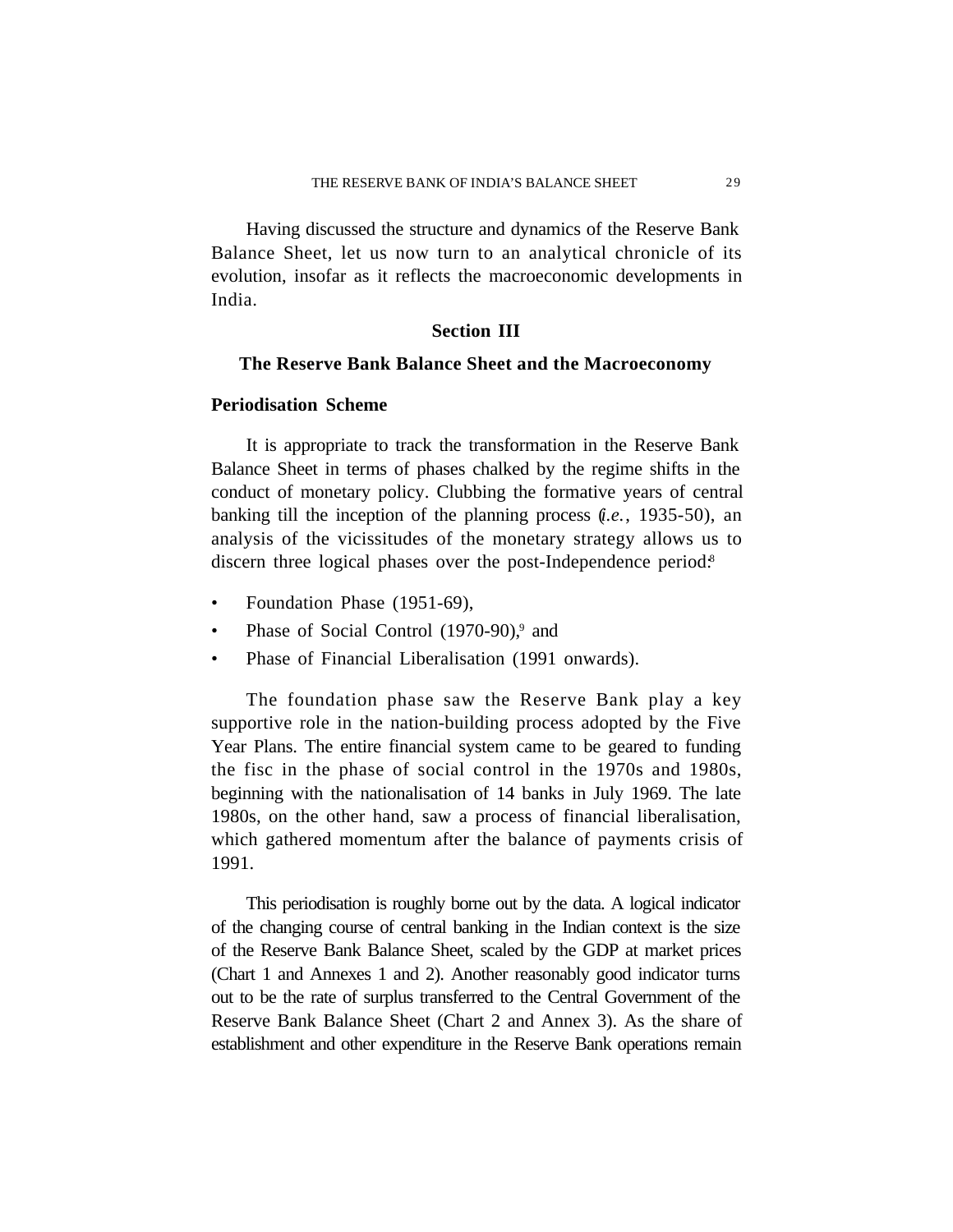Having discussed the structure and dynamics of the Reserve Bank Balance Sheet, let us now turn to an analytical chronicle of its evolution, insofar as it reflects the macroeconomic developments in India.

## Section III

## The Reserve Bank Balance Sheet and the Macroeconomy

### Periodisation Scheme

It is appropriate to track the transformation in the Reserve Bank Balance Sheet in terms of phases chalked by the regime shifts in the conduct of monetary policy. Clubbing the formative years of central banking till the inception of the planning process (*i.e.*, 1935-50), an analysis of the vicissitudes of the monetary strategy allows us to discern three logical phases over the post-Independence period:[8]

- Foundation Phase (1951-69),
- Phase of Social Control (1970-90),[9] and
- Phase of Financial Liberalisation (1991 onwards).

The foundation phase saw the Reserve Bank play a key supportive role in the nation-building process adopted by the Five Year Plans. The entire financial system came to be geared to funding the fisc in the phase of social control in the 1970s and 1980s, beginning with the nationalisation of 14 banks in July 1969. The late 1980s, on the other hand, saw a process of financial liberalisation, which gathered momentum after the balance of payments crisis of 1991.

This periodisation is roughly borne out by the data. A logical indicator of the changing course of central banking in the Indian context is the size of the Reserve Bank Balance Sheet, scaled by the GDP at market prices (Chart 1 and Annexes 1 and 2). Another reasonably good indicator turns out to be the rate of surplus transferred to the Central Government of the Reserve Bank Balance Sheet (Chart 2 and Annex 3). As the share of establishment and other expenditure in the Reserve Bank operations remain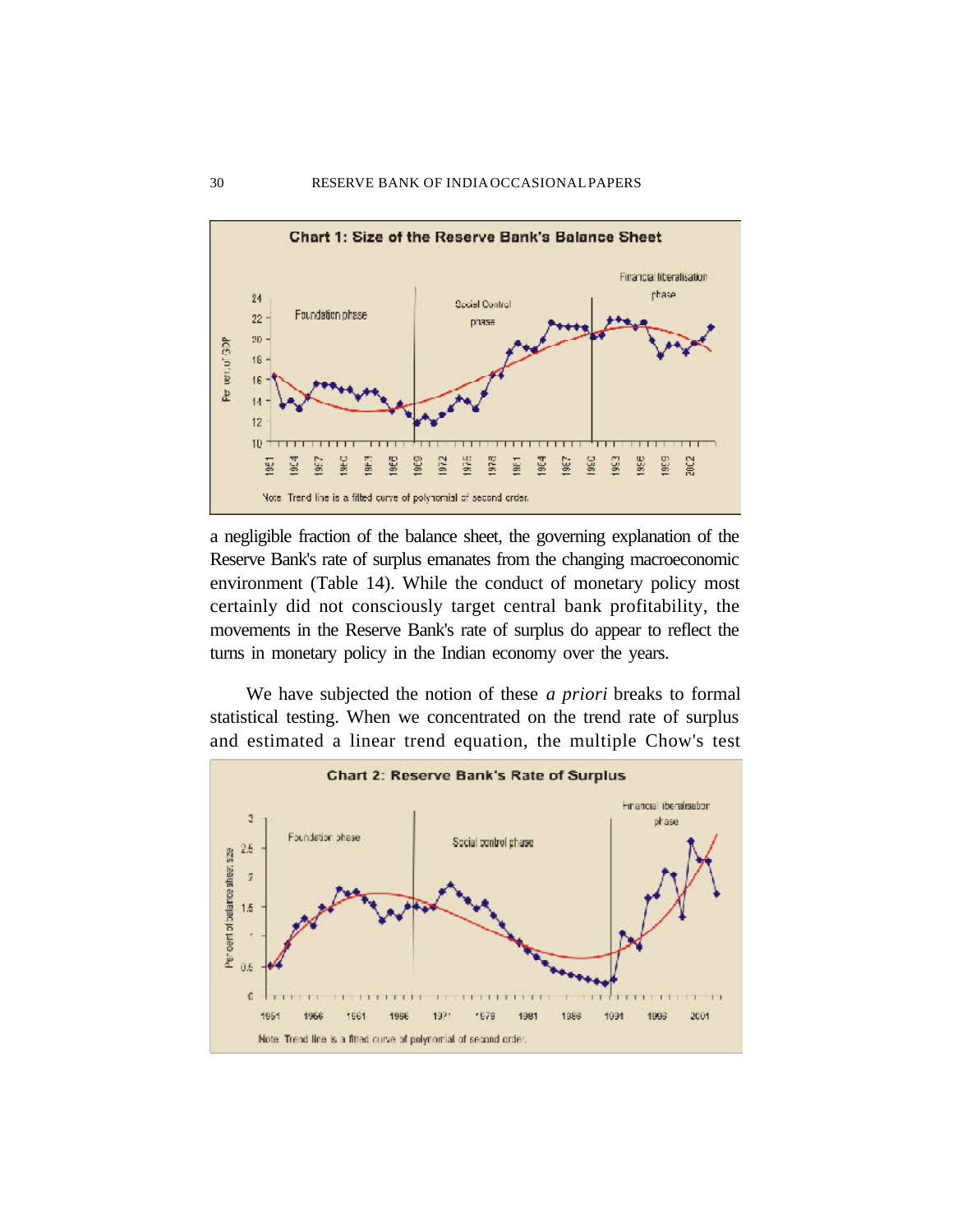**Chart 1: Size of the Reserve Bank's Balance Sheet**

Note: Trend line is a fitted curve of polynomial of second order.

a negligible fraction of the balance sheet, the governing explanation of the Reserve Bank's rate of surplus emanates from the changing macroeconomic environment (Table 14). While the conduct of monetary policy most certainly did not consciously target central bank profitability, the movements in the Reserve Bank's rate of surplus do appear to reflect the turns in monetary policy in the Indian economy over the years.

We have subjected the notion of these *a priori* breaks to formal statistical testing. When we concentrated on the trend rate of surplus and estimated a linear trend equation, the multiple Chow's test

**Chart 2: Reserve Bank's Rate of Surplus**

Note: Trend line is a fitted curve of polynomial of second order.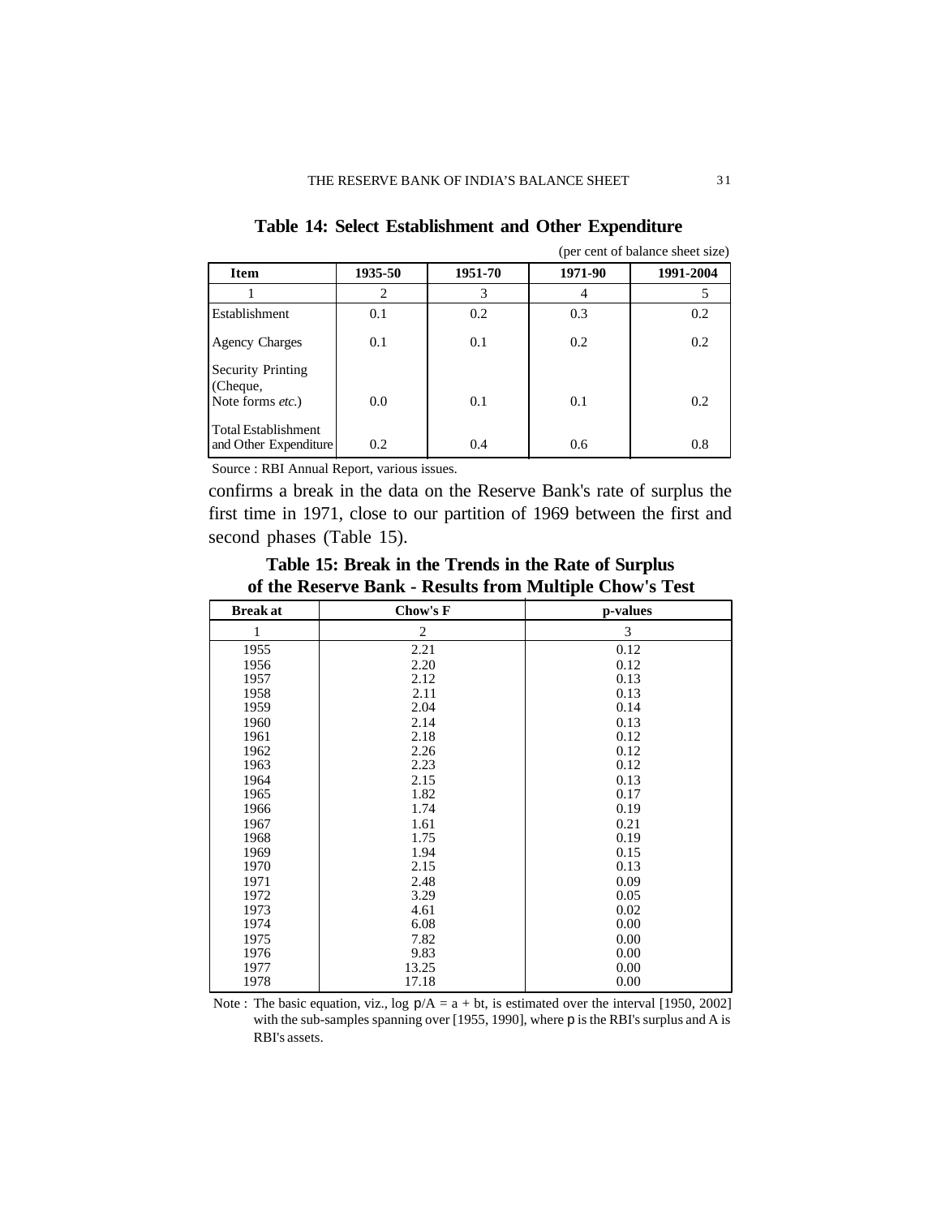**Table 14: Select Establishment and Other Expenditure**

(per cent of balance sheet size)

| Item | 1935-50 | 1951-70 | 1971-90 | 1991-2004 |
|---|---|---|---|---|
| 1 | 2 | 3 | 4 | 5 |
| Establishment | 0.1 | 0.2 | 0.3 | 0.2 |
| Agency Charges | 0.1 | 0.1 | 0.2 | 0.2 |
| Security Printing (Cheque, Note forms *etc.*) | 0.0 | 0.1 | 0.1 | 0.2 |
| Total Establishment and Other Expenditure | 0.2 | 0.4 | 0.6 | 0.8 |

Source : RBI Annual Report, various issues.

confirms a break in the data on the Reserve Bank's rate of surplus the first time in 1971, close to our partition of 1969 between the first and second phases (Table 15).

**Table 15: Break in the Trends in the Rate of Surplus of the Reserve Bank - Results from Multiple Chow's Test**

| Break at | Chow's F | p-values |
|---|---|---|
| 1 | 2 | 3 |
| 1955 | 2.21 | 0.12 |
| 1956 | 2.20 | 0.12 |
| 1957 | 2.12 | 0.13 |
| 1958 | 2.11 | 0.13 |
| 1959 | 2.04 | 0.14 |
| 1960 | 2.14 | 0.13 |
| 1961 | 2.18 | 0.12 |
| 1962 | 2.26 | 0.12 |
| 1963 | 2.23 | 0.12 |
| 1964 | 2.15 | 0.13 |
| 1965 | 1.82 | 0.17 |
| 1966 | 1.74 | 0.19 |
| 1967 | 1.61 | 0.21 |
| 1968 | 1.75 | 0.19 |
| 1969 | 1.94 | 0.15 |
| 1970 | 2.15 | 0.13 |
| 1971 | 2.48 | 0.09 |
| 1972 | 3.29 | 0.05 |
| 1973 | 4.61 | 0.02 |
| 1974 | 6.08 | 0.00 |
| 1975 | 7.82 | 0.00 |
| 1976 | 9.83 | 0.00 |
| 1977 | 13.25 | 0.00 |
| 1978 | 17.18 | 0.00 |

Note : The basic equation, viz., $\log p/A = a + bt$, is estimated over the interval [1950, 2002] with the sub-samples spanning over [1955, 1990], where $p$ is the RBI's surplus and A is RBI's assets.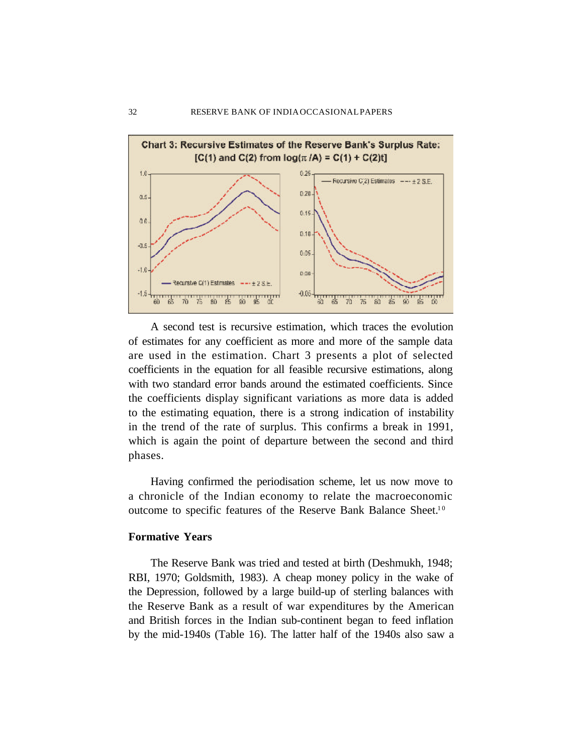**Chart 3: Recursive Estimates of the Reserve Bank's Surplus Rate: [C(1) and C(2) from log(π /A) = C(1) + C(2)t]**

A second test is recursive estimation, which traces the evolution of estimates for any coefficient as more and more of the sample data are used in the estimation. Chart 3 presents a plot of selected coefficients in the equation for all feasible recursive estimations, along with two standard error bands around the estimated coefficients. Since the coefficients display significant variations as more data is added to the estimating equation, there is a strong indication of instability in the trend of the rate of surplus. This confirms a break in 1991, which is again the point of departure between the second and third phases.

Having confirmed the periodisation scheme, let us now move to a chronicle of the Indian economy to relate the macroeconomic outcome to specific features of the Reserve Bank Balance Sheet.[10]

## Formative Years

The Reserve Bank was tried and tested at birth (Deshmukh, 1948; RBI, 1970; Goldsmith, 1983). A cheap money policy in the wake of the Depression, followed by a large build-up of sterling balances with the Reserve Bank as a result of war expenditures by the American and British forces in the Indian sub-continent began to feed inflation by the mid-1940s (Table 16). The latter half of the 1940s also saw a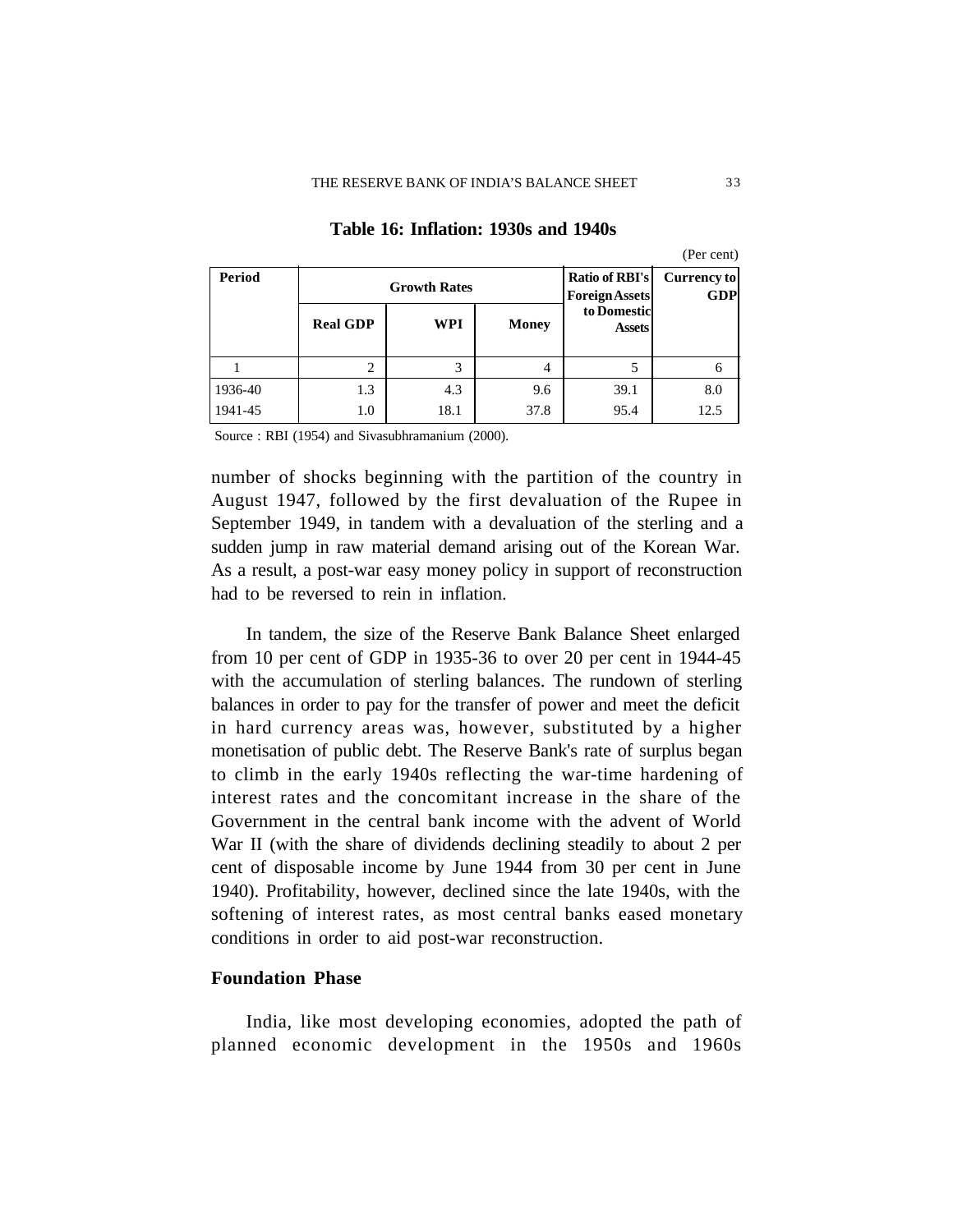**Table 16: Inflation: 1930s and 1940s**

(Per cent)

| Period | Growth Rates | | | Ratio of RBI's Foreign Assets to Domestic Assets | Currency to GDP |
|---|---|---|---|---|---|
| | Real GDP | WPI | Money | | |
| 1 | 2 | 3 | 4 | 5 | 6 |
| 1936-40 | 1.3 | 4.3 | 9.6 | 39.1 | 8.0 |
| 1941-45 | 1.0 | 18.1 | 37.8 | 95.4 | 12.5 |

Source : RBI (1954) and Sivasubhramanium (2000).

number of shocks beginning with the partition of the country in August 1947, followed by the first devaluation of the Rupee in September 1949, in tandem with a devaluation of the sterling and a sudden jump in raw material demand arising out of the Korean War. As a result, a post-war easy money policy in support of reconstruction had to be reversed to rein in inflation.

In tandem, the size of the Reserve Bank Balance Sheet enlarged from 10 per cent of GDP in 1935-36 to over 20 per cent in 1944-45 with the accumulation of sterling balances. The rundown of sterling balances in order to pay for the transfer of power and meet the deficit in hard currency areas was, however, substituted by a higher monetisation of public debt. The Reserve Bank's rate of surplus began to climb in the early 1940s reflecting the war-time hardening of interest rates and the concomitant increase in the share of the Government in the central bank income with the advent of World War II (with the share of dividends declining steadily to about 2 per cent of disposable income by June 1944 from 30 per cent in June 1940). Profitability, however, declined since the late 1940s, with the softening of interest rates, as most central banks eased monetary conditions in order to aid post-war reconstruction.

## Foundation Phase

India, like most developing economies, adopted the path of planned economic development in the 1950s and 1960s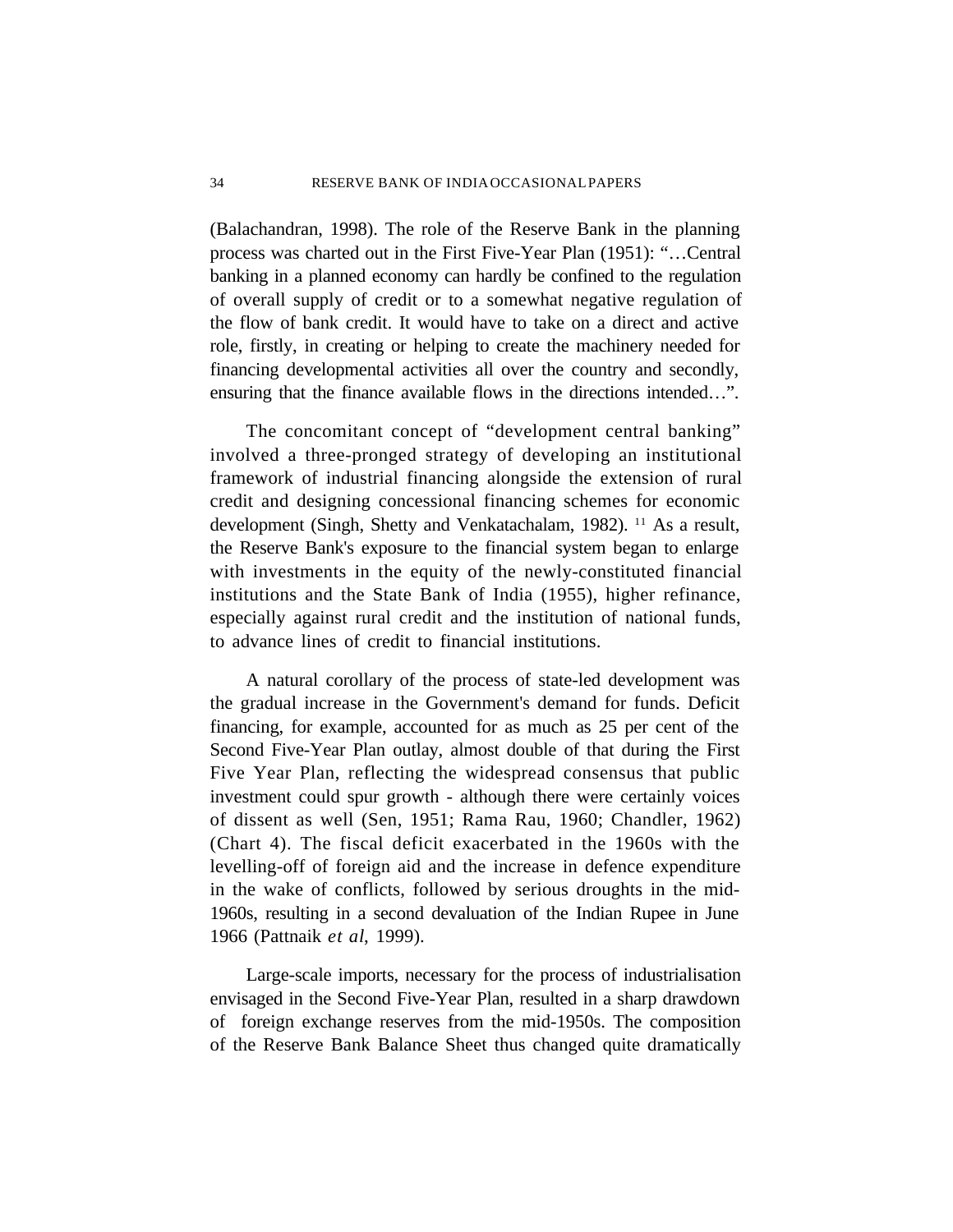(Balachandran, 1998). The role of the Reserve Bank in the planning process was charted out in the First Five-Year Plan (1951): "…Central banking in a planned economy can hardly be confined to the regulation of overall supply of credit or to a somewhat negative regulation of the flow of bank credit. It would have to take on a direct and active role, firstly, in creating or helping to create the machinery needed for financing developmental activities all over the country and secondly, ensuring that the finance available flows in the directions intended…".

The concomitant concept of "development central banking" involved a three-pronged strategy of developing an institutional framework of industrial financing alongside the extension of rural credit and designing concessional financing schemes for economic development (Singh, Shetty and Venkatachalam, 1982). [11] As a result, the Reserve Bank's exposure to the financial system began to enlarge with investments in the equity of the newly-constituted financial institutions and the State Bank of India (1955), higher refinance, especially against rural credit and the institution of national funds, to advance lines of credit to financial institutions.

A natural corollary of the process of state-led development was the gradual increase in the Government's demand for funds. Deficit financing, for example, accounted for as much as 25 per cent of the Second Five-Year Plan outlay, almost double of that during the First Five Year Plan, reflecting the widespread consensus that public investment could spur growth - although there were certainly voices of dissent as well (Sen, 1951; Rama Rau, 1960; Chandler, 1962) (Chart 4). The fiscal deficit exacerbated in the 1960s with the levelling-off of foreign aid and the increase in defence expenditure in the wake of conflicts, followed by serious droughts in the mid-1960s, resulting in a second devaluation of the Indian Rupee in June 1966 (Pattnaik *et al*, 1999).

Large-scale imports, necessary for the process of industrialisation envisaged in the Second Five-Year Plan, resulted in a sharp drawdown of foreign exchange reserves from the mid-1950s. The composition of the Reserve Bank Balance Sheet thus changed quite dramatically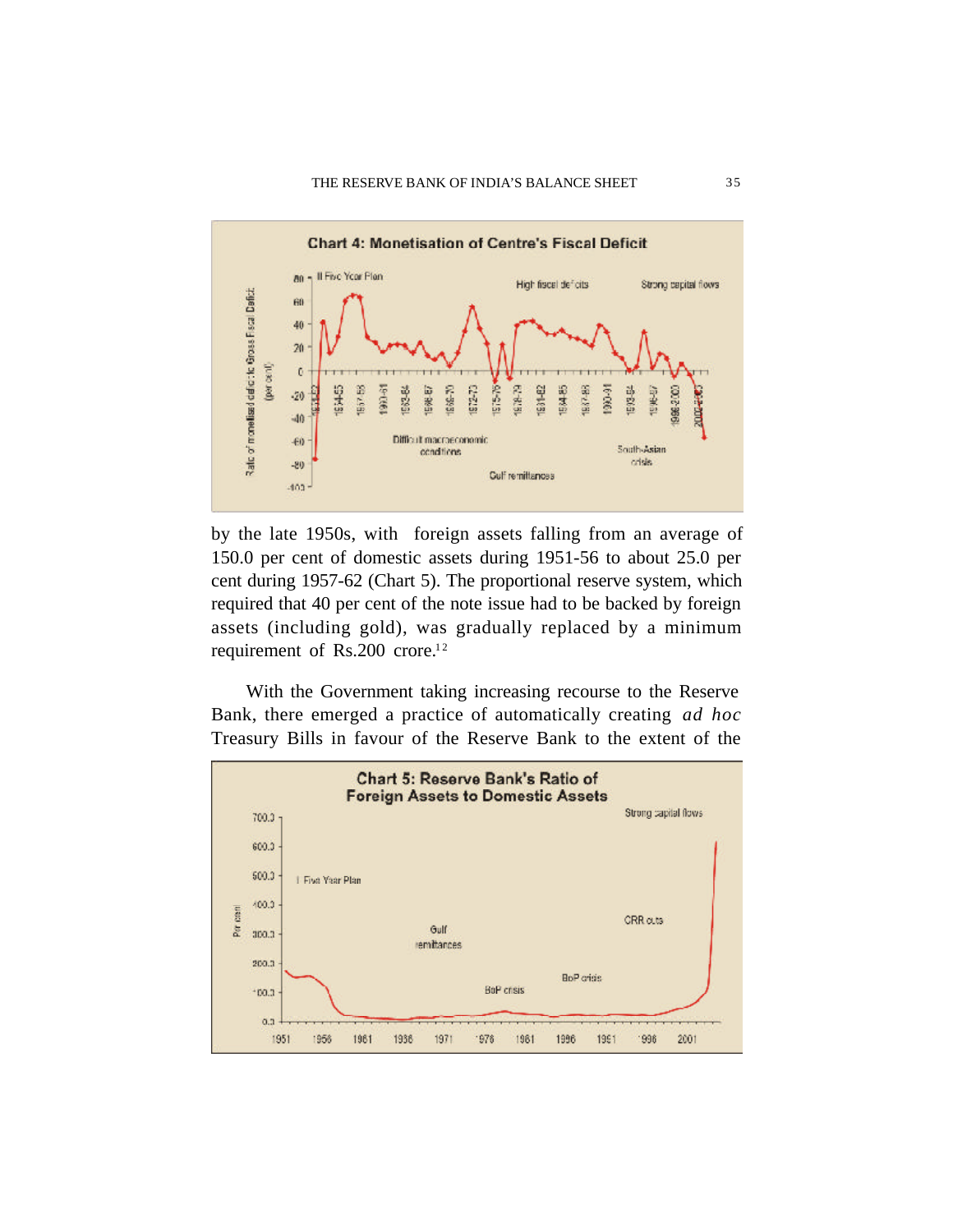Chart 4: Monetisation of Centre's Fiscal Deficit

by the late 1950s, with foreign assets falling from an average of 150.0 per cent of domestic assets during 1951-56 to about 25.0 per cent during 1957-62 (Chart 5). The proportional reserve system, which required that 40 per cent of the note issue had to be backed by foreign assets (including gold), was gradually replaced by a minimum requirement of Rs.200 crore.[12]

With the Government taking increasing recourse to the Reserve Bank, there emerged a practice of automatically creating *ad hoc* Treasury Bills in favour of the Reserve Bank to the extent of the

Chart 5: Reserve Bank's Ratio of Foreign Assets to Domestic Assets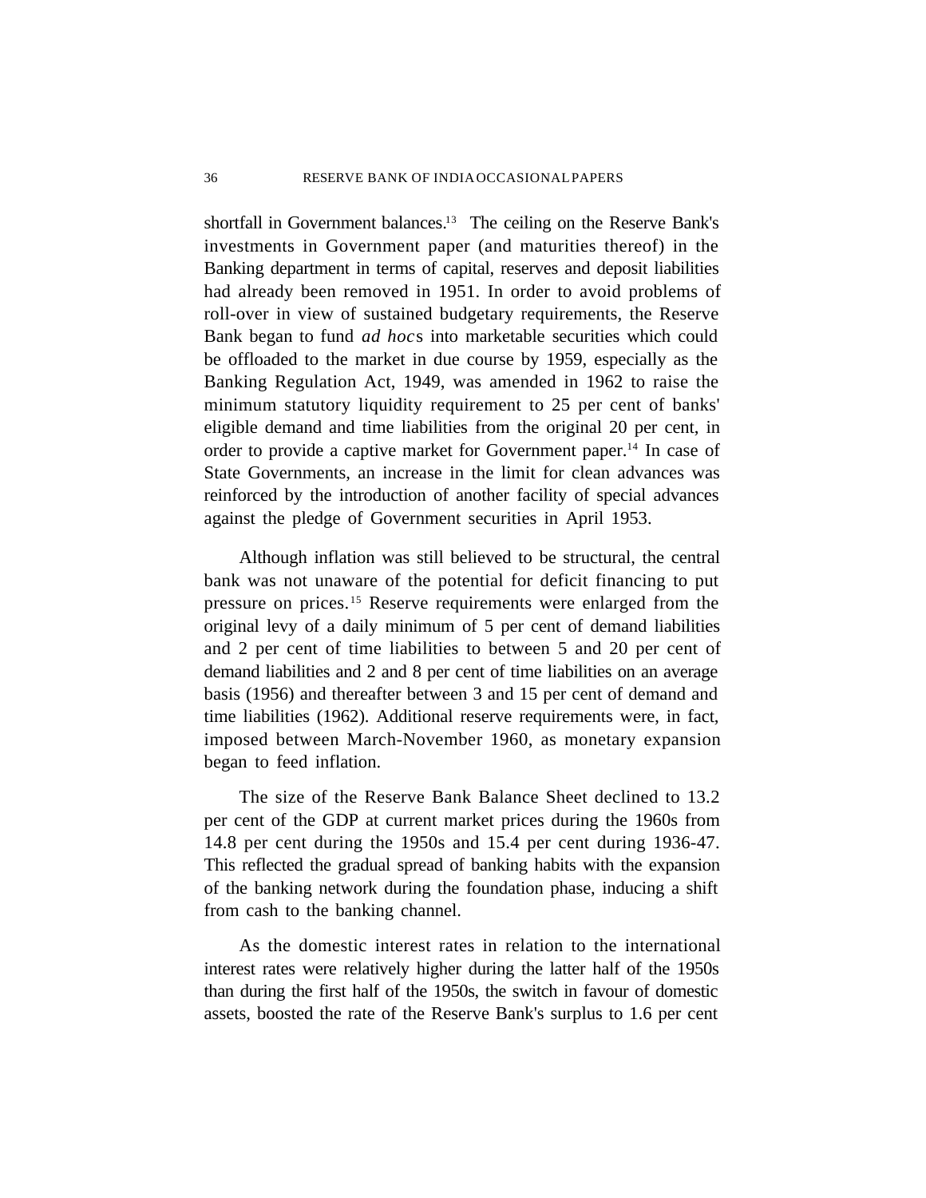shortfall in Government balances.[13] The ceiling on the Reserve Bank's investments in Government paper (and maturities thereof) in the Banking department in terms of capital, reserves and deposit liabilities had already been removed in 1951. In order to avoid problems of roll-over in view of sustained budgetary requirements, the Reserve Bank began to fund *ad hoc*s into marketable securities which could be offloaded to the market in due course by 1959, especially as the Banking Regulation Act, 1949, was amended in 1962 to raise the minimum statutory liquidity requirement to 25 per cent of banks' eligible demand and time liabilities from the original 20 per cent, in order to provide a captive market for Government paper.[14] In case of State Governments, an increase in the limit for clean advances was reinforced by the introduction of another facility of special advances against the pledge of Government securities in April 1953.

Although inflation was still believed to be structural, the central bank was not unaware of the potential for deficit financing to put pressure on prices.[15] Reserve requirements were enlarged from the original levy of a daily minimum of 5 per cent of demand liabilities and 2 per cent of time liabilities to between 5 and 20 per cent of demand liabilities and 2 and 8 per cent of time liabilities on an average basis (1956) and thereafter between 3 and 15 per cent of demand and time liabilities (1962). Additional reserve requirements were, in fact, imposed between March-November 1960, as monetary expansion began to feed inflation.

The size of the Reserve Bank Balance Sheet declined to 13.2 per cent of the GDP at current market prices during the 1960s from 14.8 per cent during the 1950s and 15.4 per cent during 1936-47. This reflected the gradual spread of banking habits with the expansion of the banking network during the foundation phase, inducing a shift from cash to the banking channel.

As the domestic interest rates in relation to the international interest rates were relatively higher during the latter half of the 1950s than during the first half of the 1950s, the switch in favour of domestic assets, boosted the rate of the Reserve Bank's surplus to 1.6 per cent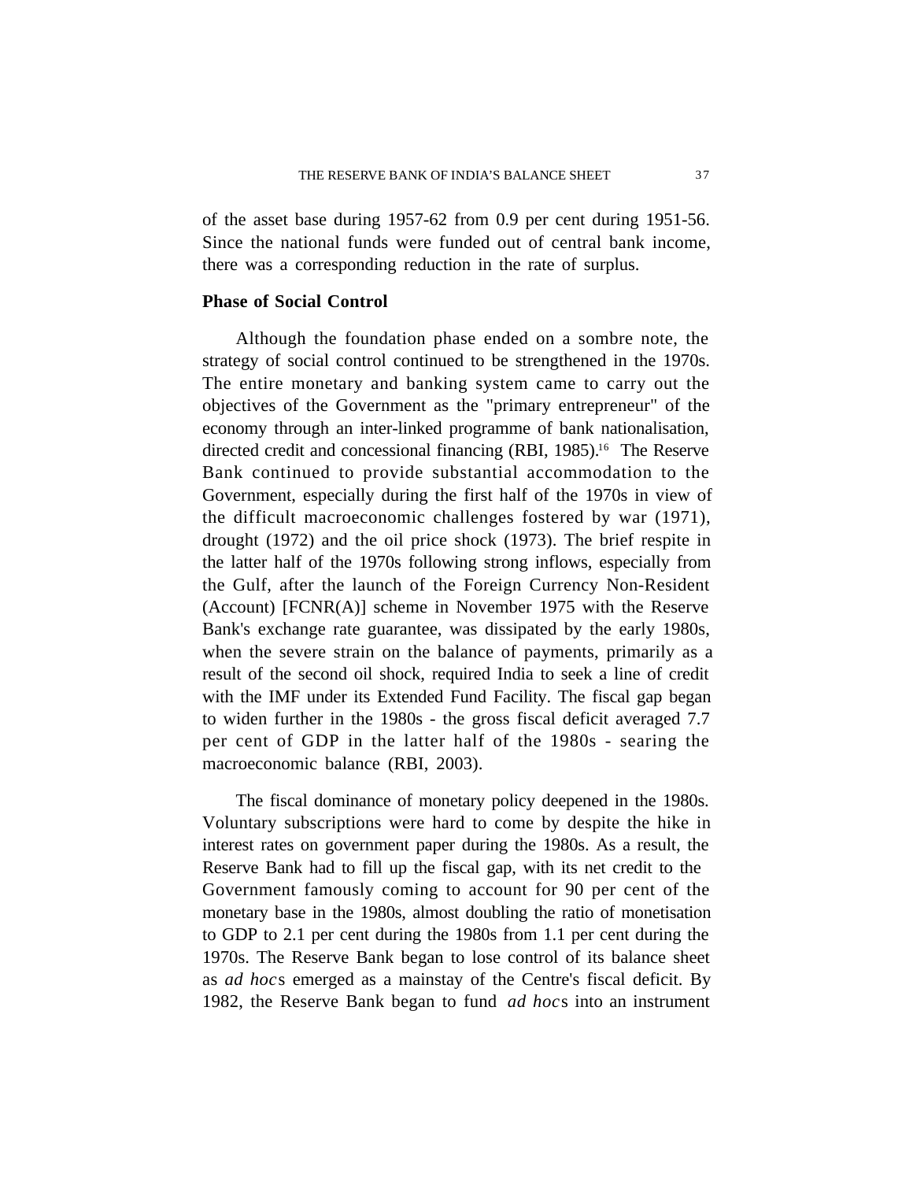of the asset base during 1957-62 from 0.9 per cent during 1951-56. Since the national funds were funded out of central bank income, there was a corresponding reduction in the rate of surplus.

### Phase of Social Control

Although the foundation phase ended on a sombre note, the strategy of social control continued to be strengthened in the 1970s. The entire monetary and banking system came to carry out the objectives of the Government as the "primary entrepreneur" of the economy through an inter-linked programme of bank nationalisation, directed credit and concessional financing (RBI, 1985).[16] The Reserve Bank continued to provide substantial accommodation to the Government, especially during the first half of the 1970s in view of the difficult macroeconomic challenges fostered by war (1971), drought (1972) and the oil price shock (1973). The brief respite in the latter half of the 1970s following strong inflows, especially from the Gulf, after the launch of the Foreign Currency Non-Resident (Account) [FCNR(A)] scheme in November 1975 with the Reserve Bank's exchange rate guarantee, was dissipated by the early 1980s, when the severe strain on the balance of payments, primarily as a result of the second oil shock, required India to seek a line of credit with the IMF under its Extended Fund Facility. The fiscal gap began to widen further in the 1980s - the gross fiscal deficit averaged 7.7 per cent of GDP in the latter half of the 1980s - searing the macroeconomic balance (RBI, 2003).

The fiscal dominance of monetary policy deepened in the 1980s. Voluntary subscriptions were hard to come by despite the hike in interest rates on government paper during the 1980s. As a result, the Reserve Bank had to fill up the fiscal gap, with its net credit to the Government famously coming to account for 90 per cent of the monetary base in the 1980s, almost doubling the ratio of monetisation to GDP to 2.1 per cent during the 1980s from 1.1 per cent during the 1970s. The Reserve Bank began to lose control of its balance sheet as *ad hoc*s emerged as a mainstay of the Centre's fiscal deficit. By 1982, the Reserve Bank began to fund *ad hoc*s into an instrument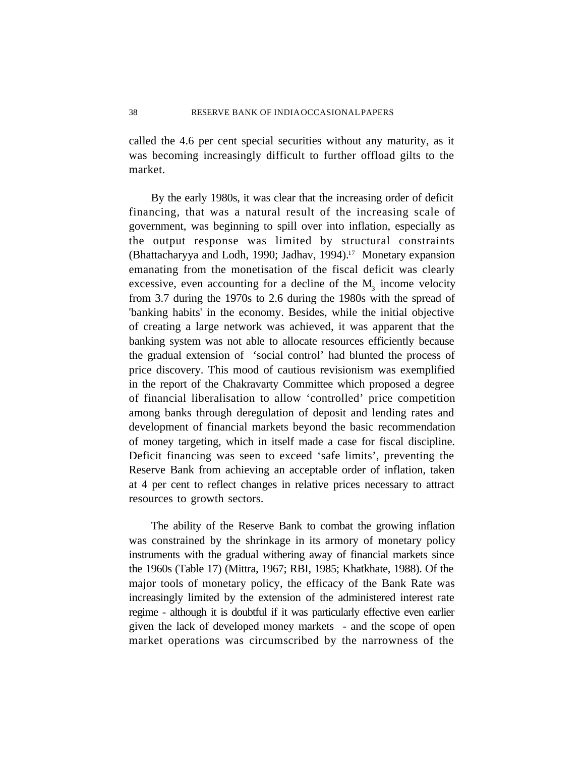called the 4.6 per cent special securities without any maturity, as it was becoming increasingly difficult to further offload gilts to the market.

By the early 1980s, it was clear that the increasing order of deficit financing, that was a natural result of the increasing scale of government, was beginning to spill over into inflation, especially as the output response was limited by structural constraints (Bhattacharyya and Lodh, 1990; Jadhav, 1994).[17] Monetary expansion emanating from the monetisation of the fiscal deficit was clearly excessive, even accounting for a decline of the $M_3$ income velocity from 3.7 during the 1970s to 2.6 during the 1980s with the spread of 'banking habits' in the economy. Besides, while the initial objective of creating a large network was achieved, it was apparent that the banking system was not able to allocate resources efficiently because the gradual extension of 'social control' had blunted the process of price discovery. This mood of cautious revisionism was exemplified in the report of the Chakravarty Committee which proposed a degree of financial liberalisation to allow 'controlled' price competition among banks through deregulation of deposit and lending rates and development of financial markets beyond the basic recommendation of money targeting, which in itself made a case for fiscal discipline. Deficit financing was seen to exceed 'safe limits', preventing the Reserve Bank from achieving an acceptable order of inflation, taken at 4 per cent to reflect changes in relative prices necessary to attract resources to growth sectors.

The ability of the Reserve Bank to combat the growing inflation was constrained by the shrinkage in its armory of monetary policy instruments with the gradual withering away of financial markets since the 1960s (Table 17) (Mittra, 1967; RBI, 1985; Khatkhate, 1988). Of the major tools of monetary policy, the efficacy of the Bank Rate was increasingly limited by the extension of the administered interest rate regime - although it is doubtful if it was particularly effective even earlier given the lack of developed money markets - and the scope of open market operations was circumscribed by the narrowness of the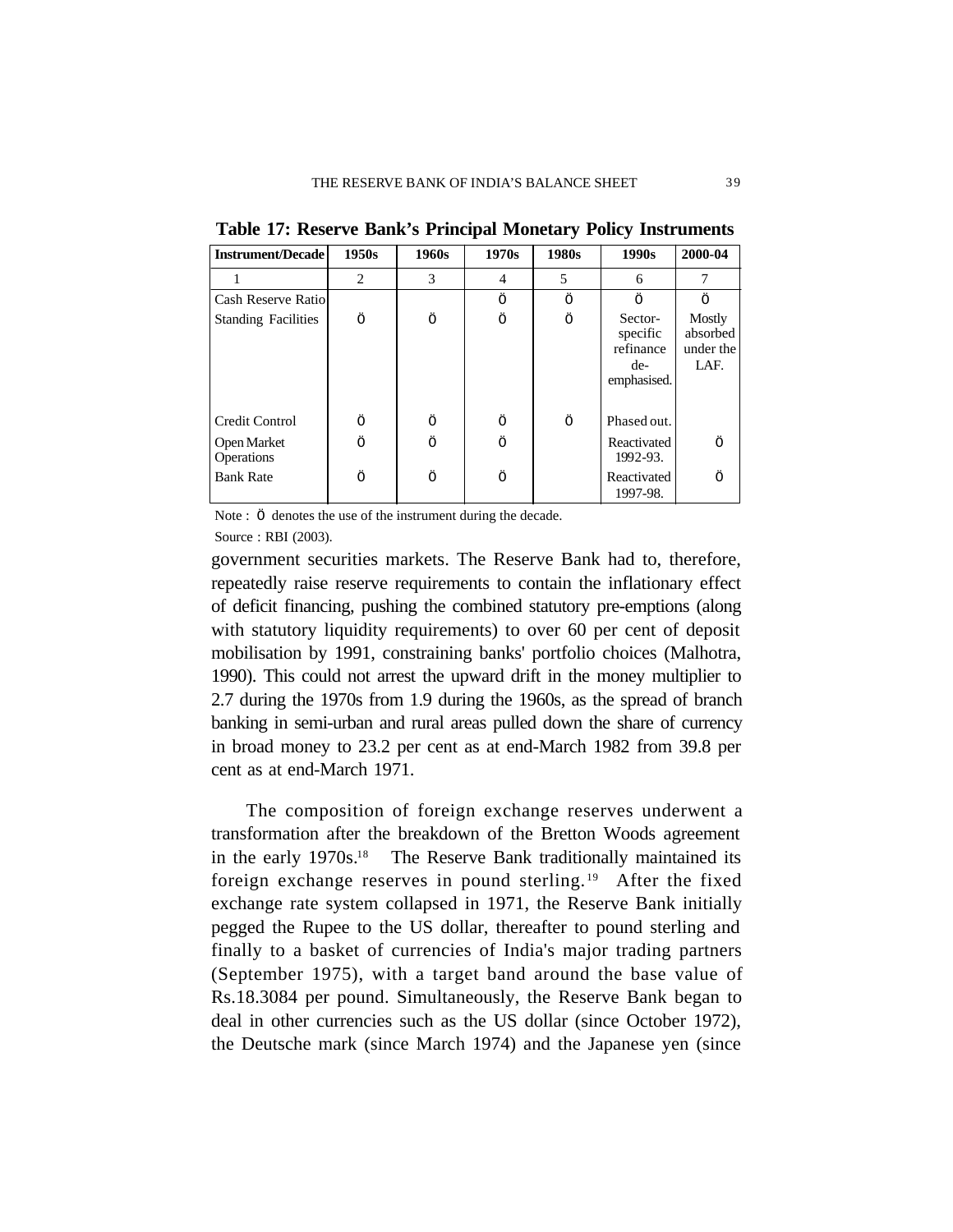**Table 17: Reserve Bank's Principal Monetary Policy Instruments**

| Instrument/Decade | 1950s | 1960s | 1970s | 1980s | 1990s | 2000-04 |
|---|---|---|---|---|---|---|
| 1 | 2 | 3 | 4 | 5 | 6 | 7 |
| Cash Reserve Ratio | | | Ö | Ö | Ö | Ö |
| Standing Facilities | Ö | Ö | Ö | Ö | Sector-specific refinance de-emphasised. | Mostly absorbed under the LAF. |
| Credit Control | Ö | Ö | Ö | Ö | Phased out. | |
| Open Market Operations | Ö | Ö | Ö | | Reactivated 1992-93. | Ö |
| Bank Rate | Ö | Ö | Ö | | Reactivated 1997-98. | Ö |

Note : Ö denotes the use of the instrument during the decade.

Source : RBI (2003).

government securities markets. The Reserve Bank had to, therefore, repeatedly raise reserve requirements to contain the inflationary effect of deficit financing, pushing the combined statutory pre-emptions (along with statutory liquidity requirements) to over 60 per cent of deposit mobilisation by 1991, constraining banks' portfolio choices (Malhotra, 1990). This could not arrest the upward drift in the money multiplier to 2.7 during the 1970s from 1.9 during the 1960s, as the spread of branch banking in semi-urban and rural areas pulled down the share of currency in broad money to 23.2 per cent as at end-March 1982 from 39.8 per cent as at end-March 1971.

The composition of foreign exchange reserves underwent a transformation after the breakdown of the Bretton Woods agreement in the early 1970s.[18] The Reserve Bank traditionally maintained its foreign exchange reserves in pound sterling.[19] After the fixed exchange rate system collapsed in 1971, the Reserve Bank initially pegged the Rupee to the US dollar, thereafter to pound sterling and finally to a basket of currencies of India's major trading partners (September 1975), with a target band around the base value of Rs.18.3084 per pound. Simultaneously, the Reserve Bank began to deal in other currencies such as the US dollar (since October 1972), the Deutsche mark (since March 1974) and the Japanese yen (since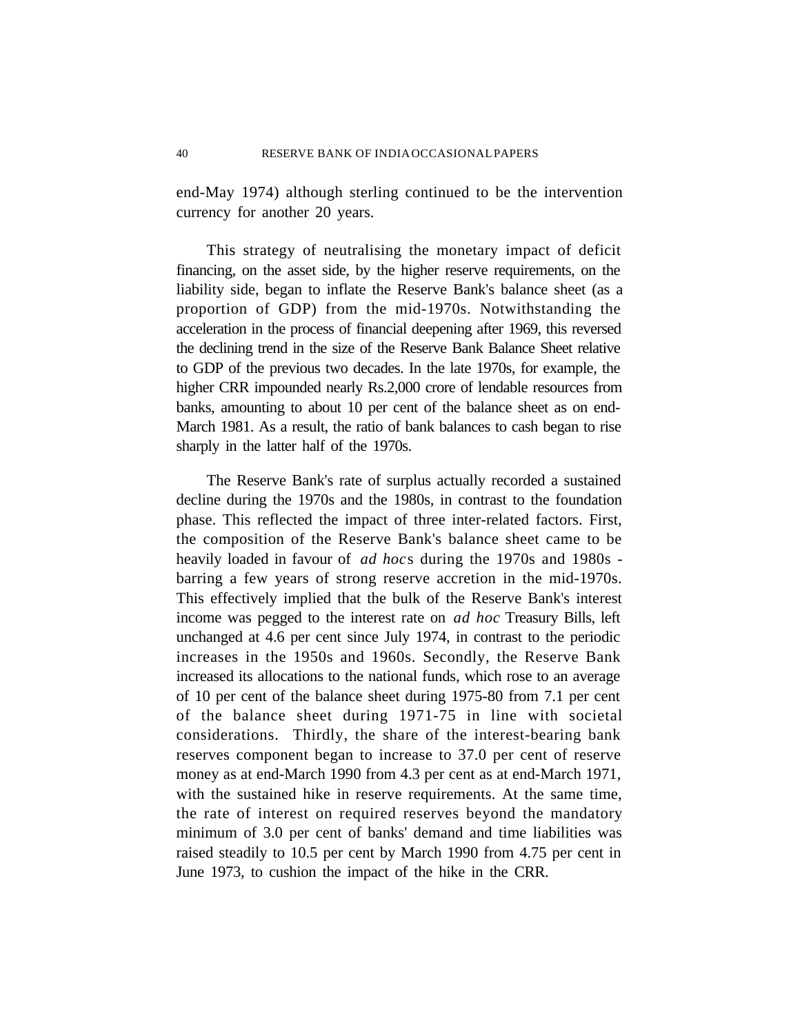end-May 1974) although sterling continued to be the intervention currency for another 20 years.

This strategy of neutralising the monetary impact of deficit financing, on the asset side, by the higher reserve requirements, on the liability side, began to inflate the Reserve Bank's balance sheet (as a proportion of GDP) from the mid-1970s. Notwithstanding the acceleration in the process of financial deepening after 1969, this reversed the declining trend in the size of the Reserve Bank Balance Sheet relative to GDP of the previous two decades. In the late 1970s, for example, the higher CRR impounded nearly Rs.2,000 crore of lendable resources from banks, amounting to about 10 per cent of the balance sheet as on end-March 1981. As a result, the ratio of bank balances to cash began to rise sharply in the latter half of the 1970s.

The Reserve Bank's rate of surplus actually recorded a sustained decline during the 1970s and the 1980s, in contrast to the foundation phase. This reflected the impact of three inter-related factors. First, the composition of the Reserve Bank's balance sheet came to be heavily loaded in favour of *ad hoc*s during the 1970s and 1980s - barring a few years of strong reserve accretion in the mid-1970s. This effectively implied that the bulk of the Reserve Bank's interest income was pegged to the interest rate on *ad hoc* Treasury Bills, left unchanged at 4.6 per cent since July 1974, in contrast to the periodic increases in the 1950s and 1960s. Secondly, the Reserve Bank increased its allocations to the national funds, which rose to an average of 10 per cent of the balance sheet during 1975-80 from 7.1 per cent of the balance sheet during 1971-75 in line with societal considerations. Thirdly, the share of the interest-bearing bank reserves component began to increase to 37.0 per cent of reserve money as at end-March 1990 from 4.3 per cent as at end-March 1971, with the sustained hike in reserve requirements. At the same time, the rate of interest on required reserves beyond the mandatory minimum of 3.0 per cent of banks' demand and time liabilities was raised steadily to 10.5 per cent by March 1990 from 4.75 per cent in June 1973, to cushion the impact of the hike in the CRR.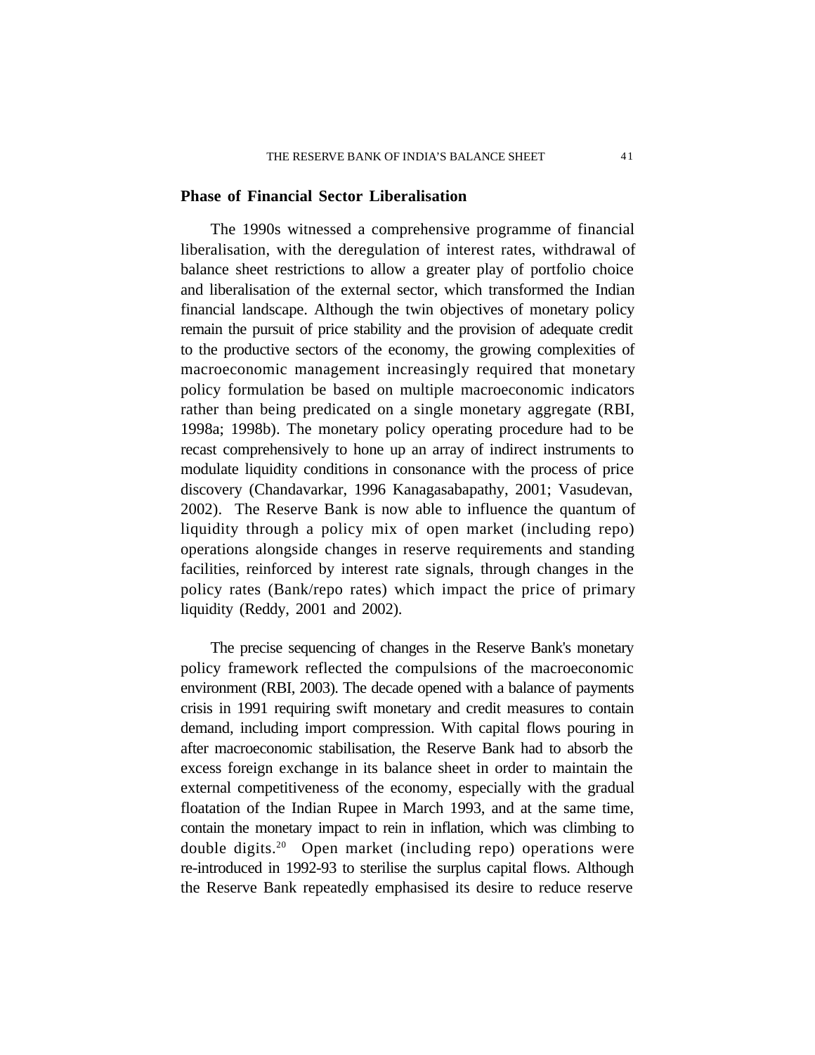## Phase of Financial Sector Liberalisation

The 1990s witnessed a comprehensive programme of financial liberalisation, with the deregulation of interest rates, withdrawal of balance sheet restrictions to allow a greater play of portfolio choice and liberalisation of the external sector, which transformed the Indian financial landscape. Although the twin objectives of monetary policy remain the pursuit of price stability and the provision of adequate credit to the productive sectors of the economy, the growing complexities of macroeconomic management increasingly required that monetary policy formulation be based on multiple macroeconomic indicators rather than being predicated on a single monetary aggregate (RBI, 1998a; 1998b). The monetary policy operating procedure had to be recast comprehensively to hone up an array of indirect instruments to modulate liquidity conditions in consonance with the process of price discovery (Chandavarkar, 1996 Kanagasabapathy, 2001; Vasudevan, 2002). The Reserve Bank is now able to influence the quantum of liquidity through a policy mix of open market (including repo) operations alongside changes in reserve requirements and standing facilities, reinforced by interest rate signals, through changes in the policy rates (Bank/repo rates) which impact the price of primary liquidity (Reddy, 2001 and 2002).

The precise sequencing of changes in the Reserve Bank's monetary policy framework reflected the compulsions of the macroeconomic environment (RBI, 2003). The decade opened with a balance of payments crisis in 1991 requiring swift monetary and credit measures to contain demand, including import compression. With capital flows pouring in after macroeconomic stabilisation, the Reserve Bank had to absorb the excess foreign exchange in its balance sheet in order to maintain the external competitiveness of the economy, especially with the gradual floatation of the Indian Rupee in March 1993, and at the same time, contain the monetary impact to rein in inflation, which was climbing to double digits.[20] Open market (including repo) operations were re-introduced in 1992-93 to sterilise the surplus capital flows. Although the Reserve Bank repeatedly emphasised its desire to reduce reserve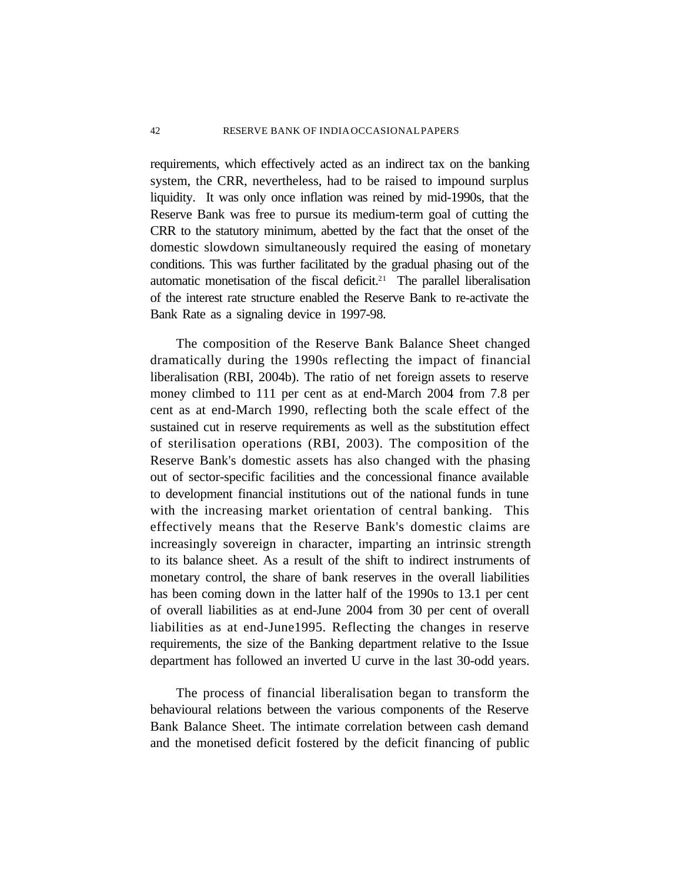requirements, which effectively acted as an indirect tax on the banking system, the CRR, nevertheless, had to be raised to impound surplus liquidity. It was only once inflation was reined by mid-1990s, that the Reserve Bank was free to pursue its medium-term goal of cutting the CRR to the statutory minimum, abetted by the fact that the onset of the domestic slowdown simultaneously required the easing of monetary conditions. This was further facilitated by the gradual phasing out of the automatic monetisation of the fiscal deficit.[21] The parallel liberalisation of the interest rate structure enabled the Reserve Bank to re-activate the Bank Rate as a signaling device in 1997-98.

The composition of the Reserve Bank Balance Sheet changed dramatically during the 1990s reflecting the impact of financial liberalisation (RBI, 2004b). The ratio of net foreign assets to reserve money climbed to 111 per cent as at end-March 2004 from 7.8 per cent as at end-March 1990, reflecting both the scale effect of the sustained cut in reserve requirements as well as the substitution effect of sterilisation operations (RBI, 2003). The composition of the Reserve Bank's domestic assets has also changed with the phasing out of sector-specific facilities and the concessional finance available to development financial institutions out of the national funds in tune with the increasing market orientation of central banking. This effectively means that the Reserve Bank's domestic claims are increasingly sovereign in character, imparting an intrinsic strength to its balance sheet. As a result of the shift to indirect instruments of monetary control, the share of bank reserves in the overall liabilities has been coming down in the latter half of the 1990s to 13.1 per cent of overall liabilities as at end-June 2004 from 30 per cent of overall liabilities as at end-June1995. Reflecting the changes in reserve requirements, the size of the Banking department relative to the Issue department has followed an inverted U curve in the last 30-odd years.

The process of financial liberalisation began to transform the behavioural relations between the various components of the Reserve Bank Balance Sheet. The intimate correlation between cash demand and the monetised deficit fostered by the deficit financing of public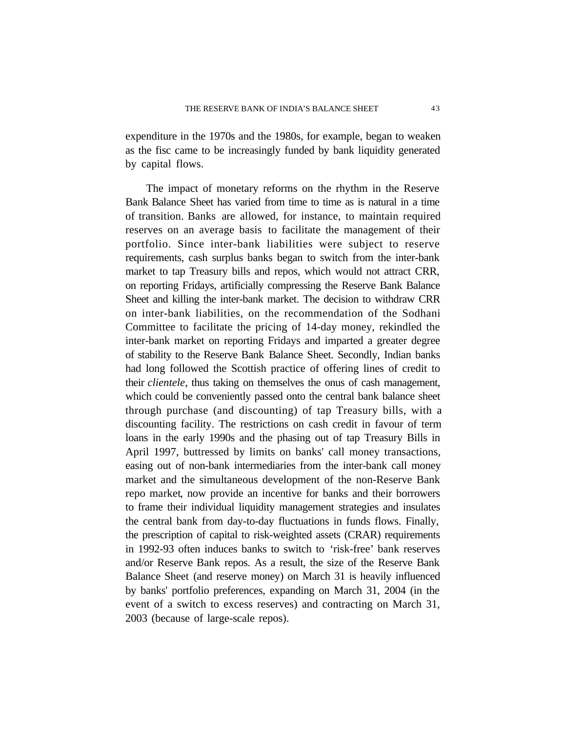expenditure in the 1970s and the 1980s, for example, began to weaken as the fisc came to be increasingly funded by bank liquidity generated by capital flows.

The impact of monetary reforms on the rhythm in the Reserve Bank Balance Sheet has varied from time to time as is natural in a time of transition. Banks are allowed, for instance, to maintain required reserves on an average basis to facilitate the management of their portfolio. Since inter-bank liabilities were subject to reserve requirements, cash surplus banks began to switch from the inter-bank market to tap Treasury bills and repos, which would not attract CRR, on reporting Fridays, artificially compressing the Reserve Bank Balance Sheet and killing the inter-bank market. The decision to withdraw CRR on inter-bank liabilities, on the recommendation of the Sodhani Committee to facilitate the pricing of 14-day money, rekindled the inter-bank market on reporting Fridays and imparted a greater degree of stability to the Reserve Bank Balance Sheet. Secondly, Indian banks had long followed the Scottish practice of offering lines of credit to their *clientele*, thus taking on themselves the onus of cash management, which could be conveniently passed onto the central bank balance sheet through purchase (and discounting) of tap Treasury bills, with a discounting facility. The restrictions on cash credit in favour of term loans in the early 1990s and the phasing out of tap Treasury Bills in April 1997, buttressed by limits on banks' call money transactions, easing out of non-bank intermediaries from the inter-bank call money market and the simultaneous development of the non-Reserve Bank repo market, now provide an incentive for banks and their borrowers to frame their individual liquidity management strategies and insulates the central bank from day-to-day fluctuations in funds flows. Finally, the prescription of capital to risk-weighted assets (CRAR) requirements in 1992-93 often induces banks to switch to 'risk-free' bank reserves and/or Reserve Bank repos. As a result, the size of the Reserve Bank Balance Sheet (and reserve money) on March 31 is heavily influenced by banks' portfolio preferences, expanding on March 31, 2004 (in the event of a switch to excess reserves) and contracting on March 31, 2003 (because of large-scale repos).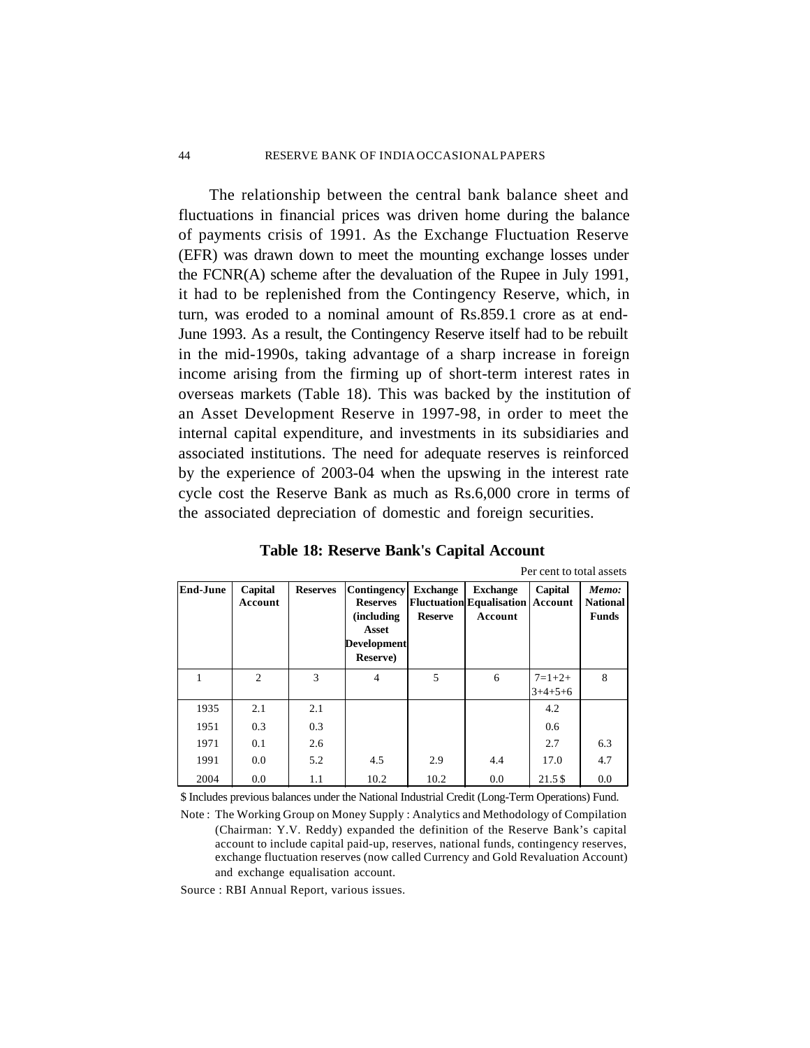The relationship between the central bank balance sheet and fluctuations in financial prices was driven home during the balance of payments crisis of 1991. As the Exchange Fluctuation Reserve (EFR) was drawn down to meet the mounting exchange losses under the FCNR(A) scheme after the devaluation of the Rupee in July 1991, it had to be replenished from the Contingency Reserve, which, in turn, was eroded to a nominal amount of Rs.859.1 crore as at end-June 1993. As a result, the Contingency Reserve itself had to be rebuilt in the mid-1990s, taking advantage of a sharp increase in foreign income arising from the firming up of short-term interest rates in overseas markets (Table 18). This was backed by the institution of an Asset Development Reserve in 1997-98, in order to meet the internal capital expenditure, and investments in its subsidiaries and associated institutions. The need for adequate reserves is reinforced by the experience of 2003-04 when the upswing in the interest rate cycle cost the Reserve Bank as much as Rs.6,000 crore in terms of the associated depreciation of domestic and foreign securities.

**Table 18: Reserve Bank's Capital Account**

Per cent to total assets

| End-June | Capital Account | Reserves | Contingency Reserves (including Asset Development Reserve) | Exchange Fluctuation Reserve | Exchange Equalisation Account | Capital Account | *Memo:* National Funds |
|---|---|---|---|---|---|---|---|
| 1 | 2 | 3 | 4 | 5 | 6 | 7=1+2+ 3+4+5+6 | 8 |
| 1935 | 2.1 | 2.1 | | | | 4.2 | |
| 1951 | 0.3 | 0.3 | | | | 0.6 | |
| 1971 | 0.1 | 2.6 | | | | 2.7 | 6.3 |
| 1991 | 0.0 | 5.2 | 4.5 | 2.9 | 4.4 | 17.0 | 4.7 |
| 2004 | 0.0 | 1.1 | 10.2 | 10.2 | 0.0 | 21.5 $ | 0.0 |

$ Includes previous balances under the National Industrial Credit (Long-Term Operations) Fund.

Note : The Working Group on Money Supply : Analytics and Methodology of Compilation (Chairman: Y.V. Reddy) expanded the definition of the Reserve Bank's capital account to include capital paid-up, reserves, national funds, contingency reserves, exchange fluctuation reserves (now called Currency and Gold Revaluation Account) and exchange equalisation account.

Source : RBI Annual Report, various issues.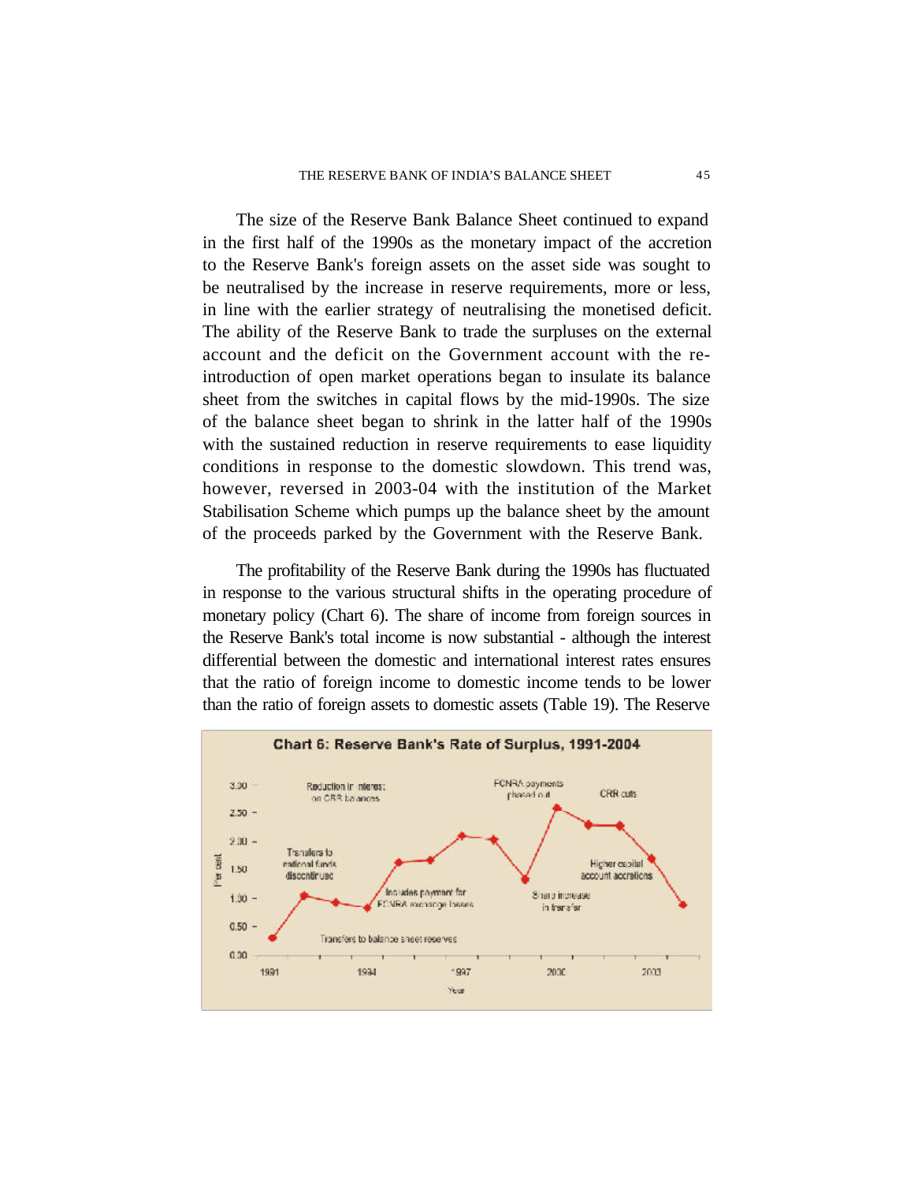The size of the Reserve Bank Balance Sheet continued to expand in the first half of the 1990s as the monetary impact of the accretion to the Reserve Bank's foreign assets on the asset side was sought to be neutralised by the increase in reserve requirements, more or less, in line with the earlier strategy of neutralising the monetised deficit. The ability of the Reserve Bank to trade the surpluses on the external account and the deficit on the Government account with the re-introduction of open market operations began to insulate its balance sheet from the switches in capital flows by the mid-1990s. The size of the balance sheet began to shrink in the latter half of the 1990s with the sustained reduction in reserve requirements to ease liquidity conditions in response to the domestic slowdown. This trend was, however, reversed in 2003-04 with the institution of the Market Stabilisation Scheme which pumps up the balance sheet by the amount of the proceeds parked by the Government with the Reserve Bank.

The profitability of the Reserve Bank during the 1990s has fluctuated in response to the various structural shifts in the operating procedure of monetary policy (Chart 6). The share of income from foreign sources in the Reserve Bank's total income is now substantial - although the interest differential between the domestic and international interest rates ensures that the ratio of foreign income to domestic income tends to be lower than the ratio of foreign assets to domestic assets (Table 19). The Reserve

**Chart 6: Reserve Bank's Rate of Surplus, 1991-2004**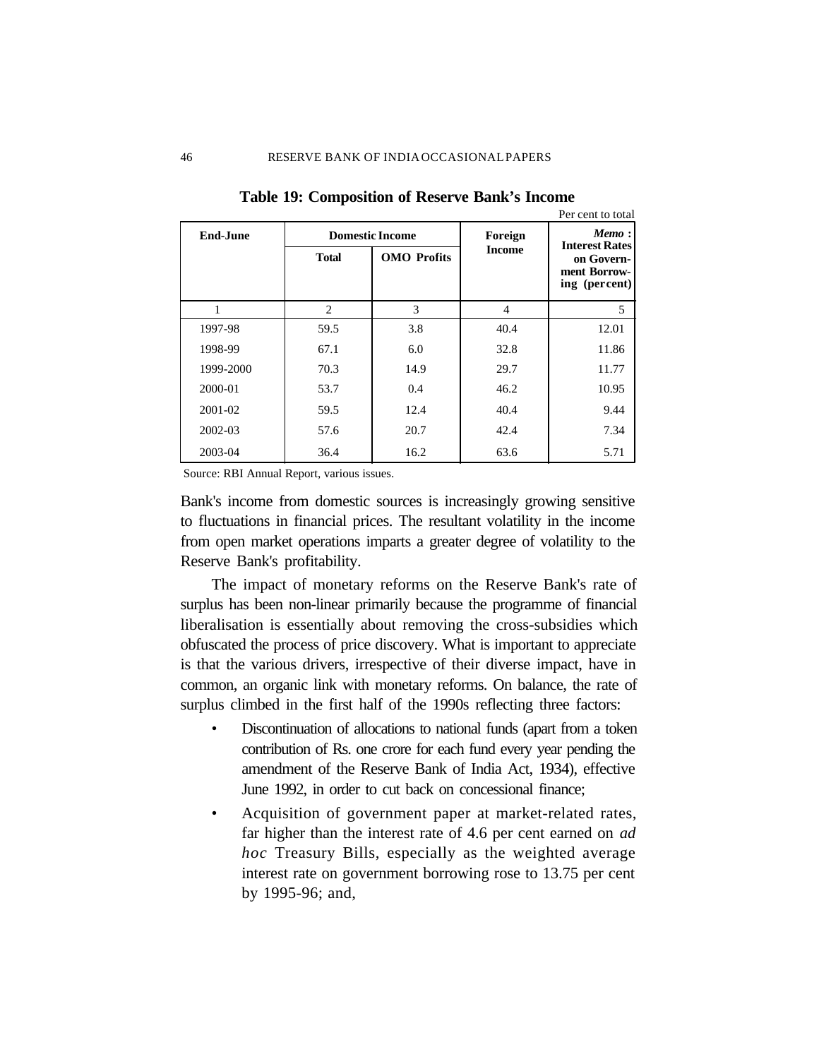**Table 19: Composition of Reserve Bank's Income**

Per cent to total

| End-June | Domestic Income | | Foreign Income | *Memo* : Interest Rates on Government Borrowing (per cent) |
|---|---|---|---|---|
| | Total | OMO Profits | | |
| 1 | 2 | 3 | 4 | 5 |
| 1997-98 | 59.5 | 3.8 | 40.4 | 12.01 |
| 1998-99 | 67.1 | 6.0 | 32.8 | 11.86 |
| 1999-2000 | 70.3 | 14.9 | 29.7 | 11.77 |
| 2000-01 | 53.7 | 0.4 | 46.2 | 10.95 |
| 2001-02 | 59.5 | 12.4 | 40.4 | 9.44 |
| 2002-03 | 57.6 | 20.7 | 42.4 | 7.34 |
| 2003-04 | 36.4 | 16.2 | 63.6 | 5.71 |

Source: RBI Annual Report, various issues.

Bank's income from domestic sources is increasingly growing sensitive to fluctuations in financial prices. The resultant volatility in the income from open market operations imparts a greater degree of volatility to the Reserve Bank's profitability.

The impact of monetary reforms on the Reserve Bank's rate of surplus has been non-linear primarily because the programme of financial liberalisation is essentially about removing the cross-subsidies which obfuscated the process of price discovery. What is important to appreciate is that the various drivers, irrespective of their diverse impact, have in common, an organic link with monetary reforms. On balance, the rate of surplus climbed in the first half of the 1990s reflecting three factors:

- Discontinuation of allocations to national funds (apart from a token contribution of Rs. one crore for each fund every year pending the amendment of the Reserve Bank of India Act, 1934), effective June 1992, in order to cut back on concessional finance;
- Acquisition of government paper at market-related rates, far higher than the interest rate of 4.6 per cent earned on *ad hoc* Treasury Bills, especially as the weighted average interest rate on government borrowing rose to 13.75 per cent by 1995-96; and,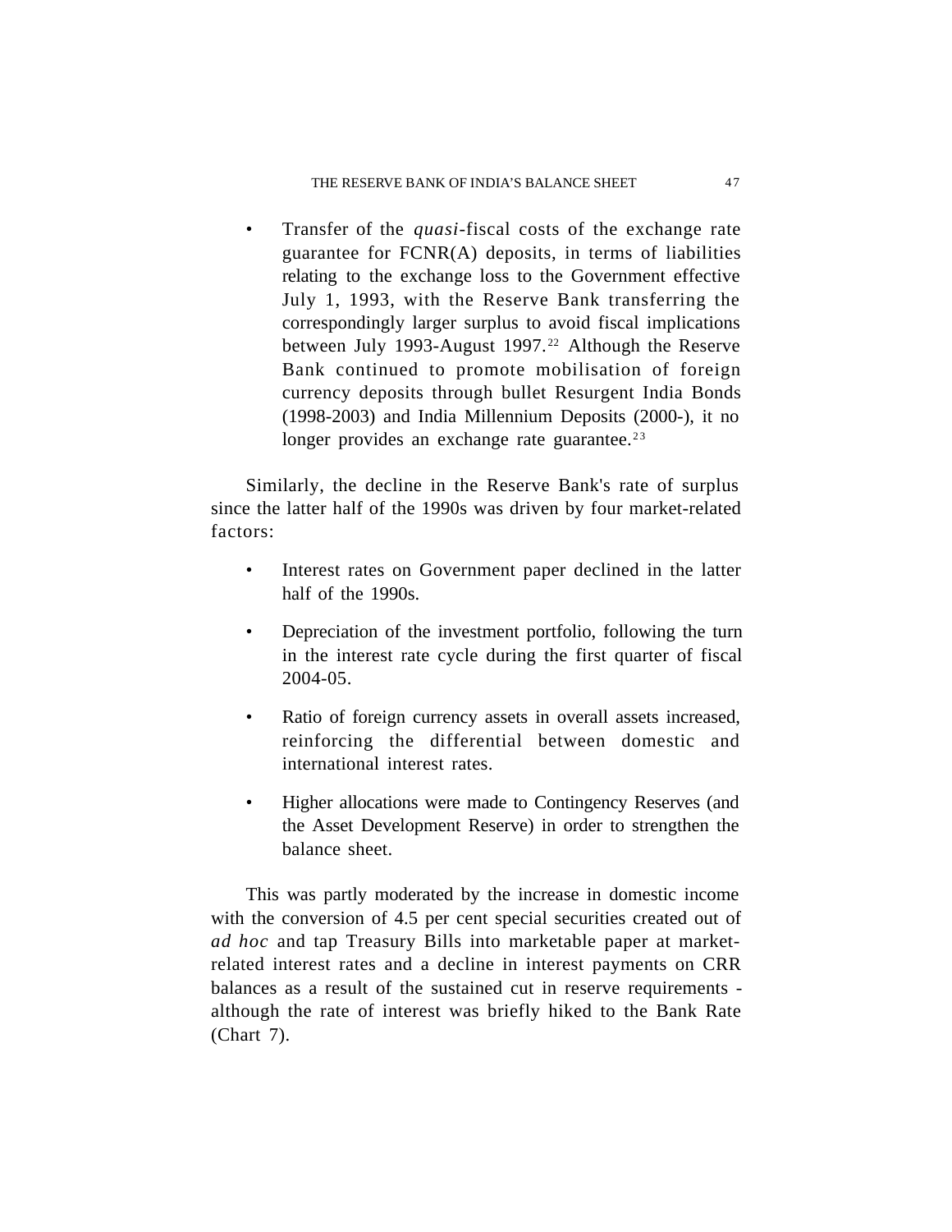- Transfer of the *quasi*-fiscal costs of the exchange rate guarantee for FCNR(A) deposits, in terms of liabilities relating to the exchange loss to the Government effective July 1, 1993, with the Reserve Bank transferring the correspondingly larger surplus to avoid fiscal implications between July 1993-August 1997.[22] Although the Reserve Bank continued to promote mobilisation of foreign currency deposits through bullet Resurgent India Bonds (1998-2003) and India Millennium Deposits (2000-), it no longer provides an exchange rate guarantee.[23]

Similarly, the decline in the Reserve Bank's rate of surplus since the latter half of the 1990s was driven by four market-related factors:

- Interest rates on Government paper declined in the latter half of the 1990s.
- Depreciation of the investment portfolio, following the turn in the interest rate cycle during the first quarter of fiscal 2004-05.
- Ratio of foreign currency assets in overall assets increased, reinforcing the differential between domestic and international interest rates.
- Higher allocations were made to Contingency Reserves (and the Asset Development Reserve) in order to strengthen the balance sheet.

This was partly moderated by the increase in domestic income with the conversion of 4.5 per cent special securities created out of *ad hoc* and tap Treasury Bills into marketable paper at market-related interest rates and a decline in interest payments on CRR balances as a result of the sustained cut in reserve requirements - although the rate of interest was briefly hiked to the Bank Rate (Chart 7).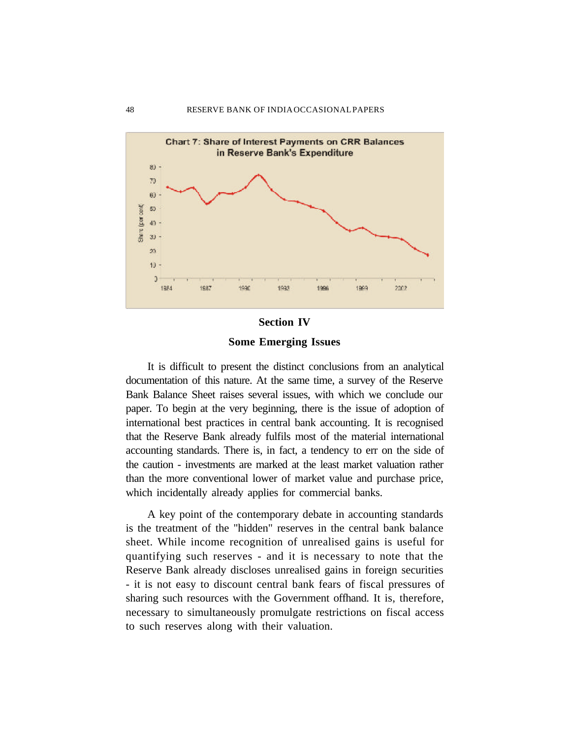Chart 7: Share of Interest Payments on CRR Balances in Reserve Bank's Expenditure

## Section IV

### Some Emerging Issues

It is difficult to present the distinct conclusions from an analytical documentation of this nature. At the same time, a survey of the Reserve Bank Balance Sheet raises several issues, with which we conclude our paper. To begin at the very beginning, there is the issue of adoption of international best practices in central bank accounting. It is recognised that the Reserve Bank already fulfils most of the material international accounting standards. There is, in fact, a tendency to err on the side of the caution - investments are marked at the least market valuation rather than the more conventional lower of market value and purchase price, which incidentally already applies for commercial banks.

A key point of the contemporary debate in accounting standards is the treatment of the "hidden" reserves in the central bank balance sheet. While income recognition of unrealised gains is useful for quantifying such reserves - and it is necessary to note that the Reserve Bank already discloses unrealised gains in foreign securities - it is not easy to discount central bank fears of fiscal pressures of sharing such resources with the Government offhand. It is, therefore, necessary to simultaneously promulgate restrictions on fiscal access to such reserves along with their valuation.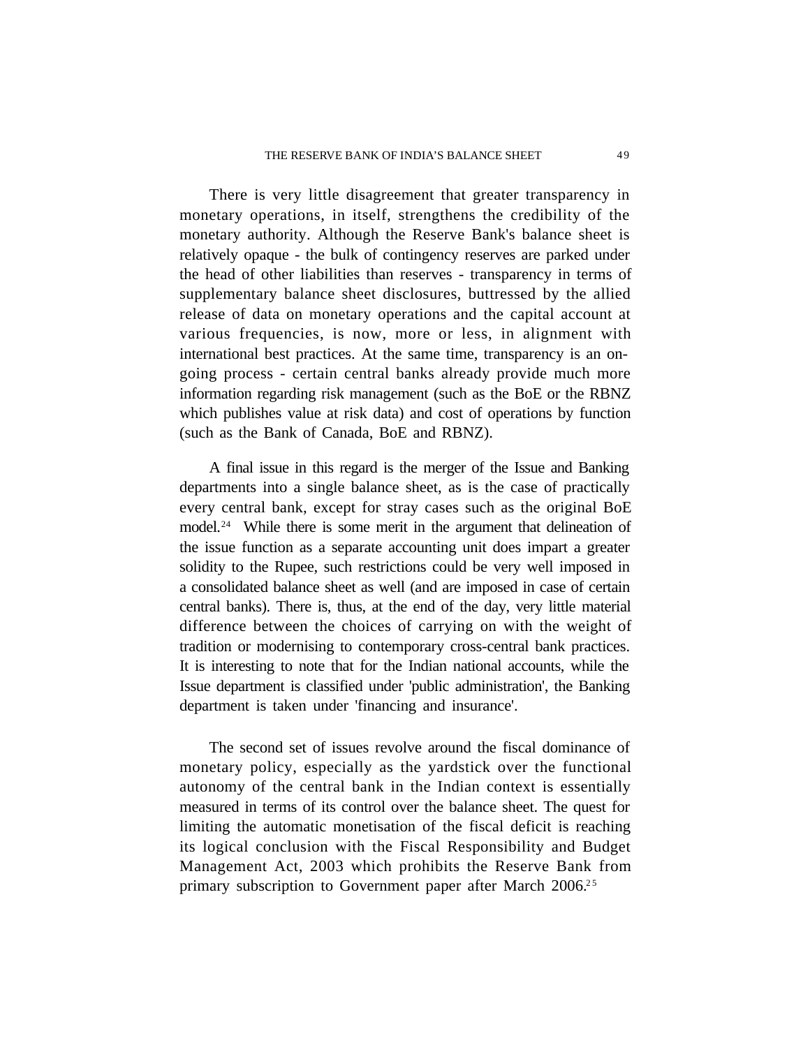There is very little disagreement that greater transparency in monetary operations, in itself, strengthens the credibility of the monetary authority. Although the Reserve Bank's balance sheet is relatively opaque - the bulk of contingency reserves are parked under the head of other liabilities than reserves - transparency in terms of supplementary balance sheet disclosures, buttressed by the allied release of data on monetary operations and the capital account at various frequencies, is now, more or less, in alignment with international best practices. At the same time, transparency is an on-going process - certain central banks already provide much more information regarding risk management (such as the BoE or the RBNZ which publishes value at risk data) and cost of operations by function (such as the Bank of Canada, BoE and RBNZ).

A final issue in this regard is the merger of the Issue and Banking departments into a single balance sheet, as is the case of practically every central bank, except for stray cases such as the original BoE model.[24] While there is some merit in the argument that delineation of the issue function as a separate accounting unit does impart a greater solidity to the Rupee, such restrictions could be very well imposed in a consolidated balance sheet as well (and are imposed in case of certain central banks). There is, thus, at the end of the day, very little material difference between the choices of carrying on with the weight of tradition or modernising to contemporary cross-central bank practices. It is interesting to note that for the Indian national accounts, while the Issue department is classified under 'public administration', the Banking department is taken under 'financing and insurance'.

The second set of issues revolve around the fiscal dominance of monetary policy, especially as the yardstick over the functional autonomy of the central bank in the Indian context is essentially measured in terms of its control over the balance sheet. The quest for limiting the automatic monetisation of the fiscal deficit is reaching its logical conclusion with the Fiscal Responsibility and Budget Management Act, 2003 which prohibits the Reserve Bank from primary subscription to Government paper after March 2006.[25]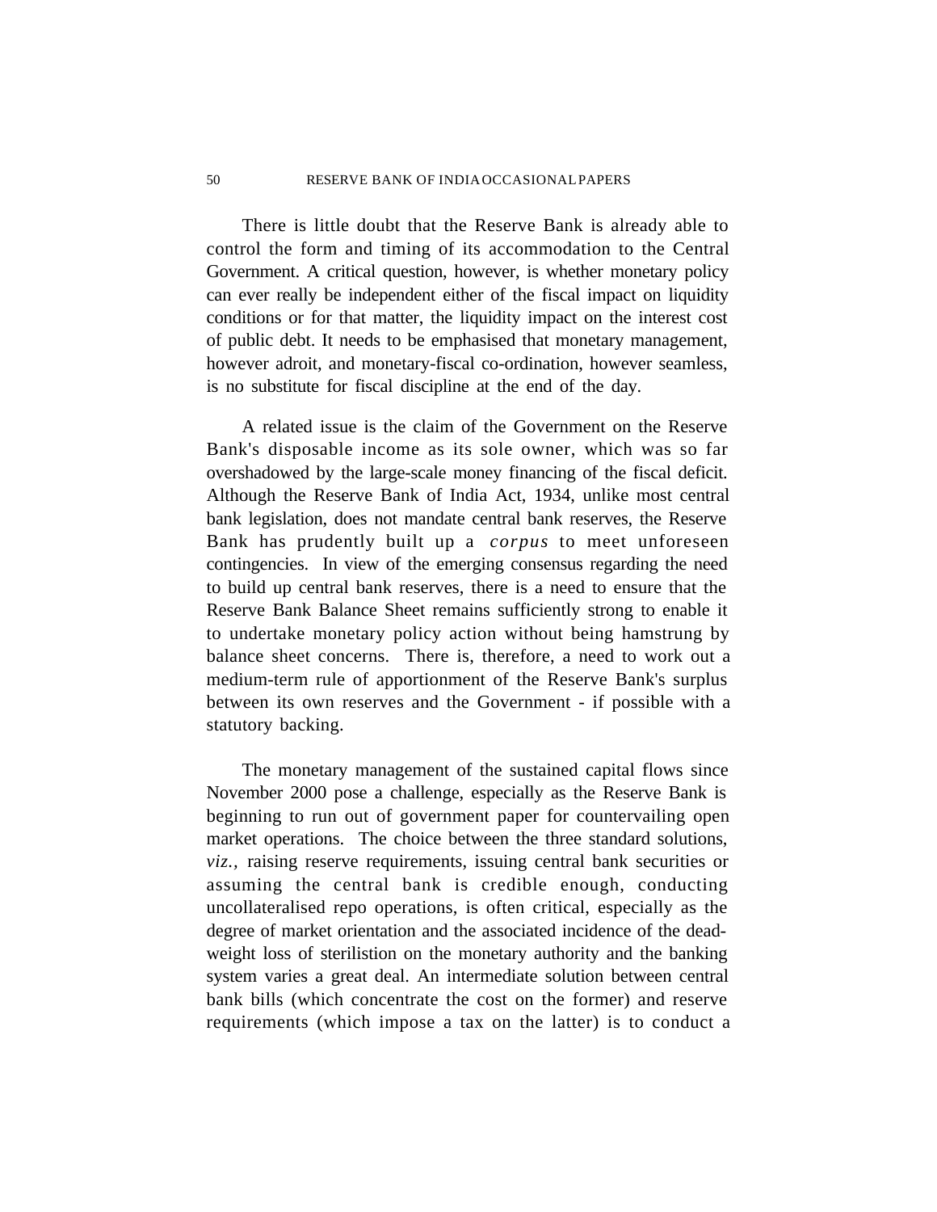There is little doubt that the Reserve Bank is already able to control the form and timing of its accommodation to the Central Government. A critical question, however, is whether monetary policy can ever really be independent either of the fiscal impact on liquidity conditions or for that matter, the liquidity impact on the interest cost of public debt. It needs to be emphasised that monetary management, however adroit, and monetary-fiscal co-ordination, however seamless, is no substitute for fiscal discipline at the end of the day.

A related issue is the claim of the Government on the Reserve Bank's disposable income as its sole owner, which was so far overshadowed by the large-scale money financing of the fiscal deficit. Although the Reserve Bank of India Act, 1934, unlike most central bank legislation, does not mandate central bank reserves, the Reserve Bank has prudently built up a *corpus* to meet unforeseen contingencies. In view of the emerging consensus regarding the need to build up central bank reserves, there is a need to ensure that the Reserve Bank Balance Sheet remains sufficiently strong to enable it to undertake monetary policy action without being hamstrung by balance sheet concerns. There is, therefore, a need to work out a medium-term rule of apportionment of the Reserve Bank's surplus between its own reserves and the Government - if possible with a statutory backing.

The monetary management of the sustained capital flows since November 2000 pose a challenge, especially as the Reserve Bank is beginning to run out of government paper for countervailing open market operations. The choice between the three standard solutions, *viz.,* raising reserve requirements, issuing central bank securities or assuming the central bank is credible enough, conducting uncollateralised repo operations, is often critical, especially as the degree of market orientation and the associated incidence of the dead-weight loss of sterilistion on the monetary authority and the banking system varies a great deal. An intermediate solution between central bank bills (which concentrate the cost on the former) and reserve requirements (which impose a tax on the latter) is to conduct a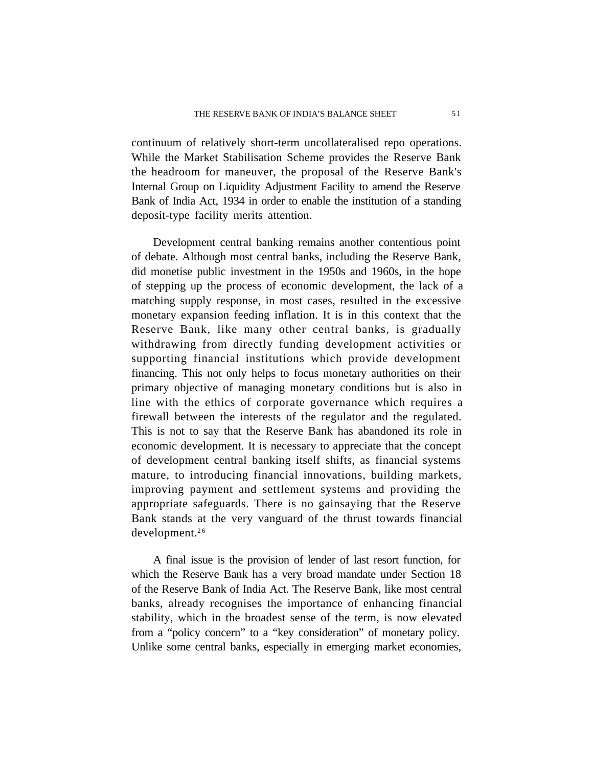continuum of relatively short-term uncollateralised repo operations. While the Market Stabilisation Scheme provides the Reserve Bank the headroom for maneuver, the proposal of the Reserve Bank's Internal Group on Liquidity Adjustment Facility to amend the Reserve Bank of India Act, 1934 in order to enable the institution of a standing deposit-type facility merits attention.

Development central banking remains another contentious point of debate. Although most central banks, including the Reserve Bank, did monetise public investment in the 1950s and 1960s, in the hope of stepping up the process of economic development, the lack of a matching supply response, in most cases, resulted in the excessive monetary expansion feeding inflation. It is in this context that the Reserve Bank, like many other central banks, is gradually withdrawing from directly funding development activities or supporting financial institutions which provide development financing. This not only helps to focus monetary authorities on their primary objective of managing monetary conditions but is also in line with the ethics of corporate governance which requires a firewall between the interests of the regulator and the regulated. This is not to say that the Reserve Bank has abandoned its role in economic development. It is necessary to appreciate that the concept of development central banking itself shifts, as financial systems mature, to introducing financial innovations, building markets, improving payment and settlement systems and providing the appropriate safeguards. There is no gainsaying that the Reserve Bank stands at the very vanguard of the thrust towards financial development.[26]

A final issue is the provision of lender of last resort function, for which the Reserve Bank has a very broad mandate under Section 18 of the Reserve Bank of India Act. The Reserve Bank, like most central banks, already recognises the importance of enhancing financial stability, which in the broadest sense of the term, is now elevated from a "policy concern" to a "key consideration" of monetary policy. Unlike some central banks, especially in emerging market economies,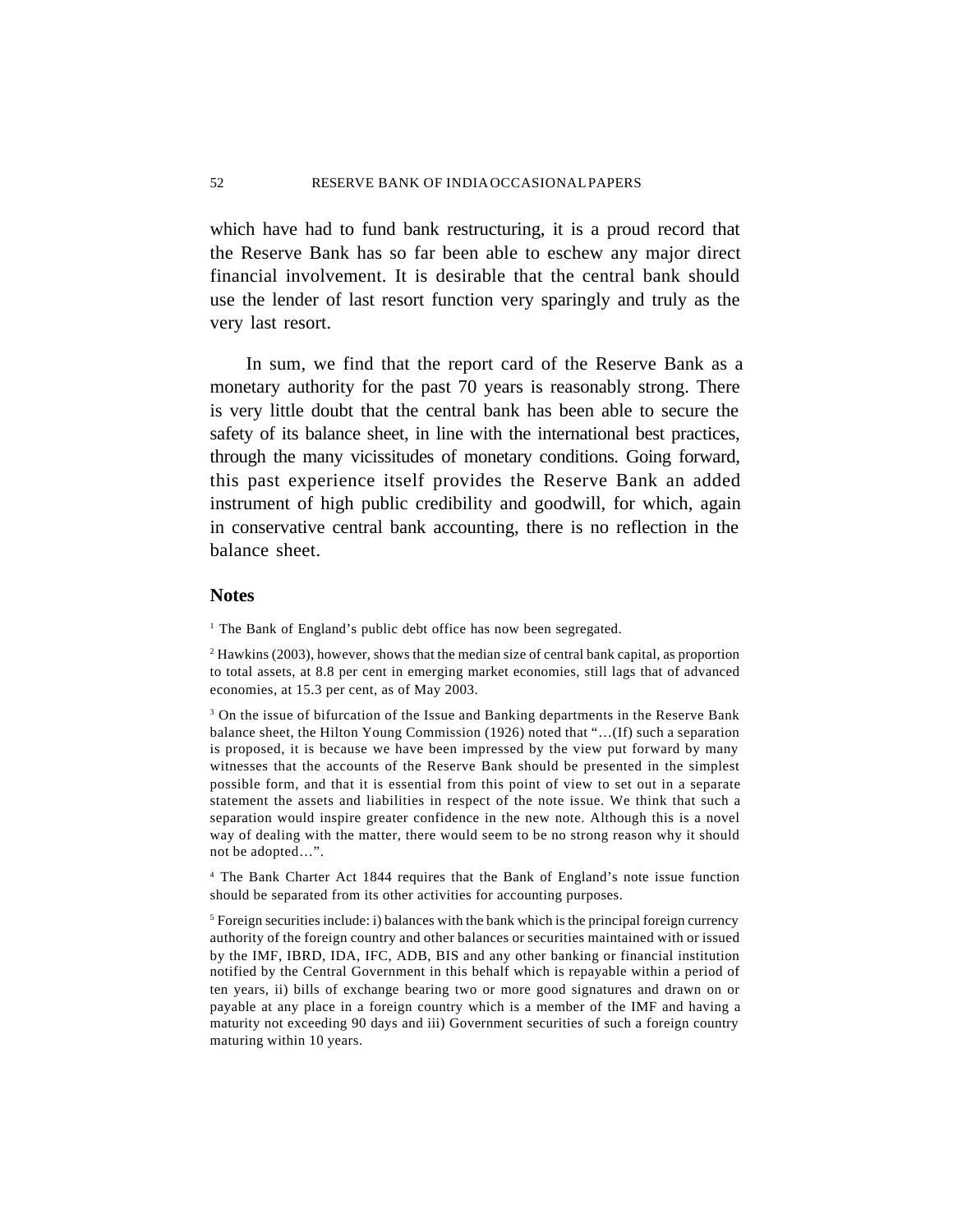which have had to fund bank restructuring, it is a proud record that the Reserve Bank has so far been able to eschew any major direct financial involvement. It is desirable that the central bank should use the lender of last resort function very sparingly and truly as the very last resort.

In sum, we find that the report card of the Reserve Bank as a monetary authority for the past 70 years is reasonably strong. There is very little doubt that the central bank has been able to secure the safety of its balance sheet, in line with the international best practices, through the many vicissitudes of monetary conditions. Going forward, this past experience itself provides the Reserve Bank an added instrument of high public credibility and goodwill, for which, again in conservative central bank accounting, there is no reflection in the balance sheet.

## Notes

[1] The Bank of England's public debt office has now been segregated.

[2] Hawkins (2003), however, shows that the median size of central bank capital, as proportion to total assets, at 8.8 per cent in emerging market economies, still lags that of advanced economies, at 15.3 per cent, as of May 2003.

[3] On the issue of bifurcation of the Issue and Banking departments in the Reserve Bank balance sheet, the Hilton Young Commission (1926) noted that "…(If) such a separation is proposed, it is because we have been impressed by the view put forward by many witnesses that the accounts of the Reserve Bank should be presented in the simplest possible form, and that it is essential from this point of view to set out in a separate statement the assets and liabilities in respect of the note issue. We think that such a separation would inspire greater confidence in the new note. Although this is a novel way of dealing with the matter, there would seem to be no strong reason why it should not be adopted…".

[4] The Bank Charter Act 1844 requires that the Bank of England's note issue function should be separated from its other activities for accounting purposes.

[5] Foreign securities include: i) balances with the bank which is the principal foreign currency authority of the foreign country and other balances or securities maintained with or issued by the IMF, IBRD, IDA, IFC, ADB, BIS and any other banking or financial institution notified by the Central Government in this behalf which is repayable within a period of ten years, ii) bills of exchange bearing two or more good signatures and drawn on or payable at any place in a foreign country which is a member of the IMF and having a maturity not exceeding 90 days and iii) Government securities of such a foreign country maturing within 10 years.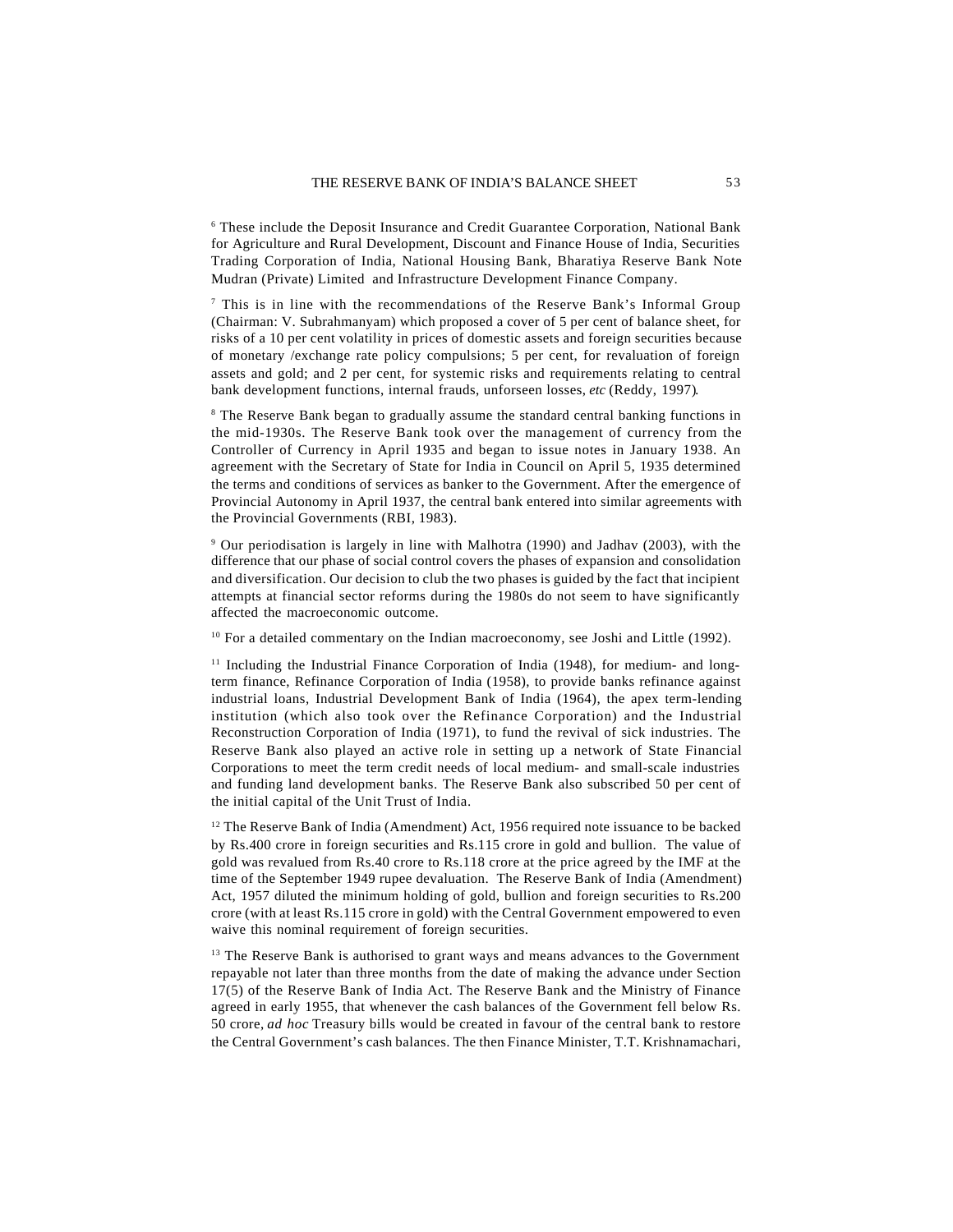[6] These include the Deposit Insurance and Credit Guarantee Corporation, National Bank for Agriculture and Rural Development, Discount and Finance House of India, Securities Trading Corporation of India, National Housing Bank, Bharatiya Reserve Bank Note Mudran (Private) Limited and Infrastructure Development Finance Company.

[7] This is in line with the recommendations of the Reserve Bank's Informal Group (Chairman: V. Subrahmanyam) which proposed a cover of 5 per cent of balance sheet, for risks of a 10 per cent volatility in prices of domestic assets and foreign securities because of monetary /exchange rate policy compulsions; 5 per cent, for revaluation of foreign assets and gold; and 2 per cent, for systemic risks and requirements relating to central bank development functions, internal frauds, unforseen losses, *etc* (Reddy, 1997).

[8] The Reserve Bank began to gradually assume the standard central banking functions in the mid-1930s. The Reserve Bank took over the management of currency from the Controller of Currency in April 1935 and began to issue notes in January 1938. An agreement with the Secretary of State for India in Council on April 5, 1935 determined the terms and conditions of services as banker to the Government. After the emergence of Provincial Autonomy in April 1937, the central bank entered into similar agreements with the Provincial Governments (RBI, 1983).

[9] Our periodisation is largely in line with Malhotra (1990) and Jadhav (2003), with the difference that our phase of social control covers the phases of expansion and consolidation and diversification. Our decision to club the two phases is guided by the fact that incipient attempts at financial sector reforms during the 1980s do not seem to have significantly affected the macroeconomic outcome.

[10] For a detailed commentary on the Indian macroeconomy, see Joshi and Little (1992).

[11] Including the Industrial Finance Corporation of India (1948), for medium- and long-term finance, Refinance Corporation of India (1958), to provide banks refinance against industrial loans, Industrial Development Bank of India (1964), the apex term-lending institution (which also took over the Refinance Corporation) and the Industrial Reconstruction Corporation of India (1971), to fund the revival of sick industries. The Reserve Bank also played an active role in setting up a network of State Financial Corporations to meet the term credit needs of local medium- and small-scale industries and funding land development banks. The Reserve Bank also subscribed 50 per cent of the initial capital of the Unit Trust of India.

[12] The Reserve Bank of India (Amendment) Act, 1956 required note issuance to be backed by Rs.400 crore in foreign securities and Rs.115 crore in gold and bullion. The value of gold was revalued from Rs.40 crore to Rs.118 crore at the price agreed by the IMF at the time of the September 1949 rupee devaluation. The Reserve Bank of India (Amendment) Act, 1957 diluted the minimum holding of gold, bullion and foreign securities to Rs.200 crore (with at least Rs.115 crore in gold) with the Central Government empowered to even waive this nominal requirement of foreign securities.

[13] The Reserve Bank is authorised to grant ways and means advances to the Government repayable not later than three months from the date of making the advance under Section 17(5) of the Reserve Bank of India Act. The Reserve Bank and the Ministry of Finance agreed in early 1955, that whenever the cash balances of the Government fell below Rs. 50 crore, *ad hoc* Treasury bills would be created in favour of the central bank to restore the Central Government's cash balances. The then Finance Minister, T.T. Krishnamachari,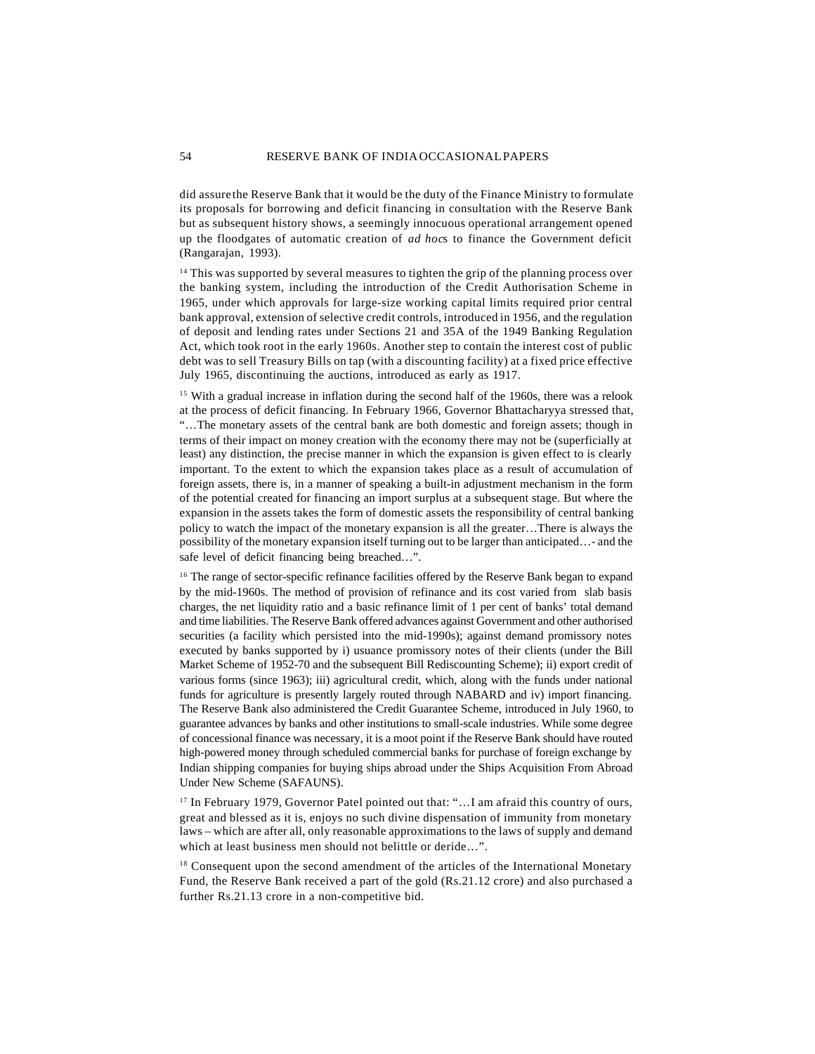did assure the Reserve Bank that it would be the duty of the Finance Ministry to formulate its proposals for borrowing and deficit financing in consultation with the Reserve Bank but as subsequent history shows, a seemingly innocuous operational arrangement opened up the floodgates of automatic creation of *ad hoc*s to finance the Government deficit (Rangarajan, 1993).

[14] This was supported by several measures to tighten the grip of the planning process over the banking system, including the introduction of the Credit Authorisation Scheme in 1965, under which approvals for large-size working capital limits required prior central bank approval, extension of selective credit controls, introduced in 1956, and the regulation of deposit and lending rates under Sections 21 and 35A of the 1949 Banking Regulation Act, which took root in the early 1960s. Another step to contain the interest cost of public debt was to sell Treasury Bills on tap (with a discounting facility) at a fixed price effective July 1965, discontinuing the auctions, introduced as early as 1917.

[15] With a gradual increase in inflation during the second half of the 1960s, there was a relook at the process of deficit financing. In February 1966, Governor Bhattacharyya stressed that, "…The monetary assets of the central bank are both domestic and foreign assets; though in terms of their impact on money creation with the economy there may not be (superficially at least) any distinction, the precise manner in which the expansion is given effect to is clearly important. To the extent to which the expansion takes place as a result of accumulation of foreign assets, there is, in a manner of speaking a built-in adjustment mechanism in the form of the potential created for financing an import surplus at a subsequent stage. But where the expansion in the assets takes the form of domestic assets the responsibility of central banking policy to watch the impact of the monetary expansion is all the greater…There is always the possibility of the monetary expansion itself turning out to be larger than anticipated…- and the safe level of deficit financing being breached…".

[16] The range of sector-specific refinance facilities offered by the Reserve Bank began to expand by the mid-1960s. The method of provision of refinance and its cost varied from slab basis charges, the net liquidity ratio and a basic refinance limit of 1 per cent of banks' total demand and time liabilities. The Reserve Bank offered advances against Government and other authorised securities (a facility which persisted into the mid-1990s); against demand promissory notes executed by banks supported by i) usuance promissory notes of their clients (under the Bill Market Scheme of 1952-70 and the subsequent Bill Rediscounting Scheme); ii) export credit of various forms (since 1963); iii) agricultural credit, which, along with the funds under national funds for agriculture is presently largely routed through NABARD and iv) import financing. The Reserve Bank also administered the Credit Guarantee Scheme, introduced in July 1960, to guarantee advances by banks and other institutions to small-scale industries. While some degree of concessional finance was necessary, it is a moot point if the Reserve Bank should have routed high-powered money through scheduled commercial banks for purchase of foreign exchange by Indian shipping companies for buying ships abroad under the Ships Acquisition From Abroad Under New Scheme (SAFAUNS).

[17] In February 1979, Governor Patel pointed out that: "…I am afraid this country of ours, great and blessed as it is, enjoys no such divine dispensation of immunity from monetary laws – which are after all, only reasonable approximations to the laws of supply and demand which at least business men should not belittle or deride…".

[18] Consequent upon the second amendment of the articles of the International Monetary Fund, the Reserve Bank received a part of the gold (Rs.21.12 crore) and also purchased a further Rs.21.13 crore in a non-competitive bid.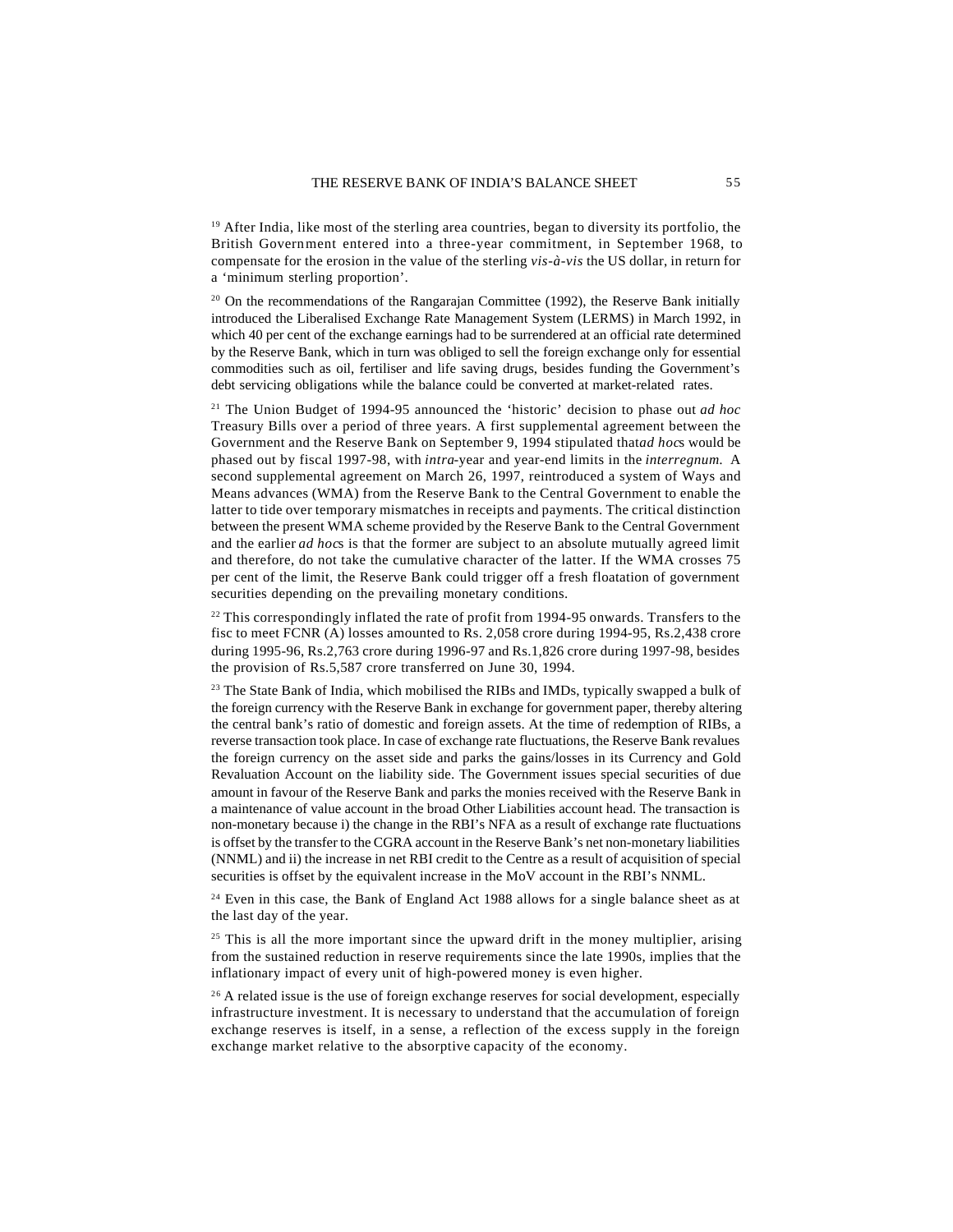[19] After India, like most of the sterling area countries, began to diversity its portfolio, the British Government entered into a three-year commitment, in September 1968, to compensate for the erosion in the value of the sterling *vis-à-vis* the US dollar, in return for a 'minimum sterling proportion'.

[20] On the recommendations of the Rangarajan Committee (1992), the Reserve Bank initially introduced the Liberalised Exchange Rate Management System (LERMS) in March 1992, in which 40 per cent of the exchange earnings had to be surrendered at an official rate determined by the Reserve Bank, which in turn was obliged to sell the foreign exchange only for essential commodities such as oil, fertiliser and life saving drugs, besides funding the Government's debt servicing obligations while the balance could be converted at market-related rates.

[21] The Union Budget of 1994-95 announced the 'historic' decision to phase out *ad hoc* Treasury Bills over a period of three years. A first supplemental agreement between the Government and the Reserve Bank on September 9, 1994 stipulated that*ad hoc*s would be phased out by fiscal 1997-98, with *intra*-year and year-end limits in the *interregnum.* A second supplemental agreement on March 26, 1997, reintroduced a system of Ways and Means advances (WMA) from the Reserve Bank to the Central Government to enable the latter to tide over temporary mismatches in receipts and payments. The critical distinction between the present WMA scheme provided by the Reserve Bank to the Central Government and the earlier *ad hoc*s is that the former are subject to an absolute mutually agreed limit and therefore, do not take the cumulative character of the latter. If the WMA crosses 75 per cent of the limit, the Reserve Bank could trigger off a fresh floatation of government securities depending on the prevailing monetary conditions.

[22] This correspondingly inflated the rate of profit from 1994-95 onwards. Transfers to the fisc to meet FCNR (A) losses amounted to Rs. 2,058 crore during 1994-95, Rs.2,438 crore during 1995-96, Rs.2,763 crore during 1996-97 and Rs.1,826 crore during 1997-98, besides the provision of Rs.5,587 crore transferred on June 30, 1994.

[23] The State Bank of India, which mobilised the RIBs and IMDs, typically swapped a bulk of the foreign currency with the Reserve Bank in exchange for government paper, thereby altering the central bank's ratio of domestic and foreign assets. At the time of redemption of RIBs, a reverse transaction took place. In case of exchange rate fluctuations, the Reserve Bank revalues the foreign currency on the asset side and parks the gains/losses in its Currency and Gold Revaluation Account on the liability side. The Government issues special securities of due amount in favour of the Reserve Bank and parks the monies received with the Reserve Bank in a maintenance of value account in the broad Other Liabilities account head. The transaction is non-monetary because i) the change in the RBI's NFA as a result of exchange rate fluctuations is offset by the transfer to the CGRA account in the Reserve Bank's net non-monetary liabilities (NNML) and ii) the increase in net RBI credit to the Centre as a result of acquisition of special securities is offset by the equivalent increase in the MoV account in the RBI's NNML.

[24] Even in this case, the Bank of England Act 1988 allows for a single balance sheet as at the last day of the year.

[25] This is all the more important since the upward drift in the money multiplier, arising from the sustained reduction in reserve requirements since the late 1990s, implies that the inflationary impact of every unit of high-powered money is even higher.

[26] A related issue is the use of foreign exchange reserves for social development, especially infrastructure investment. It is necessary to understand that the accumulation of foreign exchange reserves is itself, in a sense, a reflection of the excess supply in the foreign exchange market relative to the absorptive capacity of the economy.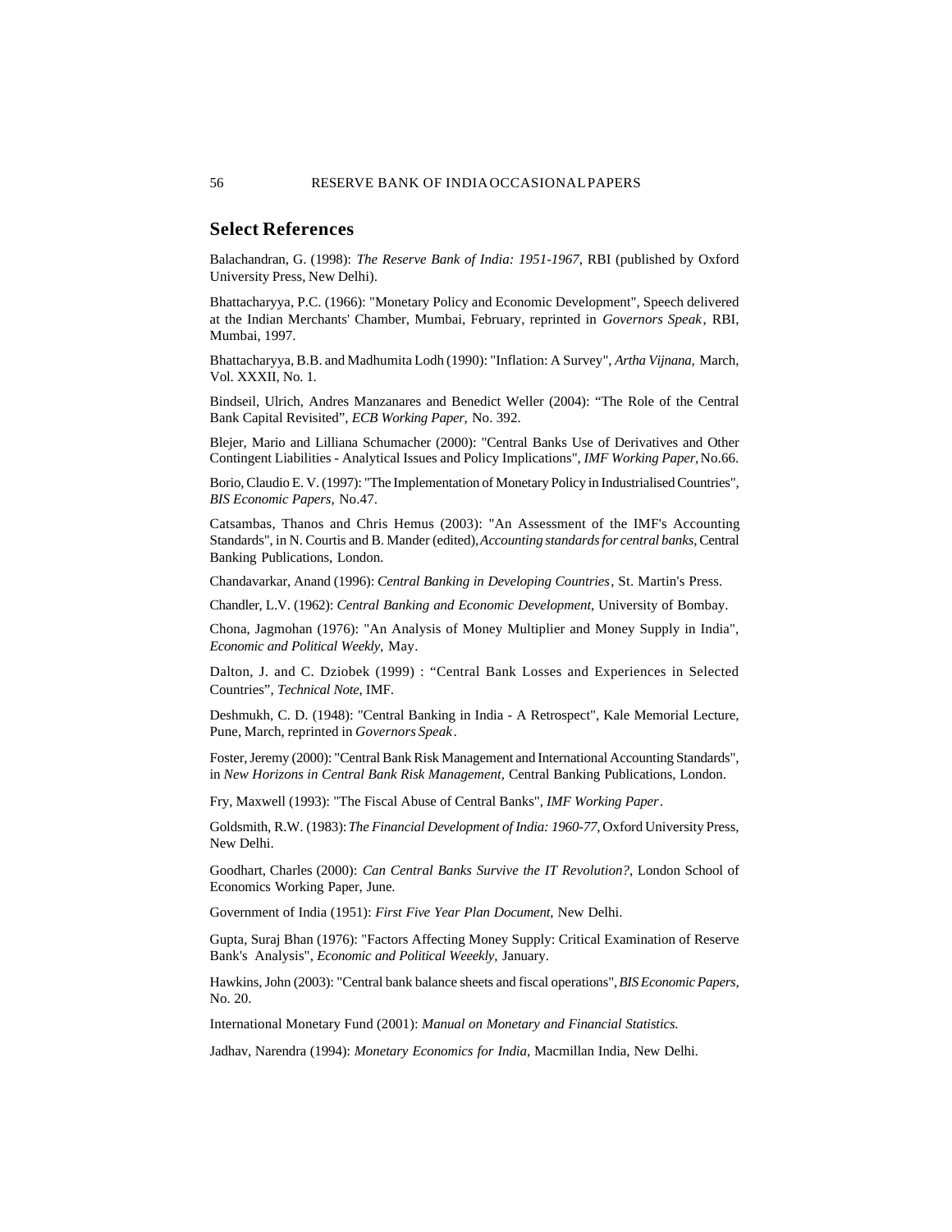## Select References

Balachandran, G. (1998): *The Reserve Bank of India: 1951-1967*, RBI (published by Oxford University Press, New Delhi).

Bhattacharyya, P.C. (1966): "Monetary Policy and Economic Development", Speech delivered at the Indian Merchants' Chamber, Mumbai, February, reprinted in *Governors Speak*, RBI, Mumbai, 1997.

Bhattacharyya, B.B. and Madhumita Lodh (1990): "Inflation: A Survey", *Artha Vijnana,* March, Vol. XXXII, No. 1.

Bindseil, Ulrich, Andres Manzanares and Benedict Weller (2004): "The Role of the Central Bank Capital Revisited", *ECB Working Paper,* No. 392.

Blejer, Mario and Lilliana Schumacher (2000): "Central Banks Use of Derivatives and Other Contingent Liabilities - Analytical Issues and Policy Implications", *IMF Working Paper,* No.66.

Borio, Claudio E. V. (1997): "The Implementation of Monetary Policy in Industrialised Countries", *BIS Economic Papers,* No.47.

Catsambas, Thanos and Chris Hemus (2003): "An Assessment of the IMF's Accounting Standards", in N. Courtis and B. Mander (edited), *Accounting standards for central banks,* Central Banking Publications, London.

Chandavarkar, Anand (1996): *Central Banking in Developing Countries*, St. Martin's Press.

Chandler, L.V. (1962): *Central Banking and Economic Development,* University of Bombay.

Chona, Jagmohan (1976): "An Analysis of Money Multiplier and Money Supply in India", *Economic and Political Weekly,* May.

Dalton, J. and C. Dziobek (1999) : "Central Bank Losses and Experiences in Selected Countries", *Technical Note,* IMF.

Deshmukh, C. D. (1948): "Central Banking in India - A Retrospect", Kale Memorial Lecture, Pune, March, reprinted in *Governors Speak*.

Foster, Jeremy (2000): "Central Bank Risk Management and International Accounting Standards", in *New Horizons in Central Bank Risk Management,* Central Banking Publications, London.

Fry, Maxwell (1993): "The Fiscal Abuse of Central Banks", *IMF Working Paper*.

Goldsmith, R.W. (1983): *The Financial Development of India: 1960-77,* Oxford University Press, New Delhi.

Goodhart, Charles (2000): *Can Central Banks Survive the IT Revolution?*, London School of Economics Working Paper, June.

Government of India (1951): *First Five Year Plan Document,* New Delhi.

Gupta, Suraj Bhan (1976): "Factors Affecting Money Supply: Critical Examination of Reserve Bank's Analysis", *Economic and Political Weeekly,* January.

Hawkins, John (2003): "Central bank balance sheets and fiscal operations", *BIS Economic Papers,* No. 20.

International Monetary Fund (2001): *Manual on Monetary and Financial Statistics.*

Jadhav, Narendra (1994): *Monetary Economics for India,* Macmillan India, New Delhi.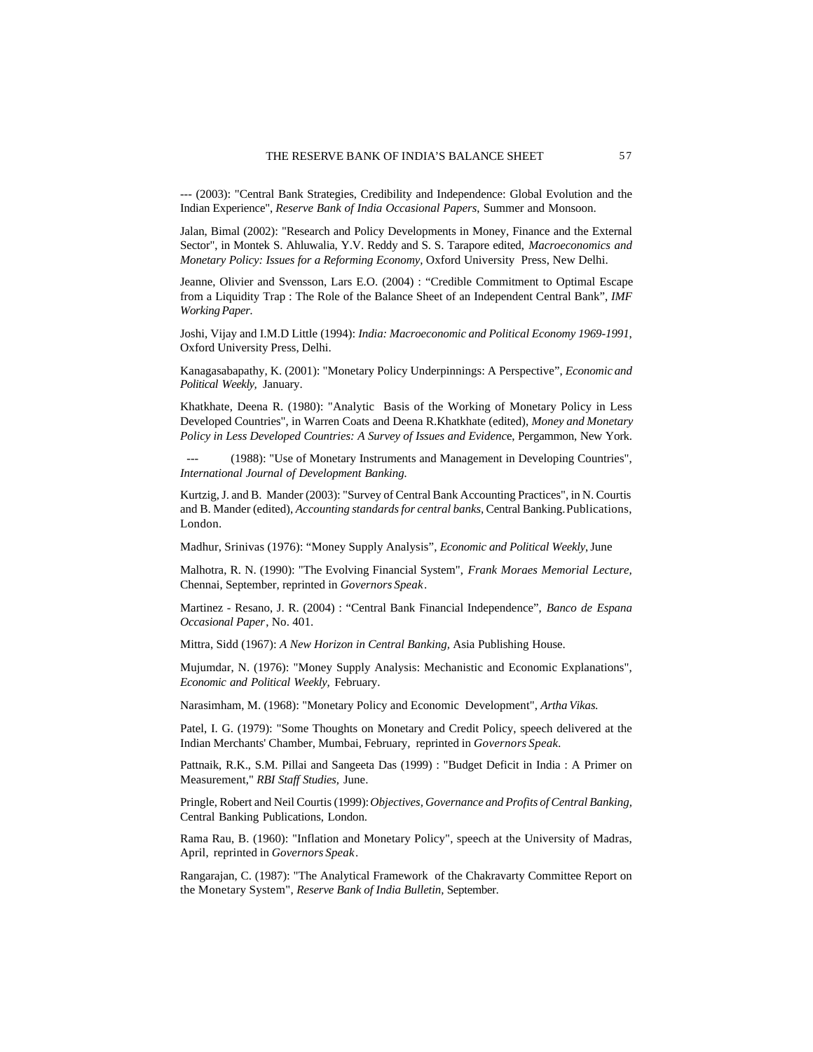--- (2003): "Central Bank Strategies, Credibility and Independence: Global Evolution and the Indian Experience", *Reserve Bank of India Occasional Papers*, Summer and Monsoon.

Jalan, Bimal (2002): "Research and Policy Developments in Money, Finance and the External Sector", in Montek S. Ahluwalia, Y.V. Reddy and S. S. Tarapore edited, *Macroeconomics and Monetary Policy: Issues for a Reforming Economy*, Oxford University Press, New Delhi.

Jeanne, Olivier and Svensson, Lars E.O. (2004) : "Credible Commitment to Optimal Escape from a Liquidity Trap : The Role of the Balance Sheet of an Independent Central Bank", *IMF Working Paper.*

Joshi, Vijay and I.M.D Little (1994): *India: Macroeconomic and Political Economy 1969-1991*, Oxford University Press, Delhi.

Kanagasabapathy, K. (2001): "Monetary Policy Underpinnings: A Perspective", *Economic and Political Weekly,* January.

Khatkhate, Deena R. (1980): "Analytic Basis of the Working of Monetary Policy in Less Developed Countries", in Warren Coats and Deena R.Khatkhate (edited), *Money and Monetary Policy in Less Developed Countries: A Survey of Issues and Evidenc*e, Pergammon, New York.

--- (1988): "Use of Monetary Instruments and Management in Developing Countries", *International Journal of Development Banking.*

Kurtzig, J. and B. Mander (2003): "Survey of Central Bank Accounting Practices", in N. Courtis and B. Mander (edited), *Accounting standards for central banks*, Central Banking. Publications, London.

Madhur, Srinivas (1976): "Money Supply Analysis", *Economic and Political Weekly*, June

Malhotra, R. N. (1990): "The Evolving Financial System", *Frank Moraes Memorial Lecture,* Chennai, September, reprinted in *Governors Speak*.

Martinez - Resano, J. R. (2004) : "Central Bank Financial Independence", *Banco de Espana Occasional Paper*, No. 401.

Mittra, Sidd (1967): *A New Horizon in Central Banking,* Asia Publishing House.

Mujumdar, N. (1976): "Money Supply Analysis: Mechanistic and Economic Explanations", *Economic and Political Weekly,* February.

Narasimham, M. (1968): "Monetary Policy and Economic Development", *Artha Vikas.*

Patel, I. G. (1979): "Some Thoughts on Monetary and Credit Policy, speech delivered at the Indian Merchants' Chamber, Mumbai, February, reprinted in *Governors Speak*.

Pattnaik, R.K., S.M. Pillai and Sangeeta Das (1999) : "Budget Deficit in India : A Primer on Measurement," *RBI Staff Studies,* June.

Pringle, Robert and Neil Courtis (1999): *Objectives, Governance and Profits of Central Banking,* Central Banking Publications, London.

Rama Rau, B. (1960): "Inflation and Monetary Policy", speech at the University of Madras, April, reprinted in *Governors Speak*.

Rangarajan, C. (1987): "The Analytical Framework of the Chakravarty Committee Report on the Monetary System", *Reserve Bank of India Bulletin,* September.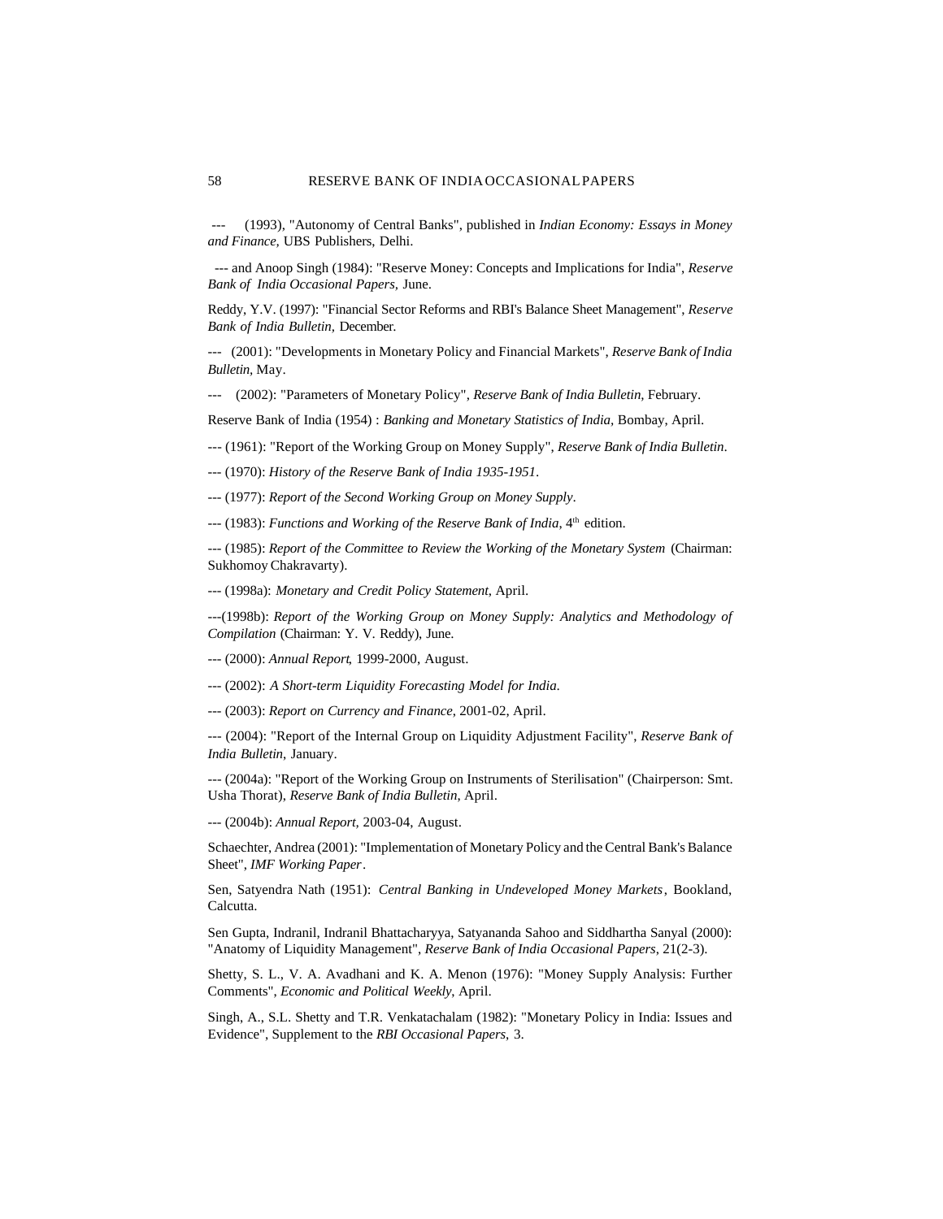--- (1993), "Autonomy of Central Banks", published in *Indian Economy: Essays in Money and Finance,* UBS Publishers, Delhi.

--- and Anoop Singh (1984): "Reserve Money: Concepts and Implications for India", *Reserve Bank of India Occasional Papers,* June.

Reddy, Y.V. (1997): "Financial Sector Reforms and RBI's Balance Sheet Management", *Reserve Bank of India Bulletin,* December.

--- (2001): "Developments in Monetary Policy and Financial Markets", *Reserve Bank of India Bulletin,* May.

--- (2002): "Parameters of Monetary Policy", *Reserve Bank of India Bulletin,* February.

Reserve Bank of India (1954) : *Banking and Monetary Statistics of India,* Bombay, April.

--- (1961): "Report of the Working Group on Money Supply", *Reserve Bank of India Bulletin*.

--- (1970): *History of the Reserve Bank of India 1935-1951*.

--- (1977): *Report of the Second Working Group on Money Supply*.

--- (1983): *Functions and Working of the Reserve Bank of India*, 4th edition.

--- (1985): *Report of the Committee to Review the Working of the Monetary System* (Chairman: Sukhomoy Chakravarty).

--- (1998a): *Monetary and Credit Policy Statement,* April.

---(1998b): *Report of the Working Group on Money Supply: Analytics and Methodology of Compilation* (Chairman: Y. V. Reddy), June.

--- (2000): *Annual Report,* 1999-2000, August.

--- (2002): *A Short-term Liquidity Forecasting Model for India*.

--- (2003): *Report on Currency and Finance,* 2001-02, April.

--- (2004): "Report of the Internal Group on Liquidity Adjustment Facility", *Reserve Bank of India Bulletin,* January.

--- (2004a): "Report of the Working Group on Instruments of Sterilisation" (Chairperson: Smt. Usha Thorat), *Reserve Bank of India Bulletin,* April.

--- (2004b): *Annual Report,* 2003-04, August.

Schaechter, Andrea (2001): "Implementation of Monetary Policy and the Central Bank's Balance Sheet", *IMF Working Paper*.

Sen, Satyendra Nath (1951): *Central Banking in Undeveloped Money Markets*, Bookland, Calcutta.

Sen Gupta, Indranil, Indranil Bhattacharyya, Satyananda Sahoo and Siddhartha Sanyal (2000): "Anatomy of Liquidity Management", *Reserve Bank of India Occasional Papers*, 21(2-3).

Shetty, S. L., V. A. Avadhani and K. A. Menon (1976): "Money Supply Analysis: Further Comments", *Economic and Political Weekly*, April.

Singh, A., S.L. Shetty and T.R. Venkatachalam (1982): "Monetary Policy in India: Issues and Evidence", Supplement to the *RBI Occasional Papers*, 3.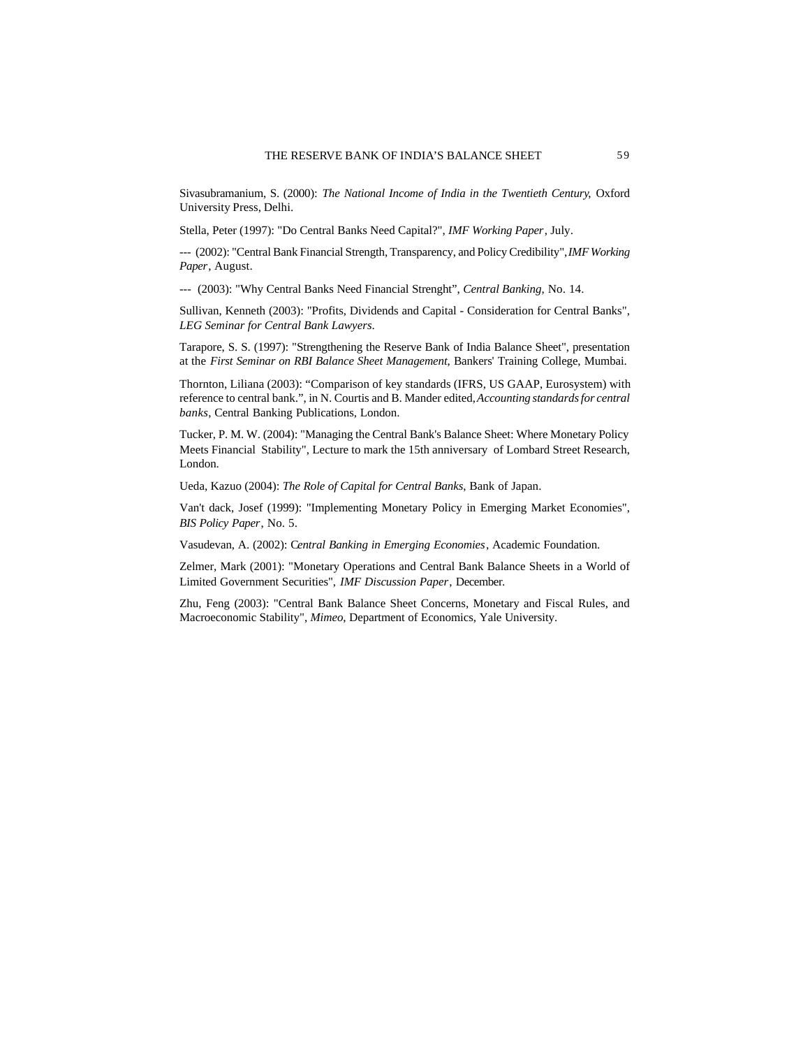Sivasubramanium, S. (2000): *The National Income of India in the Twentieth Century*, Oxford University Press, Delhi.

Stella, Peter (1997): "Do Central Banks Need Capital?", *IMF Working Paper*, July.

--- (2002): "Central Bank Financial Strength, Transparency, and Policy Credibility", *IMF Working Paper*, August.

--- (2003): "Why Central Banks Need Financial Strenght", *Central Banking*, No. 14.

Sullivan, Kenneth (2003): "Profits, Dividends and Capital - Consideration for Central Banks", *LEG Seminar for Central Bank Lawyers*.

Tarapore, S. S. (1997): "Strengthening the Reserve Bank of India Balance Sheet", presentation at the *First Seminar on RBI Balance Sheet Management*, Bankers' Training College, Mumbai.

Thornton, Liliana (2003): "Comparison of key standards (IFRS, US GAAP, Eurosystem) with reference to central bank.", in N. Courtis and B. Mander edited, *Accounting standards for central banks*, Central Banking Publications, London.

Tucker, P. M. W. (2004): "Managing the Central Bank's Balance Sheet: Where Monetary Policy Meets Financial Stability", Lecture to mark the 15th anniversary of Lombard Street Research, London.

Ueda, Kazuo (2004): *The Role of Capital for Central Banks*, Bank of Japan.

Van't dack, Josef (1999): "Implementing Monetary Policy in Emerging Market Economies", *BIS Policy Paper*, No. 5.

Vasudevan, A. (2002): *Central Banking in Emerging Economies*, Academic Foundation.

Zelmer, Mark (2001): "Monetary Operations and Central Bank Balance Sheets in a World of Limited Government Securities", *IMF Discussion Paper*, December.

Zhu, Feng (2003): "Central Bank Balance Sheet Concerns, Monetary and Fiscal Rules, and Macroeconomic Stability", *Mimeo*, Department of Economics, Yale University.